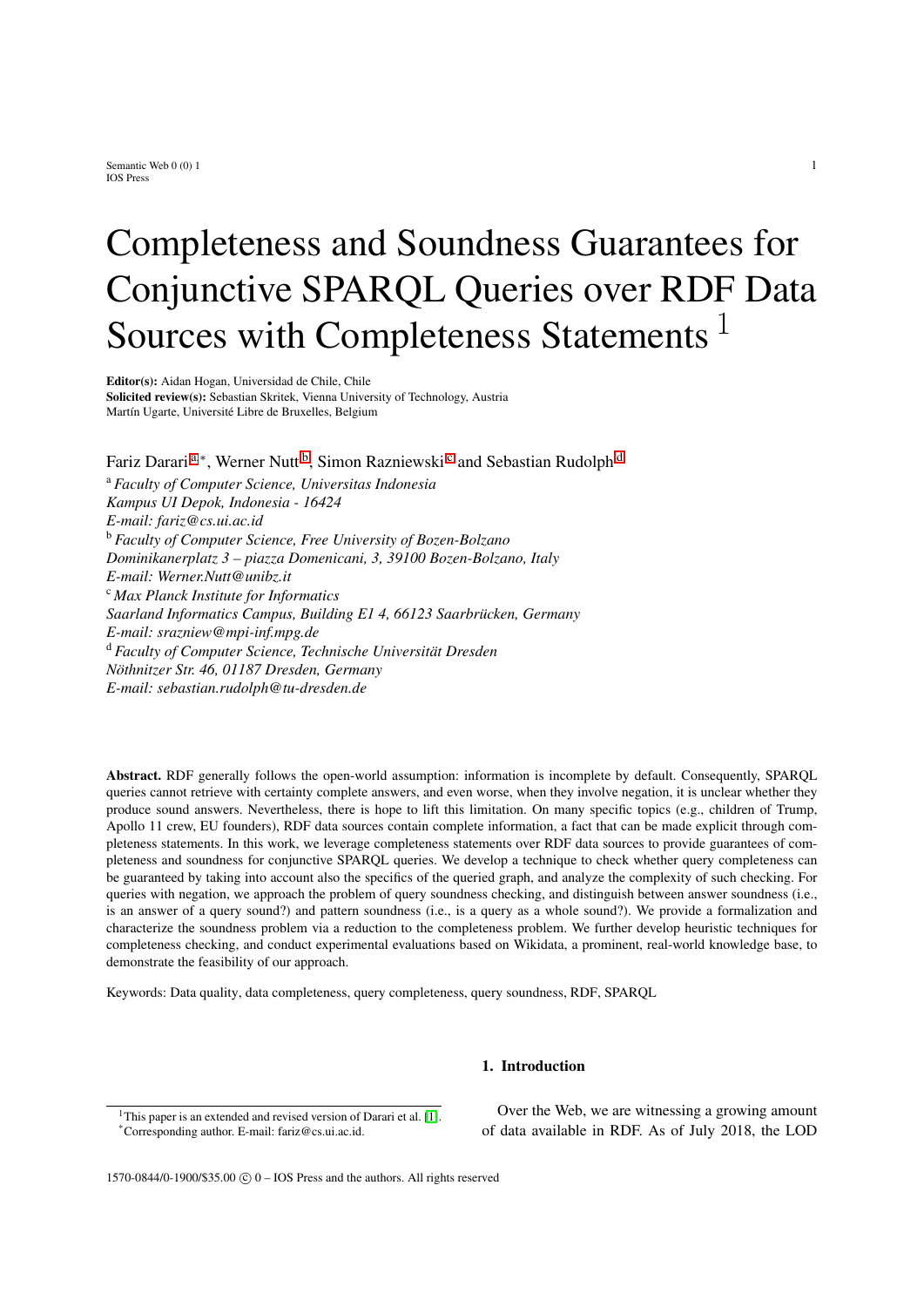# Completeness and Soundness Guarantees for Conjunctive SPARQL Queries over RDF Data Sources with Completeness Statements [1]

**Editor(s):** Aidan Hogan, Universidad de Chile, Chile
**Solicited review(s):** Sebastian Skritek, Vienna University of Technology, Austria
Martín Ugarte, Université Libre de Bruxelles, Belgium

Fariz Darari [a,*], Werner Nutt [b], Simon Razniewski [c] and Sebastian Rudolph [d]

[a] *Faculty of Computer Science, Universitas Indonesia*
*Kampus UI Depok, Indonesia - 16424*
*E-mail: fariz@cs.ui.ac.id*

[b] *Faculty of Computer Science, Free University of Bozen-Bolzano*
*Dominikanerplatz 3 – piazza Domenicani, 3, 39100 Bozen-Bolzano, Italy*
*E-mail: Werner.Nutt@unibz.it*

[c] *Max Planck Institute for Informatics*
*Saarland Informatics Campus, Building E1 4, 66123 Saarbrücken, Germany*
*E-mail: srazniew@mpi-inf.mpg.de*

[d] *Faculty of Computer Science, Technische Universität Dresden*
*Nöthnitzer Str. 46, 01187 Dresden, Germany*
*E-mail: sebastian.rudolph@tu-dresden.de*

**Abstract.** RDF generally follows the open-world assumption: information is incomplete by default. Consequently, SPARQL queries cannot retrieve with certainty complete answers, and even worse, when they involve negation, it is unclear whether they produce sound answers. Nevertheless, there is hope to lift this limitation. On many specific topics (e.g., children of Trump, Apollo 11 crew, EU founders), RDF data sources contain complete information, a fact that can be made explicit through completeness statements. In this work, we leverage completeness statements over RDF data sources to provide guarantees of completeness and soundness for conjunctive SPARQL queries. We develop a technique to check whether query completeness can be guaranteed by taking into account also the specifics of the queried graph, and analyze the complexity of such checking. For queries with negation, we approach the problem of query soundness checking, and distinguish between answer soundness (i.e., is an answer of a query sound?) and pattern soundness (i.e., is a query as a whole sound?). We provide a formalization and characterize the soundness problem via a reduction to the completeness problem. We further develop heuristic techniques for completeness checking, and conduct experimental evaluations based on Wikidata, a prominent, real-world knowledge base, to demonstrate the feasibility of our approach.

Keywords: Data quality, data completeness, query completeness, query soundness, RDF, SPARQL

## 1. Introduction

Over the Web, we are witnessing a growing amount of data available in RDF. As of July 2018, the LOD

[1] This paper is an extended and revised version of Darari et al. [1].
[*] Corresponding author. E-mail: fariz@cs.ui.ac.id.

1570-0844/0-1900/$35.00 © 0 – IOS Press and the authors. All rights reserved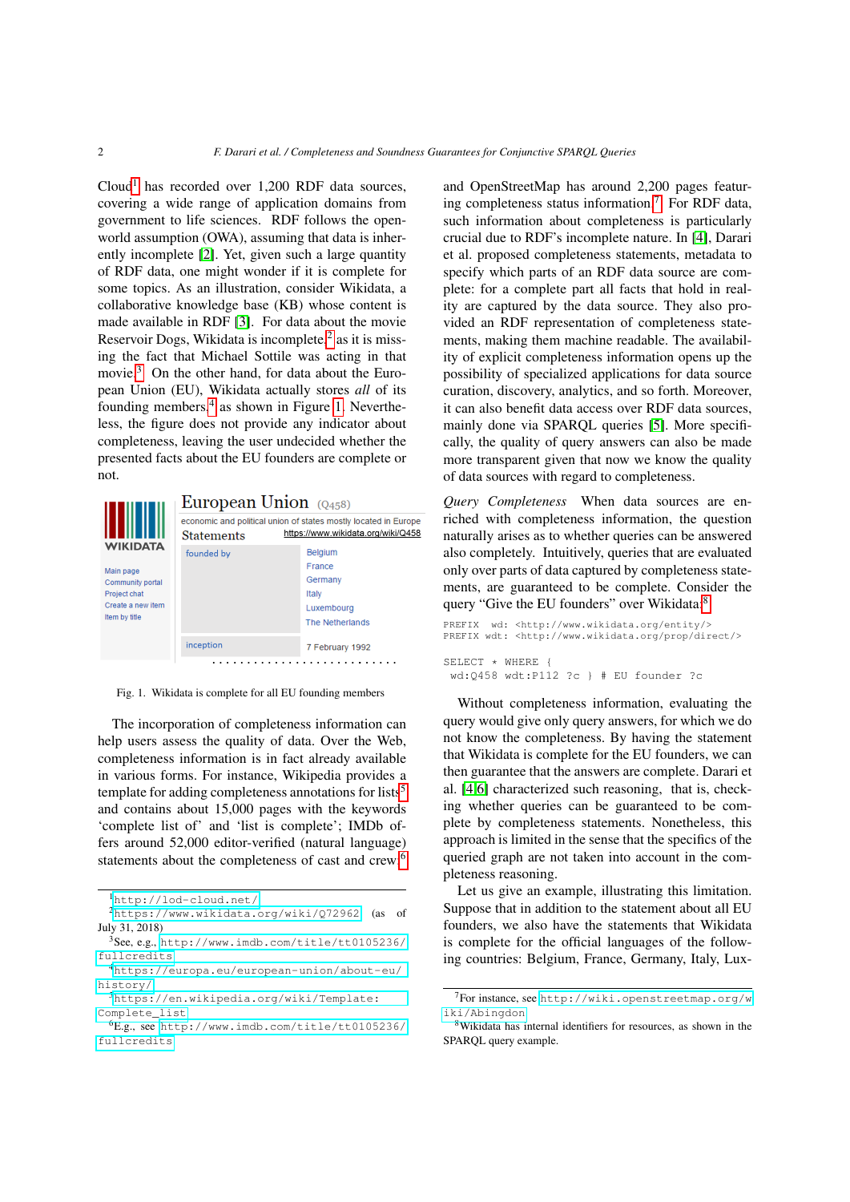Cloud[1] has recorded over 1,200 RDF data sources, covering a wide range of application domains from government to life sciences. RDF follows the open-world assumption (OWA), assuming that data is inherently incomplete [2]. Yet, given such a large quantity of RDF data, one might wonder if it is complete for some topics. As an illustration, consider Wikidata, a collaborative knowledge base (KB) whose content is made available in RDF [3]. For data about the movie Reservoir Dogs, Wikidata is incomplete,[2] as it is missing the fact that Michael Sottile was acting in that movie.[3] On the other hand, for data about the European Union (EU), Wikidata actually stores *all* of its founding members,[4] as shown in Figure 1. Nevertheless, the figure does not provide any indicator about completeness, leaving the user undecided whether the presented facts about the EU founders are complete or not.

Fig. 1. Wikidata is complete for all EU founding members

The incorporation of completeness information can help users assess the quality of data. Over the Web, completeness information is in fact already available in various forms. For instance, Wikipedia provides a template for adding completeness annotations for lists[5] and contains about 15,000 pages with the keywords 'complete list of' and 'list is complete'; IMDb offers around 52,000 editor-verified (natural language) statements about the completeness of cast and crew[6] and OpenStreetMap has around 2,200 pages featuring completeness status information.[7] For RDF data, such information about completeness is particularly crucial due to RDF's incomplete nature. In [4], Darari et al. proposed completeness statements, metadata to specify which parts of an RDF data source are complete: for a complete part all facts that hold in reality are captured by the data source. They also provided an RDF representation of completeness statements, making them machine readable. The availability of explicit completeness information opens up the possibility of specialized applications for data source curation, discovery, analytics, and so forth. Moreover, it can also benefit data access over RDF data sources, mainly done via SPARQL queries [5]. More specifically, the quality of query answers can also be made more transparent given that now we know the quality of data sources with regard to completeness.

*Query Completeness* When data sources are enriched with completeness information, the question naturally arises as to whether queries can be answered also completely. Intuitively, queries that are evaluated only over parts of data captured by completeness statements, are guaranteed to be complete. Consider the query "Give the EU founders" over Wikidata:[8]

```
PREFIX  wd: <http://www.wikidata.org/entity/>
PREFIX wdt: <http://www.wikidata.org/prop/direct/>

SELECT * WHERE {
 wd:Q458 wdt:P112 ?c } # EU founder ?c
```

Without completeness information, evaluating the query would give only query answers, for which we do not know the completeness. By having the statement that Wikidata is complete for the EU founders, we can then guarantee that the answers are complete. Darari et al. [4,6] characterized such reasoning, that is, checking whether queries can be guaranteed to be complete by completeness statements. Nonetheless, this approach is limited in the sense that the specifics of the queried graph are not taken into account in the completeness reasoning.

Let us give an example, illustrating this limitation. Suppose that in addition to the statement about all EU founders, we also have the statements that Wikidata is complete for the official languages of the following countries: Belgium, France, Germany, Italy, Lux-

[1] http://lod-cloud.net/
[2] https://www.wikidata.org/wiki/Q72962 (as of July 31, 2018)
[3] See, e.g., http://www.imdb.com/title/tt0105236/fullcredits
[4] https://europa.eu/european-union/about-eu/history/
[5] https://en.wikipedia.org/wiki/Template:Complete_list
[6] E.g., see http://www.imdb.com/title/tt0105236/fullcredits
[7] For instance, see http://wiki.openstreetmap.org/wiki/Abingdon
[8] Wikidata has internal identifiers for resources, as shown in the SPARQL query example.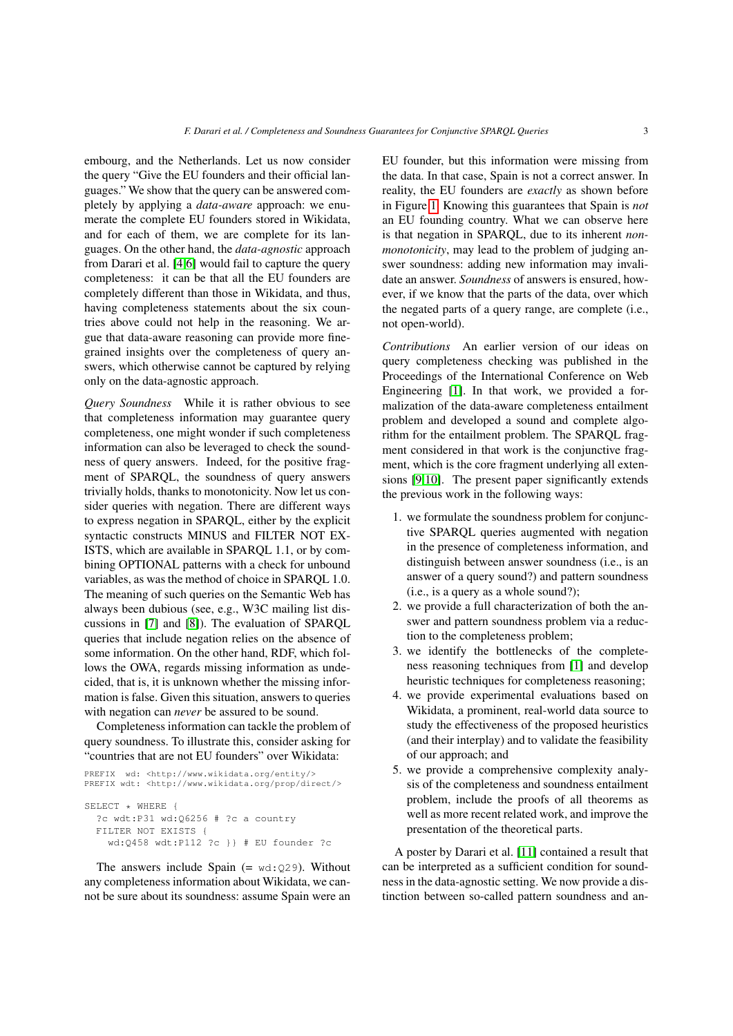embourg, and the Netherlands. Let us now consider the query "Give the EU founders and their official languages." We show that the query can be answered completely by applying a *data-aware* approach: we enumerate the complete EU founders stored in Wikidata, and for each of them, we are complete for its languages. On the other hand, the *data-agnostic* approach from Darari et al. [4,6] would fail to capture the query completeness: it can be that all the EU founders are completely different than those in Wikidata, and thus, having completeness statements about the six countries above could not help in the reasoning. We argue that data-aware reasoning can provide more fine-grained insights over the completeness of query answers, which otherwise cannot be captured by relying only on the data-agnostic approach.

*Query Soundness* While it is rather obvious to see that completeness information may guarantee query completeness, one might wonder if such completeness information can also be leveraged to check the soundness of query answers. Indeed, for the positive fragment of SPARQL, the soundness of query answers trivially holds, thanks to monotonicity. Now let us consider queries with negation. There are different ways to express negation in SPARQL, either by the explicit syntactic constructs MINUS and FILTER NOT EXISTS, which are available in SPARQL 1.1, or by combining OPTIONAL patterns with a check for unbound variables, as was the method of choice in SPARQL 1.0. The meaning of such queries on the Semantic Web has always been dubious (see, e.g., W3C mailing list discussions in [7] and [8]). The evaluation of SPARQL queries that include negation relies on the absence of some information. On the other hand, RDF, which follows the OWA, regards missing information as undecided, that is, it is unknown whether the missing information is false. Given this situation, answers to queries with negation can *never* be assured to be sound.

Completeness information can tackle the problem of query soundness. To illustrate this, consider asking for "countries that are not EU founders" over Wikidata:

```
PREFIX  wd: <http://www.wikidata.org/entity/>
PREFIX wdt: <http://www.wikidata.org/prop/direct/>

SELECT * WHERE {
  ?c wdt:P31 wd:Q6256 # ?c a country
  FILTER NOT EXISTS {
    wd:Q458 wdt:P112 ?c }} # EU founder ?c
```

The answers include Spain (= `wd:Q29`). Without any completeness information about Wikidata, we cannot be sure about its soundness: assume Spain were an EU founder, but this information were missing from the data. In that case, Spain is not a correct answer. In reality, the EU founders are *exactly* as shown before in Figure 1. Knowing this guarantees that Spain is *not* an EU founding country. What we can observe here is that negation in SPARQL, due to its inherent *non-monotonicity*, may lead to the problem of judging answer soundness: adding new information may invalidate an answer. *Soundness* of answers is ensured, however, if we know that the parts of the data, over which the negated parts of a query range, are complete (i.e., not open-world).

*Contributions* An earlier version of our ideas on query completeness checking was published in the Proceedings of the International Conference on Web Engineering [1]. In that work, we provided a formalization of the data-aware completeness entailment problem and developed a sound and complete algorithm for the entailment problem. The SPARQL fragment considered in that work is the conjunctive fragment, which is the core fragment underlying all extensions [9,10]. The present paper significantly extends the previous work in the following ways:

1. we formulate the soundness problem for conjunctive SPARQL queries augmented with negation in the presence of completeness information, and distinguish between answer soundness (i.e., is an answer of a query sound?) and pattern soundness (i.e., is a query as a whole sound?);
2. we provide a full characterization of both the answer and pattern soundness problem via a reduction to the completeness problem;
3. we identify the bottlenecks of the completeness reasoning techniques from [1] and develop heuristic techniques for completeness reasoning;
4. we provide experimental evaluations based on Wikidata, a prominent, real-world data source to study the effectiveness of the proposed heuristics (and their interplay) and to validate the feasibility of our approach; and
5. we provide a comprehensive complexity analysis of the completeness and soundness entailment problem, include the proofs of all theorems as well as more recent related work, and improve the presentation of the theoretical parts.

A poster by Darari et al. [11] contained a result that can be interpreted as a sufficient condition for soundness in the data-agnostic setting. We now provide a distinction between so-called pattern soundness and an-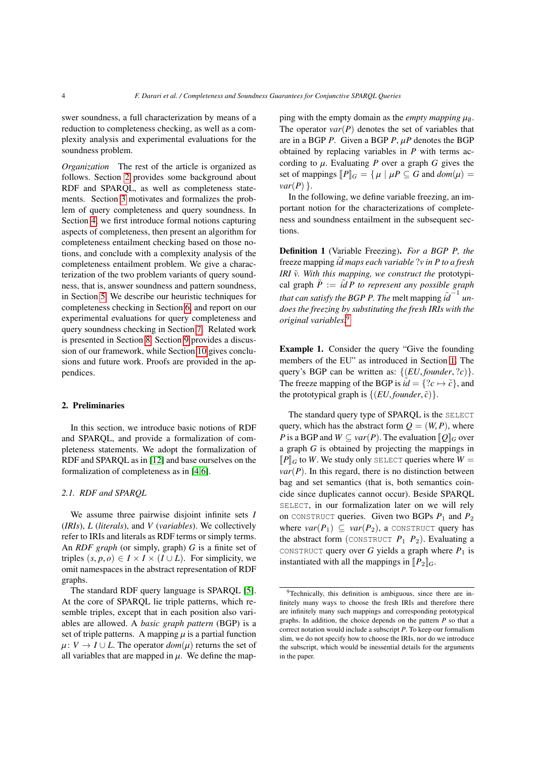swer soundness, a full characterization by means of a reduction to completeness checking, as well as a complexity analysis and experimental evaluations for the soundness problem.

*Organization* The rest of the article is organized as follows. Section 2 provides some background about RDF and SPARQL, as well as completeness statements. Section 3 motivates and formalizes the problem of query completeness and query soundness. In Section 4, we first introduce formal notions capturing aspects of completeness, then present an algorithm for completeness entailment checking based on those notions, and conclude with a complexity analysis of the completeness entailment problem. We give a characterization of the two problem variants of query soundness, that is, answer soundness and pattern soundness, in Section 5. We describe our heuristic techniques for completeness checking in Section 6, and report on our experimental evaluations for query completeness and query soundness checking in Section 7. Related work is presented in Section 8. Section 9 provides a discussion of our framework, while Section 10 gives conclusions and future work. Proofs are provided in the appendices.

## 2. Preliminaries

In this section, we introduce basic notions of RDF and SPARQL, and provide a formalization of completeness statements. We adopt the formalization of RDF and SPARQL as in [12] and base ourselves on the formalization of completeness as in [4,6].

### 2.1. RDF and SPARQL

We assume three pairwise disjoint infinite sets $I$ (*IRIs*), $L$ (*literals*), and $V$ (*variables*). We collectively refer to IRIs and literals as RDF terms or simply terms. An *RDF graph* (or simply, graph) $G$ is a finite set of triples $(s, p, o) \in I \times I \times (I \cup L)$. For simplicity, we omit namespaces in the abstract representation of RDF graphs.

The standard RDF query language is SPARQL [5]. At the core of SPARQL lie triple patterns, which resemble triples, except that in each position also variables are allowed. A *basic graph pattern* (BGP) is a set of triple patterns. A mapping $\mu$ is a partial function $\mu \colon V \to I \cup L$. The operator $dom(\mu)$ returns the set of all variables that are mapped in $\mu$. We define the mapping with the empty domain as the *empty mapping* $\mu_\emptyset$. The operator $var(P)$ denotes the set of variables that are in a BGP $P$. Given a BGP $P$, $\mu P$ denotes the BGP obtained by replacing variables in $P$ with terms according to $\mu$. Evaluating $P$ over a graph $G$ gives the set of mappings $[\![P]\!]_G = \{\, \mu \mid \mu P \subseteq G \text{ and } dom(\mu) = var(P) \,\}$.

In the following, we define variable freezing, an important notion for the characterizations of completeness and soundness entailment in the subsequent sections.

**Definition 1** (Variable Freezing). *For a BGP $P$, the* freeze mapping $\tilde{id}$ *maps each variable $?v$ in $P$ to a fresh IRI $\tilde{v}$. With this mapping, we construct the* prototypical graph $\tilde{P} := \tilde{id}\, P$ *to represent any possible graph that can satisfy the BGP $P$. The* melt mapping $\tilde{id}^{-1}$ *undoes the freezing by substituting the fresh IRIs with the original variables.*[9]

**Example 1.** Consider the query "Give the founding members of the EU" as introduced in Section 1. The query's BGP can be written as: $\{(EU, founder, ?c)\}$. The freeze mapping of the BGP is $\tilde{id} = \{?c \mapsto \tilde{c}\}$, and the prototypical graph is $\{(EU, founder, \tilde{c})\}$.

The standard query type of SPARQL is the `SELECT` query, which has the abstract form $Q = (W, P)$, where $P$ is a BGP and $W \subseteq var(P)$. The evaluation $[\![Q]\!]_G$ over a graph $G$ is obtained by projecting the mappings in $[\![P]\!]_G$ to $W$. We study only `SELECT` queries where $W = var(P)$. In this regard, there is no distinction between bag and set semantics (that is, both semantics coincide since duplicates cannot occur). Beside SPARQL `SELECT`, in our formalization later on we will rely on `CONSTRUCT` queries. Given two BGPs $P_1$ and $P_2$ where $var(P_1) \subseteq var(P_2)$, a `CONSTRUCT` query has the abstract form (`CONSTRUCT` $P_1$ $P_2$). Evaluating a `CONSTRUCT` query over $G$ yields a graph where $P_1$ is instantiated with all the mappings in $[\![P_2]\!]_G$.

[9] Technically, this definition is ambiguous, since there are infinitely many ways to choose the fresh IRIs and therefore there are infinitely many such mappings and corresponding prototypical graphs. In addition, the choice depends on the pattern $P$ so that a correct notation would include a subscript $P$. To keep our formalism slim, we do not specify how to choose the IRIs, nor do we introduce the subscript, which would be inessential details for the arguments in the paper.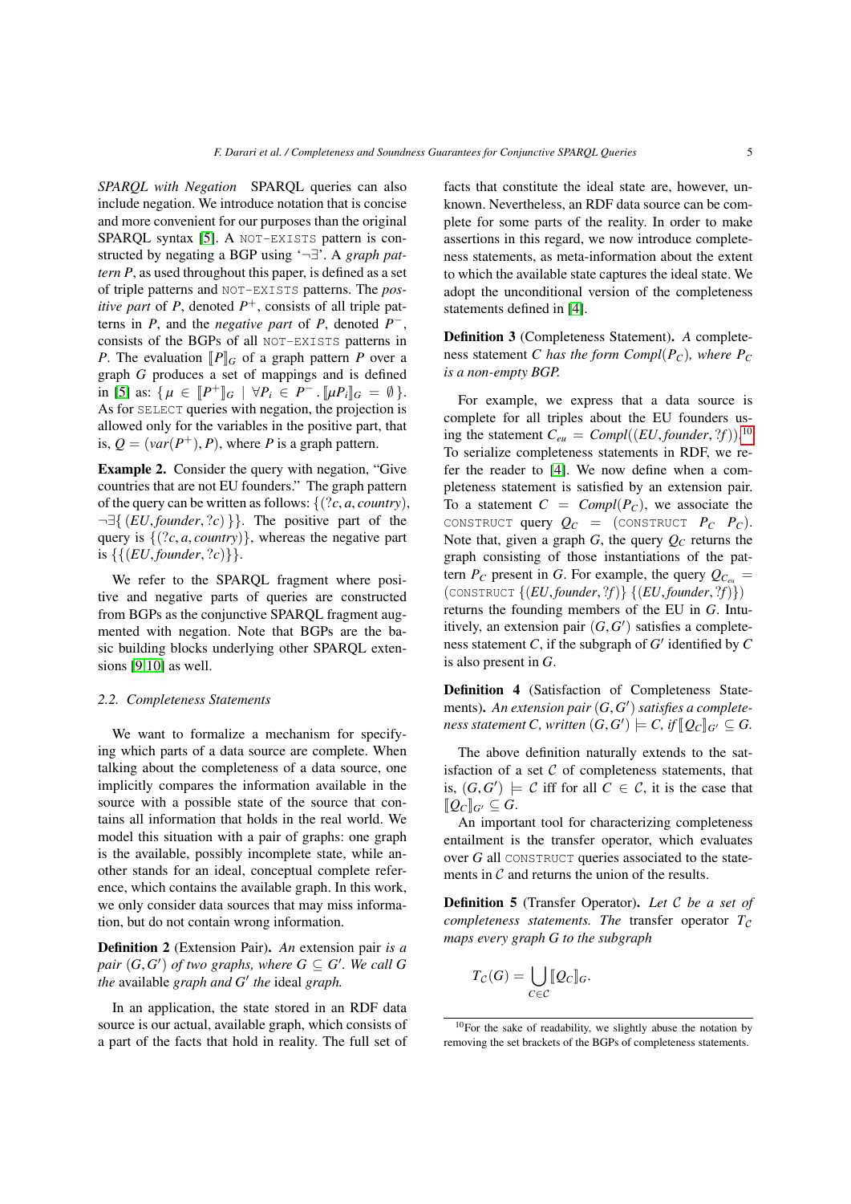*SPARQL with Negation* SPARQL queries can also include negation. We introduce notation that is concise and more convenient for our purposes than the original SPARQL syntax [5]. A NOT-EXISTS pattern is constructed by negating a BGP using '$\neg\exists$'. A *graph pattern P*, as used throughout this paper, is defined as a set of triple patterns and NOT-EXISTS patterns. The *positive part* of $P$, denoted $P^+$, consists of all triple patterns in $P$, and the *negative part* of $P$, denoted $P^-$, consists of the BGPs of all NOT-EXISTS patterns in $P$. The evaluation $[\![P]\!]_G$ of a graph pattern $P$ over a graph $G$ produces a set of mappings and is defined in [5] as: $\{ \mu \in [\![P^+]\!]_G \mid \forall P_i \in P^- . [\![\mu P_i]\!]_G = \emptyset \}$. As for SELECT queries with negation, the projection is allowed only for the variables in the positive part, that is, $Q = (var(P^+), P)$, where $P$ is a graph pattern.

**Example 2.** Consider the query with negation, "Give countries that are not EU founders." The graph pattern of the query can be written as follows: $\{(?c, a, country), \neg\exists\{ (EU, founder, ?c) \}\}$. The positive part of the query is $\{(?c, a, country)\}$, whereas the negative part is $\{\{(EU, founder, ?c)\}\}$.

We refer to the SPARQL fragment where positive and negative parts of queries are constructed from BGPs as the conjunctive SPARQL fragment augmented with negation. Note that BGPs are the basic building blocks underlying other SPARQL extensions [9,10] as well.

### 2.2. Completeness Statements

We want to formalize a mechanism for specifying which parts of a data source are complete. When talking about the completeness of a data source, one implicitly compares the information available in the source with a possible state of the source that contains all information that holds in the real world. We model this situation with a pair of graphs: one graph is the available, possibly incomplete state, while another stands for an ideal, conceptual complete reference, which contains the available graph. In this work, we only consider data sources that may miss information, but do not contain wrong information.

**Definition 2** (Extension Pair). *An* extension pair *is a pair $(G, G')$ of two graphs, where $G \subseteq G'$. We call $G$ the* available *graph and $G'$ the* ideal *graph.*

In an application, the state stored in an RDF data source is our actual, available graph, which consists of a part of the facts that hold in reality. The full set of facts that constitute the ideal state are, however, unknown. Nevertheless, an RDF data source can be complete for some parts of the reality. In order to make assertions in this regard, we now introduce completeness statements, as meta-information about the extent to which the available state captures the ideal state. We adopt the unconditional version of the completeness statements defined in [4].

**Definition 3** (Completeness Statement). *A completeness statement $C$ has the form $Compl(P_C)$, where $P_C$ is a non-empty BGP.*

For example, we express that a data source is complete for all triples about the EU founders using the statement $C_{eu} = Compl((EU, founder, ?f))$.[10] To serialize completeness statements in RDF, we refer the reader to [4]. We now define when a completeness statement is satisfied by an extension pair. To a statement $C = Compl(P_C)$, we associate the CONSTRUCT query $Q_C = (\text{CONSTRUCT } P_C \ P_C)$. Note that, given a graph $G$, the query $Q_C$ returns the graph consisting of those instantiations of the pattern $P_C$ present in $G$. For example, the query $Q_{C_{eu}} = (\text{CONSTRUCT } \{(EU, founder, ?f)\} \ \{(EU, founder, ?f)\})$ returns the founding members of the EU in $G$. Intuitively, an extension pair $(G, G')$ satisfies a completeness statement $C$, if the subgraph of $G'$ identified by $C$ is also present in $G$.

**Definition 4** (Satisfaction of Completeness Statements). *An extension pair $(G, G')$ satisfies a completeness statement $C$, written $(G, G') \models C$, if $[\![Q_C]\!]_{G'} \subseteq G$.*

The above definition naturally extends to the satisfaction of a set $\mathcal{C}$ of completeness statements, that is, $(G, G') \models \mathcal{C}$ iff for all $C \in \mathcal{C}$, it is the case that $[\![Q_C]\!]_{G'} \subseteq G$.

An important tool for characterizing completeness entailment is the transfer operator, which evaluates over $G$ all CONSTRUCT queries associated to the statements in $\mathcal{C}$ and returns the union of the results.

**Definition 5** (Transfer Operator). *Let $\mathcal{C}$ be a set of completeness statements. The* transfer *operator $T_{\mathcal{C}}$ maps every graph $G$ to the subgraph*

$$T_{\mathcal{C}}(G) = \bigcup_{C \in \mathcal{C}} [\![Q_C]\!]_G.$$

[10] For the sake of readability, we slightly abuse the notation by removing the set brackets of the BGPs of completeness statements.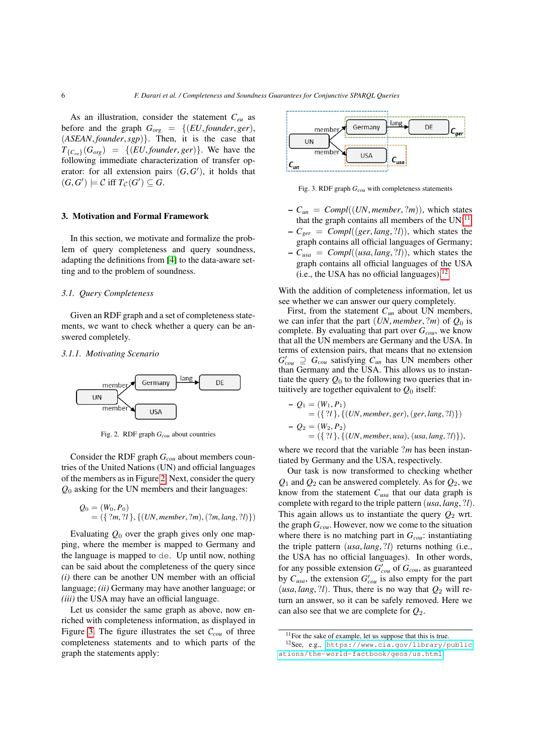As an illustration, consider the statement $C_{eu}$ as before and the graph $G_{org} = \{(EU, founder, ger), (ASEAN, founder, sgp)\}$. Then, it is the case that $T_{\{C_{eu}\}}(G_{org}) = \{(EU, founder, ger)\}$. We have the following immediate characterization of transfer operator: for all extension pairs $(G, G')$, it holds that $(G, G') \models \mathcal{C}$ iff $T_{\mathcal{C}}(G') \subseteq G$.

## 3. Motivation and Formal Framework

In this section, we motivate and formalize the problem of query completeness and query soundness, adapting the definitions from [4] to the data-aware setting and to the problem of soundness.

### 3.1. Query Completeness

Given an RDF graph and a set of completeness statements, we want to check whether a query can be answered completely.

#### 3.1.1. Motivating Scenario

Fig. 2. RDF graph $G_{cou}$ about countries

Consider the RDF graph $G_{cou}$ about members countries of the United Nations (UN) and official languages of the members as in Figure 2. Next, consider the query $Q_0$ asking for the UN members and their languages:

$$
\begin{aligned}
Q_0 &= (W_0, P_0) \\
&= (\{?m, ?l\}, \{(UN, member, ?m), (?m, lang, ?l)\})
\end{aligned}
$$

Evaluating $Q_0$ over the graph gives only one mapping, where the member is mapped to Germany and the language is mapped to `de`. Up until now, nothing can be said about the completeness of the query since *(i)* there can be another UN member with an official language; *(ii)* Germany may have another language; or *(iii)* the USA may have an official language.

Let us consider the same graph as above, now enriched with completeness information, as displayed in Figure 3. The figure illustrates the set $\mathcal{C}_{cou}$ of three completeness statements and to which parts of the graph the statements apply:

Fig. 3. RDF graph $G_{cou}$ with completeness statements

- $C_{un} = Compl((UN, member, ?m))$, which states that the graph contains all members of the UN;[11]
- $C_{ger} = Compl((ger, lang, ?l))$, which states the graph contains all official languages of Germany;
- $C_{usa} = Compl((usa, lang, ?l))$, which states the graph contains all official languages of the USA (i.e., the USA has no official languages).[12]

With the addition of completeness information, let us see whether we can answer our query completely.

First, from the statement $C_{un}$ about UN members, we can infer that the part $(UN, member, ?m)$ of $Q_0$ is complete. By evaluating that part over $G_{cou}$, we know that all the UN members are Germany and the USA. In terms of extension pairs, that means that no extension $G'_{cou} \supseteq G_{cou}$ satisfying $C_{un}$ has UN members other than Germany and the USA. This allows us to instantiate the query $Q_0$ to the following two queries that intuitively are together equivalent to $Q_0$ itself:

- $Q_1 = (W_1, P_1)$
  $= (\{?l\}, \{(UN, member, ger), (ger, lang, ?l)\})$
- $Q_2 = (W_2, P_2)$
  $= (\{?l\}, \{(UN, member, usa), (usa, lang, ?l)\})$,

where we record that the variable $?m$ has been instantiated by Germany and the USA, respectively.

Our task is now transformed to checking whether $Q_1$ and $Q_2$ can be answered completely. As for $Q_2$, we know from the statement $C_{usa}$ that our data graph is complete with regard to the triple pattern $(usa, lang, ?l)$. This again allows us to instantiate the query $Q_2$ wrt. the graph $G_{cou}$. However, now we come to the situation where there is no matching part in $G_{cou}$: instantiating the triple pattern $(usa, lang, ?l)$ returns nothing (i.e., the USA has no official languages). In other words, for any possible extension $G'_{cou}$ of $G_{cou}$, as guaranteed by $C_{usa}$, the extension $G'_{cou}$ is also empty for the part $(usa, lang, ?l)$. Thus, there is no way that $Q_2$ will return an answer, so it can be safely removed. Here we can also see that we are complete for $Q_2$.

[11] For the sake of example, let us suppose that this is true.

[12] See, e.g., https://www.cia.gov/library/publications/the-world-factbook/geos/us.html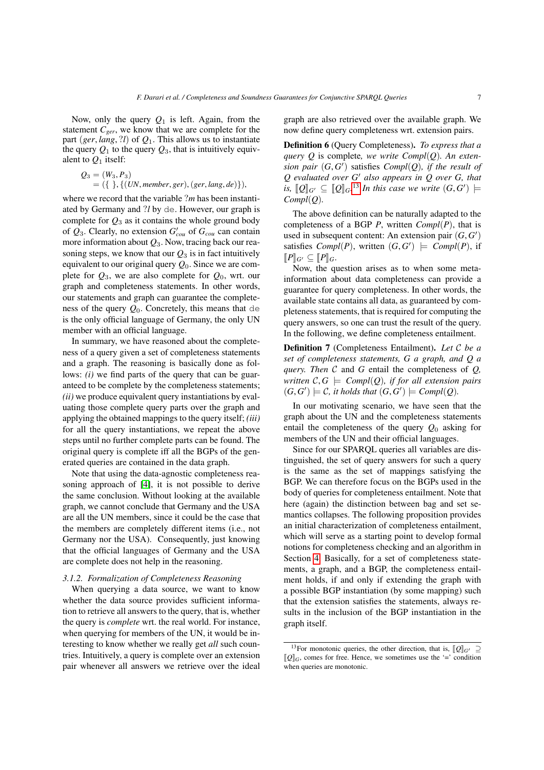Now, only the query $Q_1$ is left. Again, from the statement $C_{ger}$, we know that we are complete for the part $(ger, lang, ?l)$ of $Q_1$. This allows us to instantiate the query $Q_1$ to the query $Q_3$, that is intuitively equivalent to $Q_1$ itself:

$$Q_3 = (W_3, P_3) \\ = (\{\ \}, \{(UN, member, ger), (ger, lang, de)\}),$$

where we record that the variable $?m$ has been instantiated by Germany and $?l$ by `de`. However, our graph is complete for $Q_3$ as it contains the whole ground body of $Q_3$. Clearly, no extension $G'_{cou}$ of $G_{cou}$ can contain more information about $Q_3$. Now, tracing back our reasoning steps, we know that our $Q_3$ is in fact intuitively equivalent to our original query $Q_0$. Since we are complete for $Q_3$, we are also complete for $Q_0$, wrt. our graph and completeness statements. In other words, our statements and graph can guarantee the completeness of the query $Q_0$. Concretely, this means that `de` is the only official language of Germany, the only UN member with an official language.

In summary, we have reasoned about the completeness of a query given a set of completeness statements and a graph. The reasoning is basically done as follows: *(i)* we find parts of the query that can be guaranteed to be complete by the completeness statements; *(ii)* we produce equivalent query instantiations by evaluating those complete query parts over the graph and applying the obtained mappings to the query itself; *(iii)* for all the query instantiations, we repeat the above steps until no further complete parts can be found. The original query is complete iff all the BGPs of the generated queries are contained in the data graph.

Note that using the data-agnostic completeness reasoning approach of [4], it is not possible to derive the same conclusion. Without looking at the available graph, we cannot conclude that Germany and the USA are all the UN members, since it could be the case that the members are completely different items (i.e., not Germany nor the USA). Consequently, just knowing that the official languages of Germany and the USA are complete does not help in the reasoning.

### *3.1.2. Formalization of Completeness Reasoning*

When querying a data source, we want to know whether the data source provides sufficient information to retrieve all answers to the query, that is, whether the query is *complete* wrt. the real world. For instance, when querying for members of the UN, it would be interesting to know whether we really get *all* such countries. Intuitively, a query is complete over an extension pair whenever all answers we retrieve over the ideal graph are also retrieved over the available graph. We now define query completeness wrt. extension pairs.

**Definition 6** (Query Completeness)**.** *To express that a query $Q$ is complete, we write $Compl(Q)$. An extension pair $(G, G')$ satisfies $Compl(Q)$, if the result of $Q$ evaluated over $G'$ also appears in $Q$ over $G$, that is, $[\![Q]\!]_{G'} \subseteq [\![Q]\!]_G$.*[13] *In this case we write $(G, G') \models Compl(Q)$.*

The above definition can be naturally adapted to the completeness of a BGP $P$, written $Compl(P)$, that is used in subsequent content: An extension pair $(G, G')$ satisfies $Compl(P)$, written $(G, G') \models Compl(P)$, if $[\![P]\!]_{G'} \subseteq [\![P]\!]_G$.

Now, the question arises as to when some meta-information about data completeness can provide a guarantee for query completeness. In other words, the available state contains all data, as guaranteed by completeness statements, that is required for computing the query answers, so one can trust the result of the query. In the following, we define completeness entailment.

**Definition 7** (Completeness Entailment)**.** *Let $\mathcal{C}$ be a set of completeness statements, $G$ a graph, and $Q$ a query. Then $\mathcal{C}$ and $G$ entail the completeness of $Q$, written $\mathcal{C}, G \models Compl(Q)$, if for all extension pairs $(G, G') \models \mathcal{C}$, it holds that $(G, G') \models Compl(Q)$.*

In our motivating scenario, we have seen that the graph about the UN and the completeness statements entail the completeness of the query $Q_0$ asking for members of the UN and their official languages.

Since for our SPARQL queries all variables are distinguished, the set of query answers for such a query is the same as the set of mappings satisfying the BGP. We can therefore focus on the BGPs used in the body of queries for completeness entailment. Note that here (again) the distinction between bag and set semantics collapses. The following proposition provides an initial characterization of completeness entailment, which will serve as a starting point to develop formal notions for completeness checking and an algorithm in Section 4. Basically, for a set of completeness statements, a graph, and a BGP, the completeness entailment holds if and only if extending the graph with a possible BGP instantiation (by some mapping) such that the extension satisfies the statements, always results in the inclusion of the BGP instantiation in the graph itself.

---

[13] For monotonic queries, the other direction, that is, $[\![Q]\!]_{G'} \supseteq [\![Q]\!]_G$, comes for free. Hence, we sometimes use the '=' condition when queries are monotonic.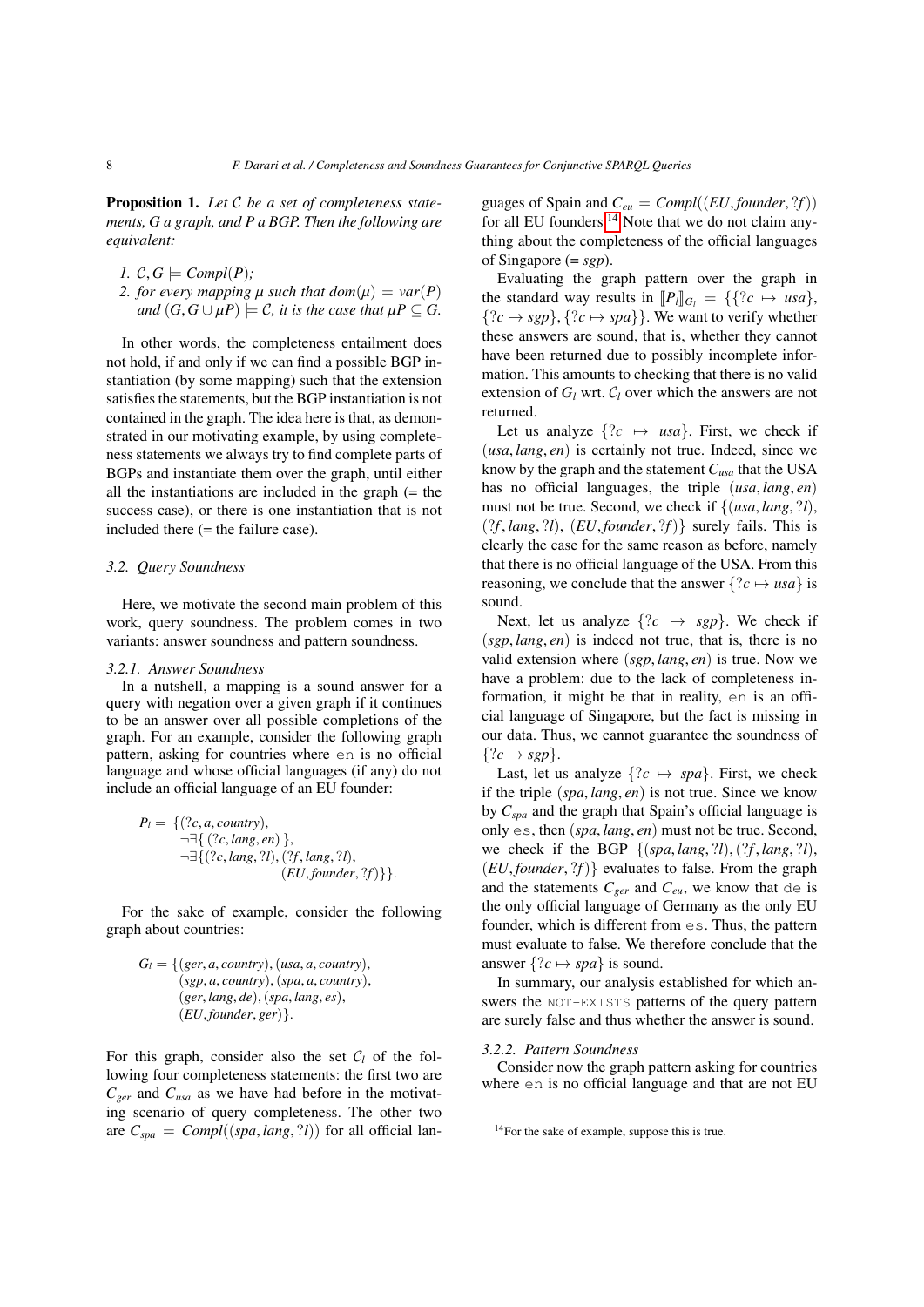**Proposition 1.** *Let $\mathcal{C}$ be a set of completeness statements, $G$ a graph, and $P$ a BGP. Then the following are equivalent:*

1. *$\mathcal{C}, G \models Compl(P)$;*
2. *for every mapping $\mu$ such that $dom(\mu) = var(P)$ and $(G, G \cup \mu P) \models \mathcal{C}$, it is the case that $\mu P \subseteq G$.*

In other words, the completeness entailment does not hold, if and only if we can find a possible BGP instantiation (by some mapping) such that the extension satisfies the statements, but the BGP instantiation is not contained in the graph. The idea here is that, as demonstrated in our motivating example, by using completeness statements we always try to find complete parts of BGPs and instantiate them over the graph, until either all the instantiations are included in the graph (= the success case), or there is one instantiation that is not included there (= the failure case).

### 3.2. Query Soundness

Here, we motivate the second main problem of this work, query soundness. The problem comes in two variants: answer soundness and pattern soundness.

#### 3.2.1. Answer Soundness

In a nutshell, a mapping is a sound answer for a query with negation over a given graph if it continues to be an answer over all possible completions of the graph. For an example, consider the graph pattern, asking for countries where `en` is no official language and whose official languages (if any) do not include an official language of an EU founder:

$$
\begin{aligned}
P_l = \{ & (?c, a, country), \\
& \neg\exists\{\, (?c, lang, en)\, \}, \\
& \neg\exists\{ (?c, lang, ?l), (?f, lang, ?l), \\
& \qquad\qquad (EU, founder, ?f) \} \}.
\end{aligned}
$$

For the sake of example, consider the following graph about countries:

$$
\begin{aligned}
G_l = \{ & (ger, a, country), (usa, a, country), \\
& (sgp, a, country), (spa, a, country), \\
& (ger, lang, de), (spa, lang, es), \\
& (EU, founder, ger) \}.
\end{aligned}
$$

For this graph, consider also the set $\mathcal{C}_l$ of the following four completeness statements: the first two are $C_{ger}$ and $C_{usa}$ as we have had before in the motivating scenario of query completeness. The other two are $C_{spa} = Compl((spa, lang, ?l))$ for all official languages of Spain and $C_{eu} = Compl((EU, founder, ?f))$ for all EU founders.[14] Note that we do not claim anything about the completeness of the official languages of Singapore (= *sgp*).

Evaluating the graph pattern over the graph in the standard way results in $[\![P_l]\!]_{G_l} = \{\{?c \mapsto usa\}, \{?c \mapsto sgp\}, \{?c \mapsto spa\}\}$. We want to verify whether these answers are sound, that is, whether they cannot have been returned due to possibly incomplete information. This amounts to checking that there is no valid extension of $G_l$ wrt. $\mathcal{C}_l$ over which the answers are not returned.

Let us analyze $\{?c \mapsto usa\}$. First, we check if $(usa, lang, en)$ is certainly not true. Indeed, since we know by the graph and the statement $C_{usa}$ that the USA has no official languages, the triple $(usa, lang, en)$ must not be true. Second, we check if $\{(usa, lang, ?l), (?f, lang, ?l), (EU, founder, ?f)\}$ surely fails. This is clearly the case for the same reason as before, namely that there is no official language of the USA. From this reasoning, we conclude that the answer $\{?c \mapsto usa\}$ is sound.

Next, let us analyze $\{?c \mapsto sgp\}$. We check if $(sgp, lang, en)$ is indeed not true, that is, there is no valid extension where $(sgp, lang, en)$ is true. Now we have a problem: due to the lack of completeness information, it might be that in reality, `en` is an official language of Singapore, but the fact is missing in our data. Thus, we cannot guarantee the soundness of $\{?c \mapsto sgp\}$.

Last, let us analyze $\{?c \mapsto spa\}$. First, we check if the triple $(spa, lang, en)$ is not true. Since we know by $C_{spa}$ and the graph that Spain's official language is only `es`, then $(spa, lang, en)$ must not be true. Second, we check if the BGP $\{(spa, lang, ?l), (?f, lang, ?l), (EU, founder, ?f)\}$ evaluates to false. From the graph and the statements $C_{ger}$ and $C_{eu}$, we know that `de` is the only official language of Germany as the only EU founder, which is different from `es`. Thus, the pattern must evaluate to false. We therefore conclude that the answer $\{?c \mapsto spa\}$ is sound.

In summary, our analysis established for which answers the `NOT-EXISTS` patterns of the query pattern are surely false and thus whether the answer is sound.

#### 3.2.2. Pattern Soundness

Consider now the graph pattern asking for countries where `en` is no official language and that are not EU

---

[14] For the sake of example, suppose this is true.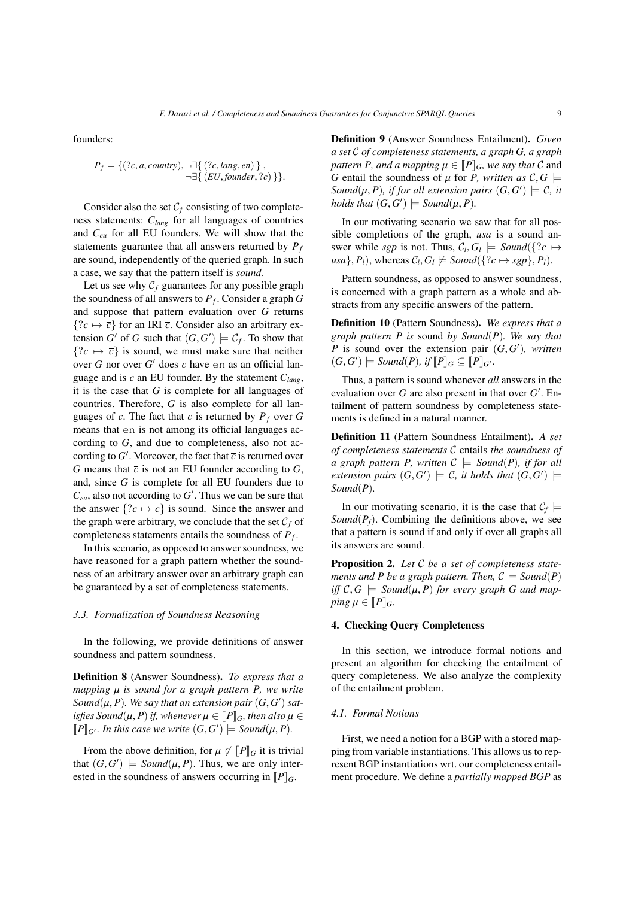founders:

$$P_f = \{(?c, a, country), \neg\exists\{\ (?c, lang, en)\ \}, \neg\exists\{\ (EU, founder, ?c)\ \}\}.$$

Consider also the set $\mathcal{C}_f$ consisting of two completeness statements: $C_{lang}$ for all languages of countries and $C_{eu}$ for all EU founders. We will show that the statements guarantee that all answers returned by $P_f$ are sound, independently of the queried graph. In such a case, we say that the pattern itself is *sound.*

Let us see why $\mathcal{C}_f$ guarantees for any possible graph the soundness of all answers to $P_f$. Consider a graph $G$ and suppose that pattern evaluation over $G$ returns $\{?c \mapsto \bar{c}\}$ for an IRI $\bar{c}$. Consider also an arbitrary extension $G'$ of $G$ such that $(G, G') \models \mathcal{C}_f$. To show that $\{?c \mapsto \bar{c}\}$ is sound, we must make sure that neither over $G$ nor over $G'$ does $\bar{c}$ have `en` as an official language and is $\bar{c}$ an EU founder. By the statement $C_{lang}$, it is the case that $G$ is complete for all languages of countries. Therefore, $G$ is also complete for all languages of $\bar{c}$. The fact that $\bar{c}$ is returned by $P_f$ over $G$ means that `en` is not among its official languages according to $G$, and due to completeness, also not according to $G'$. Moreover, the fact that $\bar{c}$ is returned over $G$ means that $\bar{c}$ is not an EU founder according to $G$, and, since $G$ is complete for all EU founders due to $C_{eu}$, also not according to $G'$. Thus we can be sure that the answer $\{?c \mapsto \bar{c}\}$ is sound. Since the answer and the graph were arbitrary, we conclude that the set $\mathcal{C}_f$ of completeness statements entails the soundness of $P_f$.

In this scenario, as opposed to answer soundness, we have reasoned for a graph pattern whether the soundness of an arbitrary answer over an arbitrary graph can be guaranteed by a set of completeness statements.

### 3.3. Formalization of Soundness Reasoning

In the following, we provide definitions of answer soundness and pattern soundness.

**Definition 8** (Answer Soundness). *To express that a mapping $\mu$ is sound for a graph pattern $P$, we write $Sound(\mu, P)$. We say that an extension pair $(G, G')$ satisfies $Sound(\mu, P)$ if, whenever $\mu \in [\![P]\!]_G$, then also $\mu \in [\![P]\!]_{G'}$. In this case we write $(G, G') \models Sound(\mu, P)$.*

From the above definition, for $\mu \notin [\![P]\!]_G$ it is trivial that $(G, G') \models Sound(\mu, P)$. Thus, we are only interested in the soundness of answers occurring in $[\![P]\!]_G$.

**Definition 9** (Answer Soundness Entailment). *Given a set $\mathcal{C}$ of completeness statements, a graph $G$, a graph pattern $P$, and a mapping $\mu \in [\![P]\!]_G$, we say that $\mathcal{C}$* and *$G$ entail the soundness of $\mu$ for $P$, written as $\mathcal{C}, G \models Sound(\mu, P)$, if for all extension pairs $(G, G') \models \mathcal{C}$, it holds that $(G, G') \models Sound(\mu, P)$.*

In our motivating scenario we saw that for all possible completions of the graph, *usa* is a sound answer while *sgp* is not. Thus, $\mathcal{C}_l, G_l \models Sound(\{?c \mapsto usa\}, P_l)$, whereas $\mathcal{C}_l, G_l \not\models Sound(\{?c \mapsto sgp\}, P_l)$.

Pattern soundness, as opposed to answer soundness, is concerned with a graph pattern as a whole and abstracts from any specific answers of the pattern.

**Definition 10** (Pattern Soundness). *We express that a graph pattern $P$ is* sound *by $Sound(P)$. We say that $P$ is sound over the extension pair $(G, G')$, written $(G, G') \models Sound(P)$, if $[\![P]\!]_G \subseteq [\![P]\!]_{G'}$.*

Thus, a pattern is sound whenever *all* answers in the evaluation over $G$ are also present in that over $G'$. Entailment of pattern soundness by completeness statements is defined in a natural manner.

**Definition 11** (Pattern Soundness Entailment). *A set of completeness statements $\mathcal{C}$* entails *the soundness of a graph pattern $P$, written $\mathcal{C} \models Sound(P)$, if for all extension pairs $(G, G') \models \mathcal{C}$, it holds that $(G, G') \models Sound(P)$.*

In our motivating scenario, it is the case that $\mathcal{C}_f \models Sound(P_f)$. Combining the definitions above, we see that a pattern is sound if and only if over all graphs all its answers are sound.

**Proposition 2.** *Let $\mathcal{C}$ be a set of completeness statements and $P$ be a graph pattern. Then, $\mathcal{C} \models Sound(P)$ iff $\mathcal{C}, G \models Sound(\mu, P)$ for every graph $G$ and mapping $\mu \in [\![P]\!]_G$.*

## 4. Checking Query Completeness

In this section, we introduce formal notions and present an algorithm for checking the entailment of query completeness. We also analyze the complexity of the entailment problem.

### 4.1. Formal Notions

First, we need a notion for a BGP with a stored mapping from variable instantiations. This allows us to represent BGP instantiations wrt. our completeness entailment procedure. We define a *partially mapped BGP* as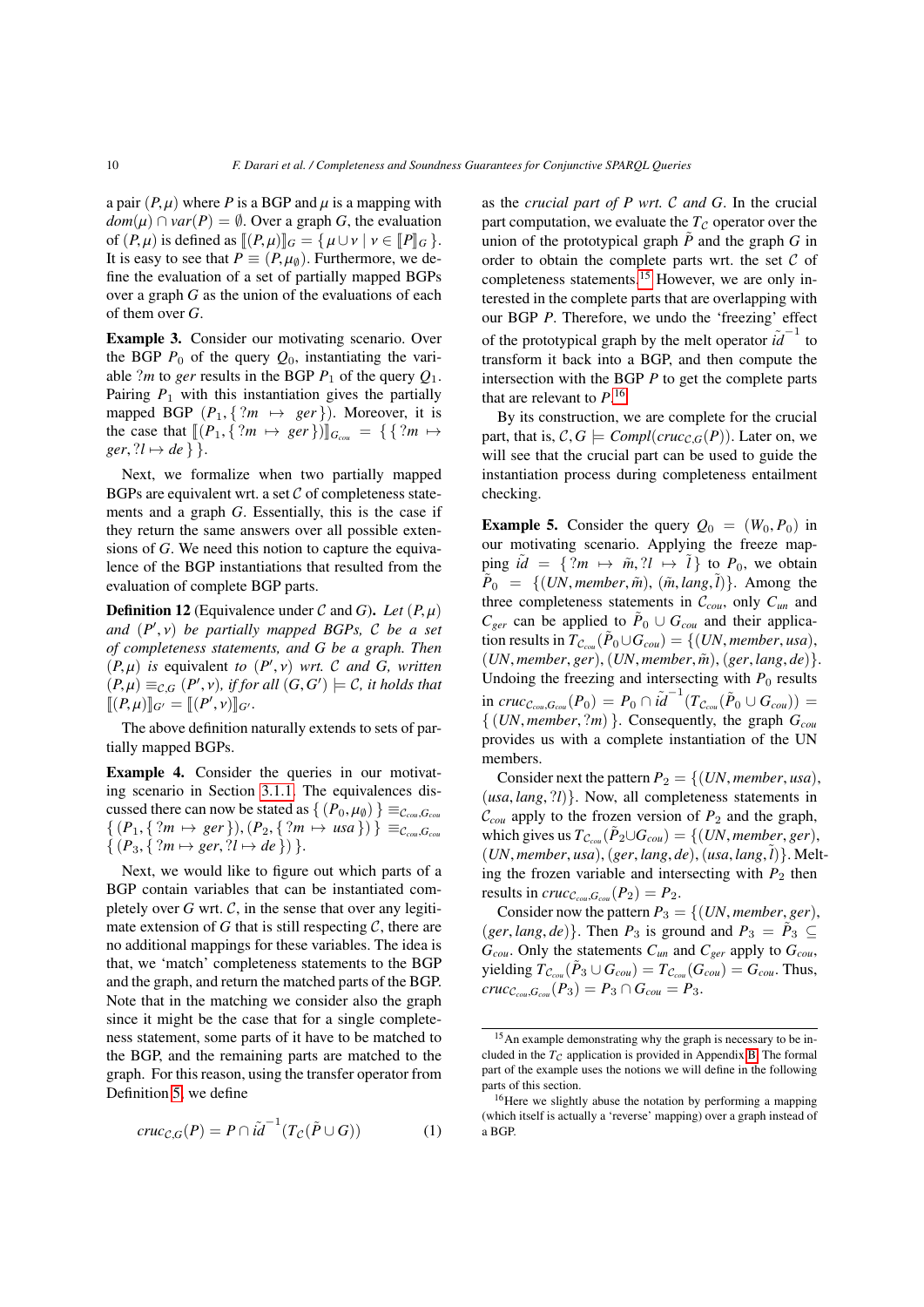a pair $(P, \mu)$ where $P$ is a BGP and $\mu$ is a mapping with $dom(\mu) \cap var(P) = \emptyset$. Over a graph $G$, the evaluation of $(P, \mu)$ is defined as $\llbracket (P, \mu) \rrbracket_G = \{ \mu \cup \nu \mid \nu \in \llbracket P \rrbracket_G \}$. It is easy to see that $P \equiv (P, \mu_\emptyset)$. Furthermore, we define the evaluation of a set of partially mapped BGPs over a graph $G$ as the union of the evaluations of each of them over $G$.

**Example 3.** Consider our motivating scenario. Over the BGP $P_0$ of the query $Q_0$, instantiating the variable $?m$ to $ger$ results in the BGP $P_1$ of the query $Q_1$. Pairing $P_1$ with this instantiation gives the partially mapped BGP $(P_1, \{ ?m \mapsto ger \})$. Moreover, it is the case that $\llbracket (P_1, \{ ?m \mapsto ger \}) \rrbracket_{G_{cou}} = \{ \{ ?m \mapsto ger, ?l \mapsto de \} \}$.

Next, we formalize when two partially mapped BGPs are equivalent wrt. a set $\mathcal{C}$ of completeness statements and a graph $G$. Essentially, this is the case if they return the same answers over all possible extensions of $G$. We need this notion to capture the equivalence of the BGP instantiations that resulted from the evaluation of complete BGP parts.

**Definition 12** (Equivalence under $\mathcal{C}$ and $G$). *Let $(P, \mu)$ and $(P', \nu)$ be partially mapped BGPs, $\mathcal{C}$ be a set of completeness statements, and $G$ be a graph. Then $(P, \mu)$ is* equivalent *to $(P', \nu)$ wrt. $\mathcal{C}$ and $G$, written $(P, \mu) \equiv_{\mathcal{C},G} (P', \nu)$, if for all $(G, G') \models \mathcal{C}$, it holds that $\llbracket (P, \mu) \rrbracket_{G'} = \llbracket (P', \nu) \rrbracket_{G'}$.*

The above definition naturally extends to sets of partially mapped BGPs.

**Example 4.** Consider the queries in our motivating scenario in Section 3.1.1. The equivalences discussed there can now be stated as $\{ (P_0, \mu_\emptyset) \} \equiv_{\mathcal{C}_{cou},G_{cou}} \{ (P_1, \{ ?m \mapsto ger \}), (P_2, \{ ?m \mapsto usa \}) \} \equiv_{\mathcal{C}_{cou},G_{cou}} \{ (P_3, \{ ?m \mapsto ger, ?l \mapsto de \}) \}$.

Next, we would like to figure out which parts of a BGP contain variables that can be instantiated completely over $G$ wrt. $\mathcal{C}$, in the sense that over any legitimate extension of $G$ that is still respecting $\mathcal{C}$, there are no additional mappings for these variables. The idea is that, we 'match' completeness statements to the BGP and the graph, and return the matched parts of the BGP. Note that in the matching we consider also the graph since it might be the case that for a single completeness statement, some parts of it have to be matched to the BGP, and the remaining parts are matched to the graph. For this reason, using the transfer operator from Definition 5, we define

$$cruc_{\mathcal{C},G}(P) = P \cap \tilde{id}^{-1}(T_{\mathcal{C}}(\tilde{P} \cup G)) \qquad (1)$$

as the *crucial part of $P$ wrt. $\mathcal{C}$ and $G$*. In the crucial part computation, we evaluate the $T_{\mathcal{C}}$ operator over the union of the prototypical graph $\tilde{P}$ and the graph $G$ in order to obtain the complete parts wrt. the set $\mathcal{C}$ of completeness statements.[15] However, we are only interested in the complete parts that are overlapping with our BGP $P$. Therefore, we undo the 'freezing' effect of the prototypical graph by the melt operator $\tilde{id}^{-1}$ to transform it back into a BGP, and then compute the intersection with the BGP $P$ to get the complete parts that are relevant to $P$.[16]

By its construction, we are complete for the crucial part, that is, $\mathcal{C}, G \models Compl(cruc_{\mathcal{C},G}(P))$. Later on, we will see that the crucial part can be used to guide the instantiation process during completeness entailment checking.

**Example 5.** Consider the query $Q_0 = (W_0, P_0)$ in our motivating scenario. Applying the freeze mapping $\tilde{id} = \{ ?m \mapsto \tilde{m}, ?l \mapsto \tilde{l} \}$ to $P_0$, we obtain $\tilde{P}_0 = \{(UN, member, \tilde{m}), (\tilde{m}, lang, \tilde{l})\}$. Among the three completeness statements in $\mathcal{C}_{cou}$, only $C_{un}$ and $C_{ger}$ can be applied to $\tilde{P}_0 \cup G_{cou}$ and their application results in $T_{\mathcal{C}_{cou}}(\tilde{P}_0 \cup G_{cou}) = \{(UN, member, usa), (UN, member, ger), (UN, member, \tilde{m}), (ger, lang, de)\}$. Undoing the freezing and intersecting with $P_0$ results in $cruc_{\mathcal{C}_{cou},G_{cou}}(P_0) = P_0 \cap \tilde{id}^{-1}(T_{\mathcal{C}_{cou}}(\tilde{P}_0 \cup G_{cou})) = \{ (UN, member, ?m) \}$. Consequently, the graph $G_{cou}$ provides us with a complete instantiation of the UN members.

Consider next the pattern $P_2 = \{(UN, member, usa), (usa, lang, ?l)\}$. Now, all completeness statements in $\mathcal{C}_{cou}$ apply to the frozen version of $P_2$ and the graph, which gives us $T_{\mathcal{C}_{cou}}(\tilde{P}_2 \cup G_{cou}) = \{(UN, member, ger), (UN, member, usa), (ger, lang, de), (usa, lang, \tilde{l})\}$. Melting the frozen variable and intersecting with $P_2$ then results in $cruc_{\mathcal{C}_{cou},G_{cou}}(P_2) = P_2$.

Consider now the pattern $P_3 = \{(UN, member, ger), (ger, lang, de)\}$. Then $P_3$ is ground and $P_3 = \tilde{P}_3 \subseteq G_{cou}$. Only the statements $C_{un}$ and $C_{ger}$ apply to $G_{cou}$, yielding $T_{\mathcal{C}_{cou}}(\tilde{P}_3 \cup G_{cou}) = T_{\mathcal{C}_{cou}}(G_{cou}) = G_{cou}$. Thus, $cruc_{\mathcal{C}_{cou},G_{cou}}(P_3) = P_3 \cap G_{cou} = P_3$.

---

[15] An example demonstrating why the graph is necessary to be included in the $T_{\mathcal{C}}$ application is provided in Appendix B. The formal part of the example uses the notions we will define in the following parts of this section.

[16] Here we slightly abuse the notation by performing a mapping (which itself is actually a 'reverse' mapping) over a graph instead of a BGP.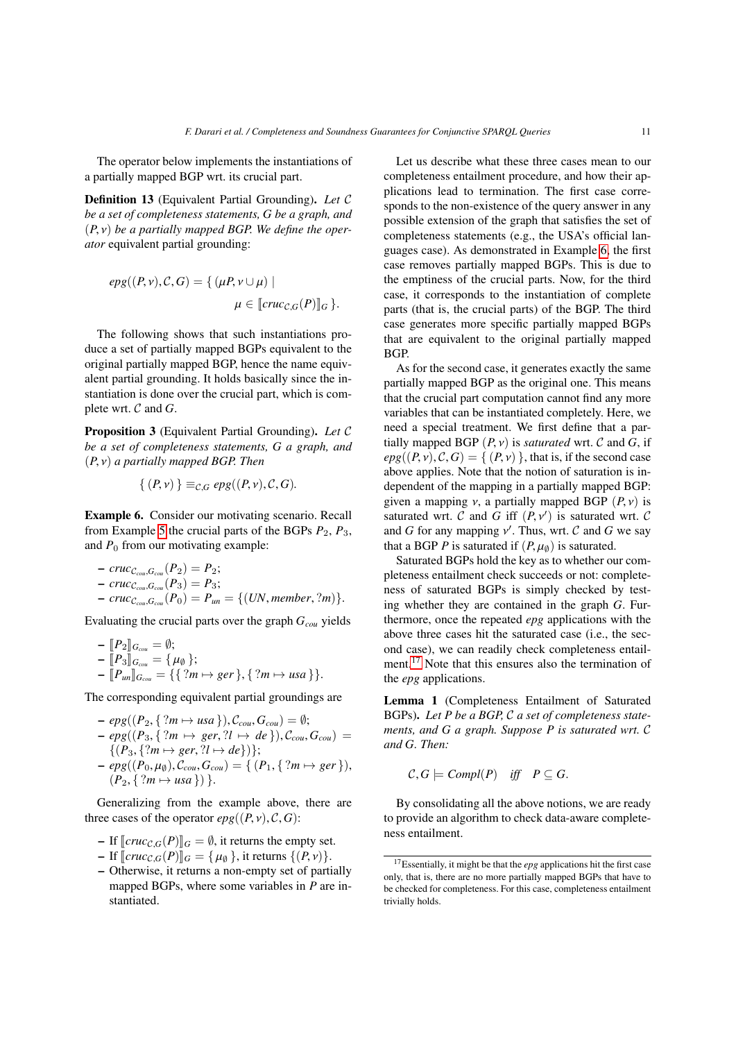The operator below implements the instantiations of a partially mapped BGP wrt. its crucial part.

**Definition 13** (Equivalent Partial Grounding). *Let $\mathcal{C}$ be a set of completeness statements, $G$ be a graph, and $(P, \nu)$ be a partially mapped BGP. We define the operator* equivalent partial grounding:

$$epg((P,\nu),\mathcal{C},G) = \{\, (\mu P, \nu \cup \mu) \mid \mu \in [\![ cruc_{\mathcal{C},G}(P) ]\!]_G \,\}.$$

The following shows that such instantiations produce a set of partially mapped BGPs equivalent to the original partially mapped BGP, hence the name equivalent partial grounding. It holds basically since the instantiation is done over the crucial part, which is complete wrt. $\mathcal{C}$ and $G$.

**Proposition 3** (Equivalent Partial Grounding). *Let $\mathcal{C}$ be a set of completeness statements, $G$ a graph, and $(P,\nu)$ a partially mapped BGP. Then*

$$\{\, (P,\nu) \,\} \equiv_{\mathcal{C},G} epg((P,\nu),\mathcal{C},G).$$

**Example 6.** Consider our motivating scenario. Recall from Example 5 the crucial parts of the BGPs $P_2$, $P_3$, and $P_0$ from our motivating example:

- $cruc_{\mathcal{C}_{cou},G_{cou}}(P_2) = P_2$;
- $cruc_{\mathcal{C}_{cou},G_{cou}}(P_3) = P_3$;
- $cruc_{\mathcal{C}_{cou},G_{cou}}(P_0) = P_{un} = \{(UN, member, ?m)\}$.

Evaluating the crucial parts over the graph $G_{cou}$ yields

- $[\![P_2]\!]_{G_{cou}} = \emptyset$;
- $[\![P_3]\!]_{G_{cou}} = \{\, \mu_\emptyset \,\}$;
- $[\![P_{un}]\!]_{G_{cou}} = \{\{\, ?m \mapsto ger \,\}, \{\, ?m \mapsto usa \,\}\}$.

The corresponding equivalent partial groundings are

- $epg((P_2, \{\, ?m \mapsto usa \,\}), \mathcal{C}_{cou}, G_{cou}) = \emptyset$;
- $epg((P_3, \{\, ?m \mapsto ger, ?l \mapsto de \,\}), \mathcal{C}_{cou}, G_{cou}) = \{(P_3, \{?m \mapsto ger, ?l \mapsto de\})\}$;
- $epg((P_0, \mu_\emptyset), \mathcal{C}_{cou}, G_{cou}) = \{\, (P_1, \{\, ?m \mapsto ger \,\}), (P_2, \{\, ?m \mapsto usa \,\}) \,\}$.

Generalizing from the example above, there are three cases of the operator $epg((P,\nu),\mathcal{C},G)$:

- If $[\![cruc_{\mathcal{C},G}(P)]\!]_G = \emptyset$, it returns the empty set.
- If $[\![cruc_{\mathcal{C},G}(P)]\!]_G = \{\, \mu_\emptyset \,\}$, it returns $\{(P,\nu)\}$.
- Otherwise, it returns a non-empty set of partially mapped BGPs, where some variables in $P$ are instantiated.

Let us describe what these three cases mean to our completeness entailment procedure, and how their applications lead to termination. The first case corresponds to the non-existence of the query answer in any possible extension of the graph that satisfies the set of completeness statements (e.g., the USA's official languages case). As demonstrated in Example 6, the first case removes partially mapped BGPs. This is due to the emptiness of the crucial parts. Now, for the third case, it corresponds to the instantiation of complete parts (that is, the crucial parts) of the BGP. The third case generates more specific partially mapped BGPs that are equivalent to the original partially mapped BGP.

As for the second case, it generates exactly the same partially mapped BGP as the original one. This means that the crucial part computation cannot find any more variables that can be instantiated completely. Here, we need a special treatment. We first define that a partially mapped BGP $(P,\nu)$ is *saturated* wrt. $\mathcal{C}$ and $G$, if $epg((P,\nu),\mathcal{C},G) = \{\, (P,\nu) \,\}$, that is, if the second case above applies. Note that the notion of saturation is independent of the mapping in a partially mapped BGP: given a mapping $\nu$, a partially mapped BGP $(P,\nu)$ is saturated wrt. $\mathcal{C}$ and $G$ iff $(P,\nu')$ is saturated wrt. $\mathcal{C}$ and $G$ for any mapping $\nu'$. Thus, wrt. $\mathcal{C}$ and $G$ we say that a BGP $P$ is saturated if $(P,\mu_\emptyset)$ is saturated.

Saturated BGPs hold the key as to whether our completeness entailment check succeeds or not: completeness of saturated BGPs is simply checked by testing whether they are contained in the graph $G$. Furthermore, once the repeated $epg$ applications with the above three cases hit the saturated case (i.e., the second case), we can readily check completeness entailment.[17] Note that this ensures also the termination of the $epg$ applications.

**Lemma 1** (Completeness Entailment of Saturated BGPs)**.** *Let $P$ be a BGP, $\mathcal{C}$ a set of completeness statements, and $G$ a graph. Suppose $P$ is saturated wrt. $\mathcal{C}$ and $G$. Then:*

$$\mathcal{C}, G \models Compl(P) \quad \textit{iff} \quad P \subseteq G.$$

By consolidating all the above notions, we are ready to provide an algorithm to check data-aware completeness entailment.

[17] Essentially, it might be that the $epg$ applications hit the first case only, that is, there are no more partially mapped BGPs that have to be checked for completeness. For this case, completeness entailment trivially holds.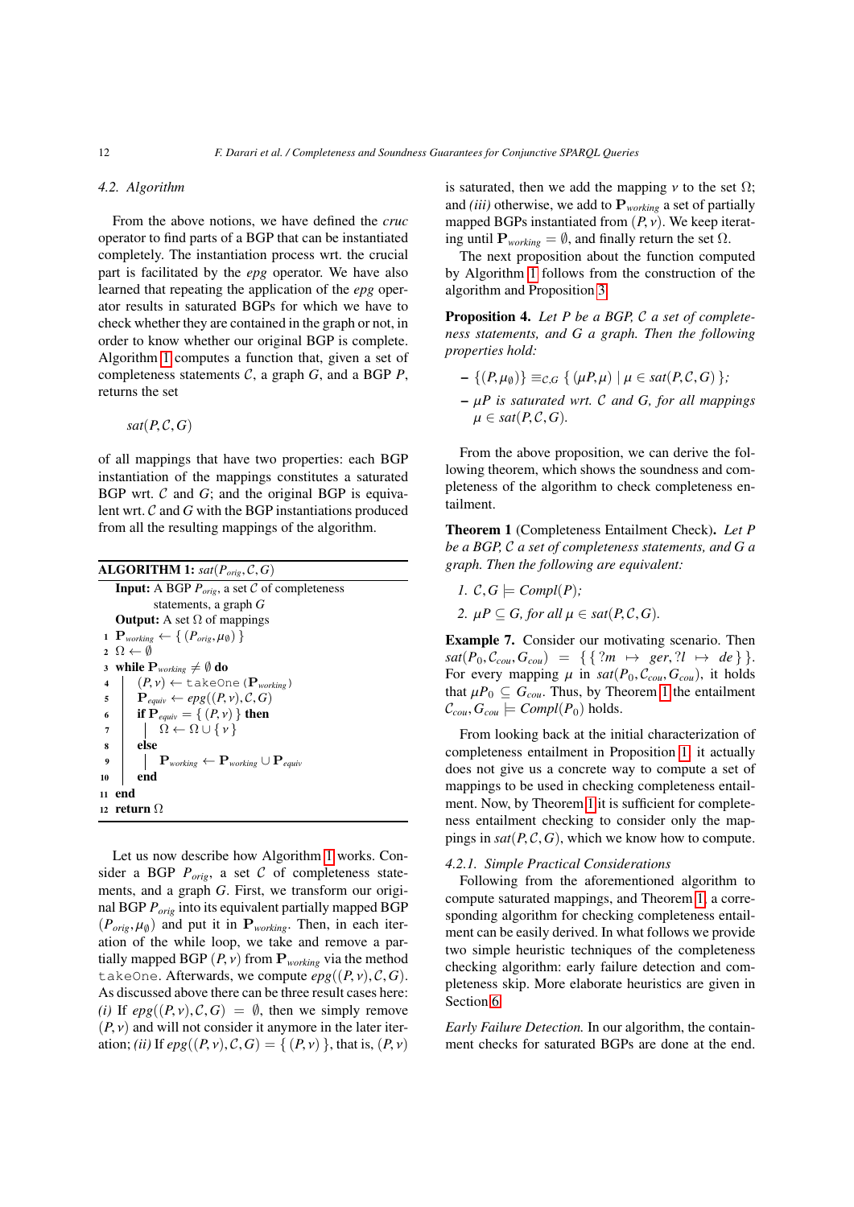### 4.2. Algorithm

From the above notions, we have defined the *cruc* operator to find parts of a BGP that can be instantiated completely. The instantiation process wrt. the crucial part is facilitated by the *epg* operator. We have also learned that repeating the application of the *epg* operator results in saturated BGPs for which we have to check whether they are contained in the graph or not, in order to know whether our original BGP is complete. Algorithm 1 computes a function that, given a set of completeness statements $\mathcal{C}$, a graph $G$, and a BGP $P$, returns the set

$$sat(P, \mathcal{C}, G)$$

of all mappings that have two properties: each BGP instantiation of the mappings constitutes a saturated BGP wrt. $\mathcal{C}$ and $G$; and the original BGP is equivalent wrt. $\mathcal{C}$ and $G$ with the BGP instantiations produced from all the resulting mappings of the algorithm.

**ALGORITHM 1:** $sat(P_{orig}, \mathcal{C}, G)$

```
   Input: A BGP P_orig, a set C of completeness
          statements, a graph G
   Output: A set Ω of mappings
 1 P_working ← { (P_orig, μ_∅) }
 2 Ω ← ∅
 3 while P_working ≠ ∅ do
 4 |   (P, ν) ← takeOne(P_working)
 5 |   P_equiv ← epg((P, ν), C, G)
 6 |   if P_equiv = { (P, ν) } then
 7 |   |   Ω ← Ω ∪ { ν }
 8 |   else
 9 |   |   P_working ← P_working ∪ P_equiv
10 |   end
11 end
12 return Ω
```

Let us now describe how Algorithm 1 works. Consider a BGP $P_{orig}$, a set $\mathcal{C}$ of completeness statements, and a graph $G$. First, we transform our original BGP $P_{orig}$ into its equivalent partially mapped BGP $(P_{orig}, \mu_\emptyset)$ and put it in $\mathbf{P}_{working}$. Then, in each iteration of the while loop, we take and remove a partially mapped BGP $(P, \nu)$ from $\mathbf{P}_{working}$ via the method `takeOne`. Afterwards, we compute $epg((P, \nu), \mathcal{C}, G)$. As discussed above there can be three result cases here: *(i)* If $epg((P, \nu), \mathcal{C}, G) = \emptyset$, then we simply remove $(P, \nu)$ and will not consider it anymore in the later iteration; *(ii)* If $epg((P, \nu), \mathcal{C}, G) = \{ (P, \nu) \}$, that is, $(P, \nu)$ is saturated, then we add the mapping $\nu$ to the set $\Omega$; and *(iii)* otherwise, we add to $\mathbf{P}_{working}$ a set of partially mapped BGPs instantiated from $(P, \nu)$. We keep iterating until $\mathbf{P}_{working} = \emptyset$, and finally return the set $\Omega$.

The next proposition about the function computed by Algorithm 1 follows from the construction of the algorithm and Proposition 3.

**Proposition 4.** *Let $P$ be a BGP, $\mathcal{C}$ a set of completeness statements, and $G$ a graph. Then the following properties hold:*

- $\{(P, \mu_\emptyset)\} \equiv_{\mathcal{C},G} \{ (\mu P, \mu) \mid \mu \in sat(P, \mathcal{C}, G) \}$;
- *$\mu P$ is saturated wrt. $\mathcal{C}$ and $G$, for all mappings $\mu \in sat(P, \mathcal{C}, G)$.*

From the above proposition, we can derive the following theorem, which shows the soundness and completeness of the algorithm to check completeness entailment.

**Theorem 1** (Completeness Entailment Check)**.** *Let $P$ be a BGP, $\mathcal{C}$ a set of completeness statements, and $G$ a graph. Then the following are equivalent:*

1. *$\mathcal{C}, G \models Compl(P)$;*
2. *$\mu P \subseteq G$, for all $\mu \in sat(P, \mathcal{C}, G)$.*

**Example 7.** Consider our motivating scenario. Then $sat(P_0, \mathcal{C}_{cou}, G_{cou}) = \{ \{ ?m \mapsto ger, ?l \mapsto de \} \}$. For every mapping $\mu$ in $sat(P_0, \mathcal{C}_{cou}, G_{cou})$, it holds that $\mu P_0 \subseteq G_{cou}$. Thus, by Theorem 1 the entailment $\mathcal{C}_{cou}, G_{cou} \models Compl(P_0)$ holds.

From looking back at the initial characterization of completeness entailment in Proposition 1, it actually does not give us a concrete way to compute a set of mappings to be used in checking completeness entailment. Now, by Theorem 1 it is sufficient for completeness entailment checking to consider only the mappings in $sat(P, \mathcal{C}, G)$, which we know how to compute.

#### 4.2.1. Simple Practical Considerations

Following from the aforementioned algorithm to compute saturated mappings, and Theorem 1, a corresponding algorithm for checking completeness entailment can be easily derived. In what follows we provide two simple heuristic techniques of the completeness checking algorithm: early failure detection and completeness skip. More elaborate heuristics are given in Section 6.

*Early Failure Detection.* In our algorithm, the containment checks for saturated BGPs are done at the end.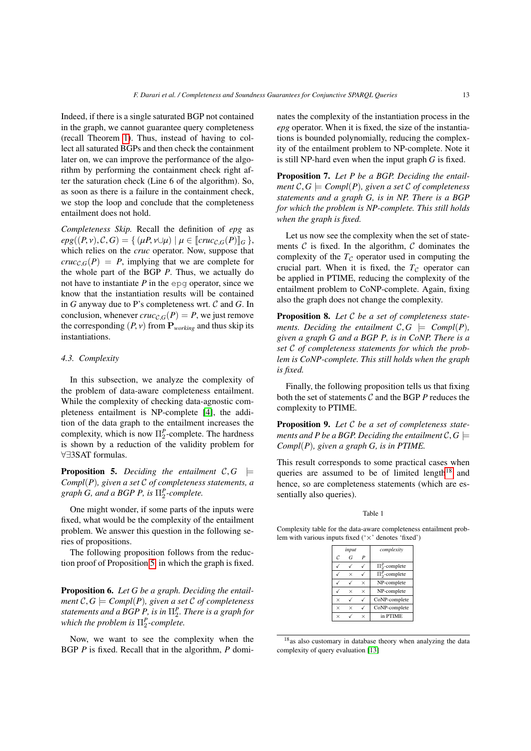Indeed, if there is a single saturated BGP not contained in the graph, we cannot guarantee query completeness (recall Theorem 1). Thus, instead of having to collect all saturated BGPs and then check the containment later on, we can improve the performance of the algorithm by performing the containment check right after the saturation check (Line 6 of the algorithm). So, as soon as there is a failure in the containment check, we stop the loop and conclude that the completeness entailment does not hold.

*Completeness Skip.* Recall the definition of $epg$ as $epg((P,\nu),\mathcal{C},G) = \{ (\mu P, \nu \cup \mu) \mid \mu \in [\![cruc_{\mathcal{C},G}(P)]\!]_G \}$, which relies on the $cruc$ operator. Now, suppose that $cruc_{\mathcal{C},G}(P) = P$, implying that we are complete for the whole part of the BGP $P$. Thus, we actually do not have to instantiate $P$ in the epg operator, since we know that the instantiation results will be contained in $G$ anyway due to P's completeness wrt. $\mathcal{C}$ and $G$. In conclusion, whenever $cruc_{\mathcal{C},G}(P) = P$, we just remove the corresponding $(P,\nu)$ from $\mathbf{P}_{working}$ and thus skip its instantiations.

### 4.3. Complexity

In this subsection, we analyze the complexity of the problem of data-aware completeness entailment. While the complexity of checking data-agnostic completeness entailment is NP-complete [4], the addition of the data graph to the entailment increases the complexity, which is now $\Pi^P_2$-complete. The hardness is shown by a reduction of the validity problem for $\forall\exists$3SAT formulas.

**Proposition 5.** *Deciding the entailment $\mathcal{C}, G \models Compl(P)$, given a set $\mathcal{C}$ of completeness statements, a graph $G$, and a BGP $P$, is $\Pi^P_2$-complete.*

One might wonder, if some parts of the inputs were fixed, what would be the complexity of the entailment problem. We answer this question in the following series of propositions.

The following proposition follows from the reduction proof of Proposition 5 in which the graph is fixed.

**Proposition 6.** *Let $G$ be a graph. Deciding the entailment $\mathcal{C}, G \models Compl(P)$, given a set $\mathcal{C}$ of completeness statements and a BGP $P$, is in $\Pi^P_2$. There is a graph for which the problem is $\Pi^P_2$-complete.*

Now, we want to see the complexity when the BGP $P$ is fixed. Recall that in the algorithm, $P$ dominates the complexity of the instantiation process in the $epg$ operator. When it is fixed, the size of the instantiations is bounded polynomially, reducing the complexity of the entailment problem to NP-complete. Note it is still NP-hard even when the input graph $G$ is fixed.

**Proposition 7.** *Let $P$ be a BGP. Deciding the entailment $\mathcal{C}, G \models Compl(P)$, given a set $\mathcal{C}$ of completeness statements and a graph $G$, is in NP. There is a BGP for which the problem is NP-complete. This still holds when the graph is fixed.*

Let us now see the complexity when the set of statements $\mathcal{C}$ is fixed. In the algorithm, $\mathcal{C}$ dominates the complexity of the $T_\mathcal{C}$ operator used in computing the crucial part. When it is fixed, the $T_\mathcal{C}$ operator can be applied in PTIME, reducing the complexity of the entailment problem to CoNP-complete. Again, fixing also the graph does not change the complexity.

**Proposition 8.** *Let $\mathcal{C}$ be a set of completeness statements. Deciding the entailment $\mathcal{C}, G \models Compl(P)$, given a graph $G$ and a BGP $P$, is in CoNP. There is a set $\mathcal{C}$ of completeness statements for which the problem is CoNP-complete. This still holds when the graph is fixed.*

Finally, the following proposition tells us that fixing both the set of statements $\mathcal{C}$ and the BGP $P$ reduces the complexity to PTIME.

**Proposition 9.** *Let $\mathcal{C}$ be a set of completeness statements and $P$ be a BGP. Deciding the entailment $\mathcal{C}, G \models Compl(P)$, given a graph $G$, is in PTIME.*

This result corresponds to some practical cases when queries are assumed to be of limited length[18] and hence, so are completeness statements (which are essentially also queries).

Table 1

Complexity table for the data-aware completeness entailment problem with various inputs fixed ('×' denotes 'fixed')

| input $\mathcal{C}$ | input $G$ | input $P$ | complexity |
|---|---|---|---|
| ✓ | ✓ | ✓ | $\Pi^P_2$-complete |
| ✓ | × | ✓ | $\Pi^P_2$-complete |
| ✓ | ✓ | × | NP-complete |
| ✓ | × | × | NP-complete |
| × | ✓ | ✓ | CoNP-complete |
| × | × | ✓ | CoNP-complete |
| × | ✓ | × | in PTIME |

[18] as also customary in database theory when analyzing the data complexity of query evaluation [13]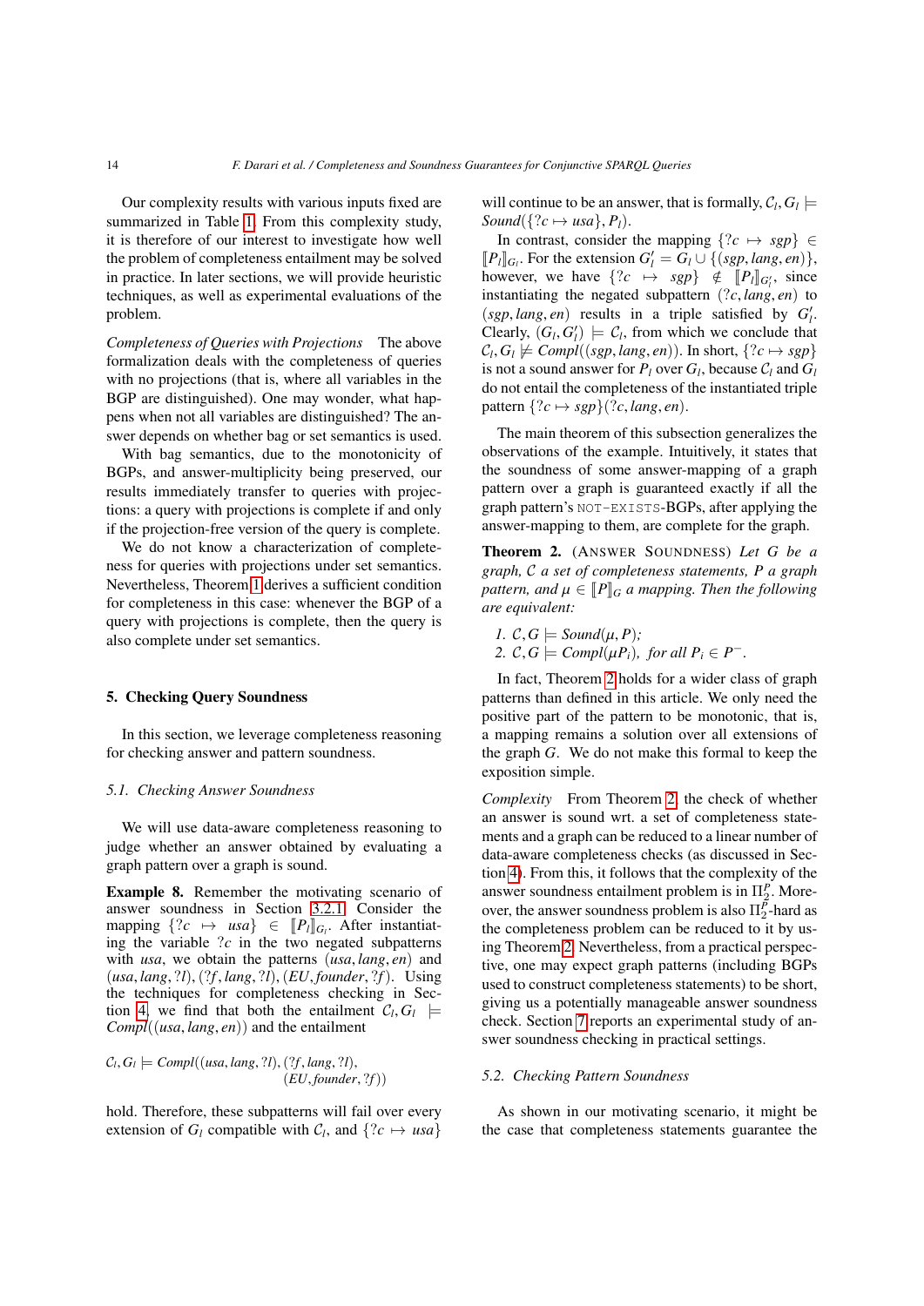Our complexity results with various inputs fixed are summarized in Table 1. From this complexity study, it is therefore of our interest to investigate how well the problem of completeness entailment may be solved in practice. In later sections, we will provide heuristic techniques, as well as experimental evaluations of the problem.

*Completeness of Queries with Projections* The above formalization deals with the completeness of queries with no projections (that is, where all variables in the BGP are distinguished). One may wonder, what happens when not all variables are distinguished? The answer depends on whether bag or set semantics is used.

With bag semantics, due to the monotonicity of BGPs, and answer-multiplicity being preserved, our results immediately transfer to queries with projections: a query with projections is complete if and only if the projection-free version of the query is complete.

We do not know a characterization of completeness for queries with projections under set semantics. Nevertheless, Theorem 1 derives a sufficient condition for completeness in this case: whenever the BGP of a query with projections is complete, then the query is also complete under set semantics.

## 5. Checking Query Soundness

In this section, we leverage completeness reasoning for checking answer and pattern soundness.

### 5.1. Checking Answer Soundness

We will use data-aware completeness reasoning to judge whether an answer obtained by evaluating a graph pattern over a graph is sound.

**Example 8.** Remember the motivating scenario of answer soundness in Section 3.2.1. Consider the mapping $\{?c \mapsto usa\} \in [\![P_l]\!]_{G_l}$. After instantiating the variable $?c$ in the two negated subpatterns with $usa$, we obtain the patterns $(usa, lang, en)$ and $(usa, lang, ?l), (?f, lang, ?l), (EU, founder, ?f)$. Using the techniques for completeness checking in Section 4, we find that both the entailment $\mathcal{C}_l, G_l \models Compl((usa, lang, en))$ and the entailment

$$\mathcal{C}_l, G_l \models Compl((usa, lang, ?l), (?f, lang, ?l), (EU, founder, ?f))$$

hold. Therefore, these subpatterns will fail over every extension of $G_l$ compatible with $\mathcal{C}_l$, and $\{?c \mapsto usa\}$ will continue to be an answer, that is formally, $\mathcal{C}_l, G_l \models Sound(\{?c \mapsto usa\}, P_l)$.

In contrast, consider the mapping $\{?c \mapsto sgp\} \in [\![P_l]\!]_{G_l}$. For the extension $G'_l = G_l \cup \{(sgp, lang, en)\}$, however, we have $\{?c \mapsto sgp\} \notin [\![P_l]\!]_{G'_l}$, since instantiating the negated subpattern $(?c, lang, en)$ to $(sgp, lang, en)$ results in a triple satisfied by $G'_l$. Clearly, $(G_l, G'_l) \models \mathcal{C}_l$, from which we conclude that $\mathcal{C}_l, G_l \not\models Compl((sgp, lang, en))$. In short, $\{?c \mapsto sgp\}$ is not a sound answer for $P_l$ over $G_l$, because $\mathcal{C}_l$ and $G_l$ do not entail the completeness of the instantiated triple pattern $\{?c \mapsto sgp\}(?c, lang, en)$.

The main theorem of this subsection generalizes the observations of the example. Intuitively, it states that the soundness of some answer-mapping of a graph pattern over a graph is guaranteed exactly if all the graph pattern's `NOT-EXISTS`-BGPs, after applying the answer-mapping to them, are complete for the graph.

**Theorem 2.** (Answer Soundness) *Let $G$ be a graph, $\mathcal{C}$ a set of completeness statements, $P$ a graph pattern, and $\mu \in [\![P]\!]_G$ a mapping. Then the following are equivalent:*

1. *$\mathcal{C}, G \models Sound(\mu, P)$;*
2. *$\mathcal{C}, G \models Compl(\mu P_i)$, for all $P_i \in P^-$.*

In fact, Theorem 2 holds for a wider class of graph patterns than defined in this article. We only need the positive part of the pattern to be monotonic, that is, a mapping remains a solution over all extensions of the graph $G$. We do not make this formal to keep the exposition simple.

*Complexity* From Theorem 2, the check of whether an answer is sound wrt. a set of completeness statements and a graph can be reduced to a linear number of data-aware completeness checks (as discussed in Section 4). From this, it follows that the complexity of the answer soundness entailment problem is in $\Pi_2^P$. Moreover, the answer soundness problem is also $\Pi_2^P$-hard as the completeness problem can be reduced to it by using Theorem 2. Nevertheless, from a practical perspective, one may expect graph patterns (including BGPs used to construct completeness statements) to be short, giving us a potentially manageable answer soundness check. Section 7 reports an experimental study of answer soundness checking in practical settings.

### 5.2. Checking Pattern Soundness

As shown in our motivating scenario, it might be the case that completeness statements guarantee the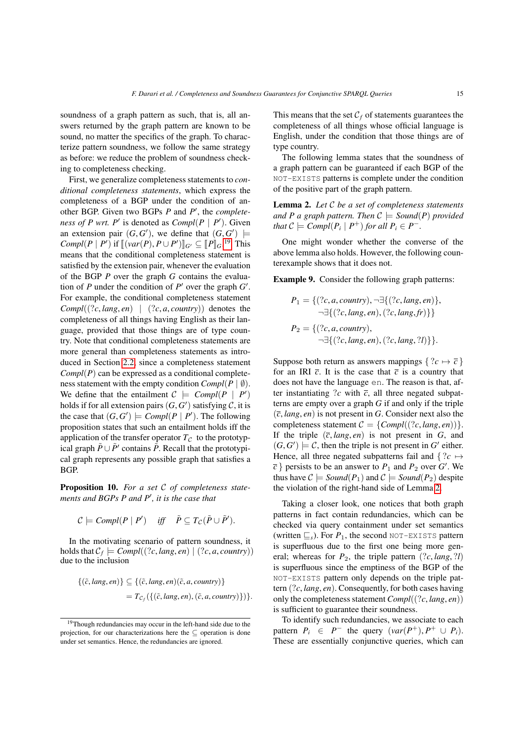soundness of a graph pattern as such, that is, all answers returned by the graph pattern are known to be sound, no matter the specifics of the graph. To characterize pattern soundness, we follow the same strategy as before: we reduce the problem of soundness checking to completeness checking.

First, we generalize completeness statements to *conditional completeness statements*, which express the completeness of a BGP under the condition of another BGP. Given two BGPs $P$ and $P'$, the *completeness of $P$ wrt. $P'$* is denoted as $Compl(P \mid P')$. Given an extension pair $(G, G')$, we define that $(G, G') \models Compl(P \mid P')$ if $[\![(var(P), P \cup P')]\!]_{G'} \subseteq [\![P]\!]_G$.[19] This means that the conditional completeness statement is satisfied by the extension pair, whenever the evaluation of the BGP $P$ over the graph $G$ contains the evaluation of $P$ under the condition of $P'$ over the graph $G'$. For example, the conditional completeness statement $Compl((?c, lang, en) \mid (?c, a, country))$ denotes the completeness of all things having English as their language, provided that those things are of type country. Note that conditional completeness statements are more general than completeness statements as introduced in Section 2.2, since a completeness statement $Compl(P)$ can be expressed as a conditional completeness statement with the empty condition $Compl(P \mid \emptyset)$. We define that the entailment $\mathcal{C} \models Compl(P \mid P')$ holds if for all extension pairs $(G, G')$ satisfying $\mathcal{C}$, it is the case that $(G, G') \models Compl(P \mid P')$. The following proposition states that such an entailment holds iff the application of the transfer operator $T_{\mathcal{C}}$ to the prototypical graph $\tilde{P} \cup \tilde{P}'$ contains $\tilde{P}$. Recall that the prototypical graph represents any possible graph that satisfies a BGP.

**Proposition 10.** *For a set $\mathcal{C}$ of completeness statements and BGPs $P$ and $P'$, it is the case that*

$$\mathcal{C} \models Compl(P \mid P') \quad \textit{iff} \quad \tilde{P} \subseteq T_{\mathcal{C}}(\tilde{P} \cup \tilde{P}').$$

In the motivating scenario of pattern soundness, it holds that $\mathcal{C}_f \models Compl((?c, lang, en) \mid (?c, a, country))$ due to the inclusion

$$\begin{aligned}\{(\tilde{c}, lang, en)\} &\subseteq \{(\tilde{c}, lang, en)(\tilde{c}, a, country)\} \\ &= T_{\mathcal{C}_f}(\{(\tilde{c}, lang, en), (\tilde{c}, a, country)\}).\end{aligned}$$

This means that the set $\mathcal{C}_f$ of statements guarantees the completeness of all things whose official language is English, under the condition that those things are of type country.

The following lemma states that the soundness of a graph pattern can be guaranteed if each BGP of the `NOT-EXISTS` patterns is complete under the condition of the positive part of the graph pattern.

**Lemma 2.** *Let $\mathcal{C}$ be a set of completeness statements and $P$ a graph pattern. Then $\mathcal{C} \models Sound(P)$ provided that $\mathcal{C} \models Compl(P_i \mid P^+)$ for all $P_i \in P^-$.*

One might wonder whether the converse of the above lemma also holds. However, the following counterexample shows that it does not.

**Example 9.** Consider the following graph patterns:

$$\begin{aligned}P_1 = \{&(?c, a, country), \neg\exists\{(?c, lang, en)\}, \\ &\neg\exists\{(?c, lang, en), (?c, lang, fr)\}\} \\ P_2 = \{&(?c, a, country), \\ &\neg\exists\{(?c, lang, en), (?c, lang, ?l)\}\}.\end{aligned}$$

Suppose both return as answers mappings $\{\, ?c \mapsto \overline{c}\,\}$ for an IRI $\overline{c}$. It is the case that $\overline{c}$ is a country that does not have the language `en`. The reason is that, after instantiating $?c$ with $\overline{c}$, all three negated subpatterns are empty over a graph $G$ if and only if the triple $(\overline{c}, lang, en)$ is not present in $G$. Consider next also the completeness statement $\mathcal{C} = \{Compl((?c, lang, en))\}$. If the triple $(\overline{c}, lang, en)$ is not present in $G$, and $(G, G') \models \mathcal{C}$, then the triple is not present in $G'$ either. Hence, all three negated subpatterns fail and $\{\, ?c \mapsto \overline{c}\,\}$ persists to be an answer to $P_1$ and $P_2$ over $G'$. We thus have $\mathcal{C} \models Sound(P_1)$ and $\mathcal{C} \models Sound(P_2)$ despite the violation of the right-hand side of Lemma 2.

Taking a closer look, one notices that both graph patterns in fact contain redundancies, which can be checked via query containment under set semantics (written $\sqsubseteq_s$). For $P_1$, the second `NOT-EXISTS` pattern is superfluous due to the first one being more general; whereas for $P_2$, the triple pattern $(?c, lang, ?l)$ is superfluous since the emptiness of the BGP of the `NOT-EXISTS` pattern only depends on the triple pattern $(?c, lang, en)$. Consequently, for both cases having only the completeness statement $Compl((?c, lang, en))$ is sufficient to guarantee their soundness.

To identify such redundancies, we associate to each pattern $P_i \in P^-$ the query $(var(P^+), P^+ \cup P_i)$. These are essentially conjunctive queries, which can

[19] Though redundancies may occur in the left-hand side due to the projection, for our characterizations here the $\subseteq$ operation is done under set semantics. Hence, the redundancies are ignored.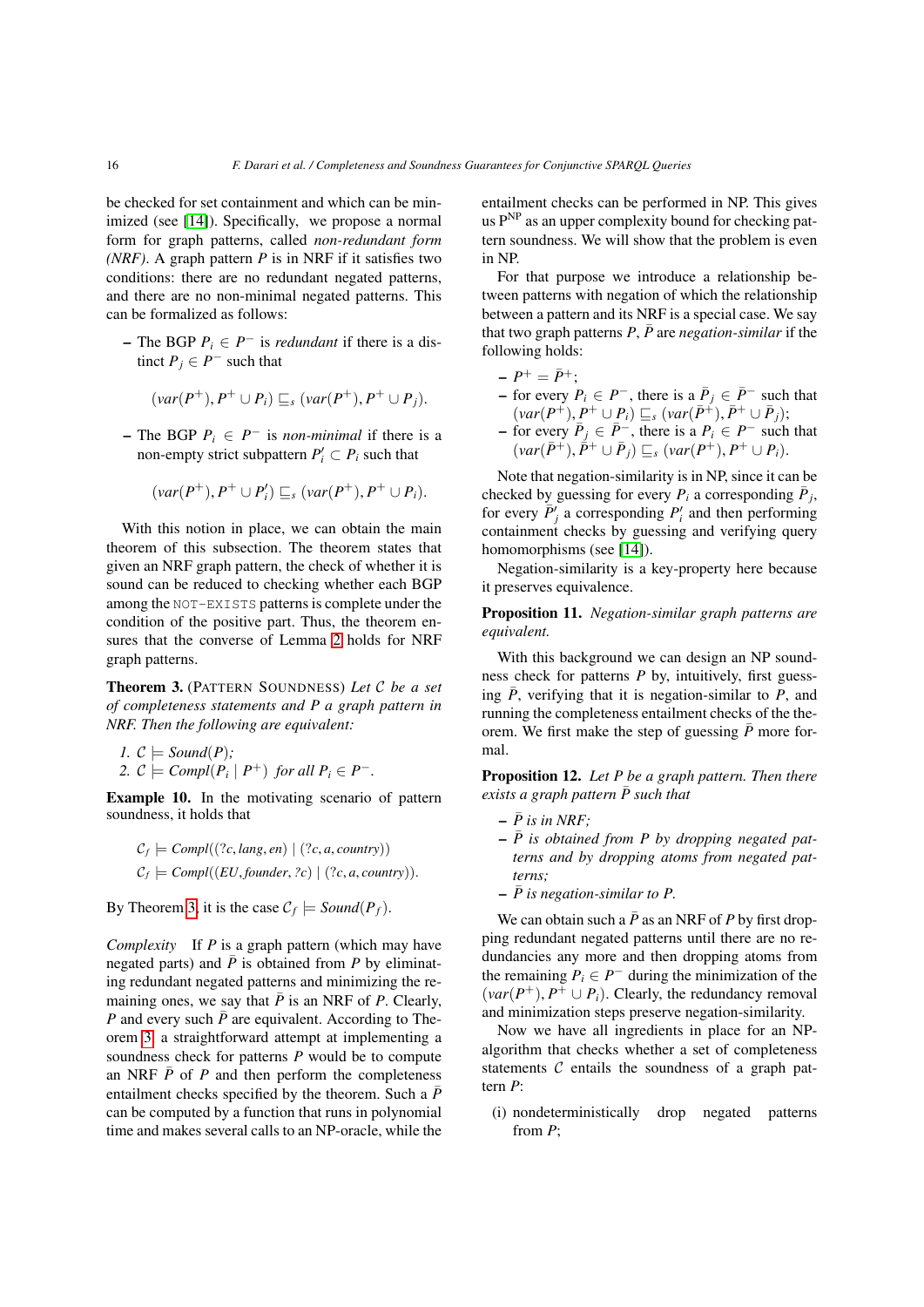be checked for set containment and which can be minimized (see [14]). Specifically, we propose a normal form for graph patterns, called *non-redundant form (NRF)*. A graph pattern $P$ is in NRF if it satisfies two conditions: there are no redundant negated patterns, and there are no non-minimal negated patterns. This can be formalized as follows:

– The BGP $P_i \in P^-$ is *redundant* if there is a distinct $P_j \in P^-$ such that

$$(var(P^+), P^+ \cup P_i) \sqsubseteq_s (var(P^+), P^+ \cup P_j).$$

– The BGP $P_i \in P^-$ is *non-minimal* if there is a non-empty strict subpattern $P'_i \subset P_i$ such that

$$(var(P^+), P^+ \cup P'_i) \sqsubseteq_s (var(P^+), P^+ \cup P_i).$$

With this notion in place, we can obtain the main theorem of this subsection. The theorem states that given an NRF graph pattern, the check of whether it is sound can be reduced to checking whether each BGP among the `NOT-EXISTS` patterns is complete under the condition of the positive part. Thus, the theorem ensures that the converse of Lemma 2 holds for NRF graph patterns.

**Theorem 3.** (PATTERN SOUNDNESS) *Let $\mathcal{C}$ be a set of completeness statements and $P$ a graph pattern in NRF. Then the following are equivalent:*

1. $\mathcal{C} \models Sound(P)$;
2. $\mathcal{C} \models Compl(P_i \mid P^+)$ *for all* $P_i \in P^-$.

**Example 10.** In the motivating scenario of pattern soundness, it holds that

$$\mathcal{C}_f \models Compl((?c, lang, en) \mid (?c, a, country))$$
$$\mathcal{C}_f \models Compl((EU, founder, ?c) \mid (?c, a, country)).$$

By Theorem 3, it is the case $\mathcal{C}_f \models Sound(P_f)$.

*Complexity* If $P$ is a graph pattern (which may have negated parts) and $\bar{P}$ is obtained from $P$ by eliminating redundant negated patterns and minimizing the remaining ones, we say that $\bar{P}$ is an NRF of $P$. Clearly, $P$ and every such $\bar{P}$ are equivalent. According to Theorem 3, a straightforward attempt at implementing a soundness check for patterns $P$ would be to compute an NRF $\bar{P}$ of $P$ and then perform the completeness entailment checks specified by the theorem. Such a $\bar{P}$ can be computed by a function that runs in polynomial time and makes several calls to an NP-oracle, while the entailment checks can be performed in NP. This gives us $\mathrm{P}^{\mathrm{NP}}$ as an upper complexity bound for checking pattern soundness. We will show that the problem is even in NP.

For that purpose we introduce a relationship between patterns with negation of which the relationship between a pattern and its NRF is a special case. We say that two graph patterns $P$, $\bar{P}$ are *negation-similar* if the following holds:

– $P^+ = \bar{P}^+$;
– for every $P_i \in P^-$, there is a $\bar{P}_j \in \bar{P}^-$ such that $(var(P^+), P^+ \cup P_i) \sqsubseteq_s (var(\bar{P}^+), \bar{P}^+ \cup \bar{P}_j)$;
– for every $\bar{P}_j \in \bar{P}^-$, there is a $P_i \in P^-$ such that $(var(\bar{P}^+), \bar{P}^+ \cup \bar{P}_j) \sqsubseteq_s (var(P^+), P^+ \cup P_i)$.

Note that negation-similarity is in NP, since it can be checked by guessing for every $P_i$ a corresponding $\bar{P}_j$, for every $\bar{P}'_j$ a corresponding $P'_i$ and then performing containment checks by guessing and verifying query homomorphisms (see [14]).

Negation-similarity is a key-property here because it preserves equivalence.

**Proposition 11.** *Negation-similar graph patterns are equivalent.*

With this background we can design an NP soundness check for patterns $P$ by, intuitively, first guessing $\bar{P}$, verifying that it is negation-similar to $P$, and running the completeness entailment checks of the theorem. We first make the step of guessing $\bar{P}$ more formal.

**Proposition 12.** *Let $P$ be a graph pattern. Then there exists a graph pattern $\bar{P}$ such that*

– *$\bar{P}$ is in NRF;*
– *$\bar{P}$ is obtained from $P$ by dropping negated patterns and by dropping atoms from negated patterns;*
– *$\bar{P}$ is negation-similar to $P$.*

We can obtain such a $\bar{P}$ as an NRF of $P$ by first dropping redundant negated patterns until there are no redundancies any more and then dropping atoms from the remaining $P_i \in P^-$ during the minimization of the $(var(P^+), P^+ \cup P_i)$. Clearly, the redundancy removal and minimization steps preserve negation-similarity.

Now we have all ingredients in place for an NP-algorithm that checks whether a set of completeness statements $\mathcal{C}$ entails the soundness of a graph pattern $P$:

(i) nondeterministically drop negated patterns from $P$;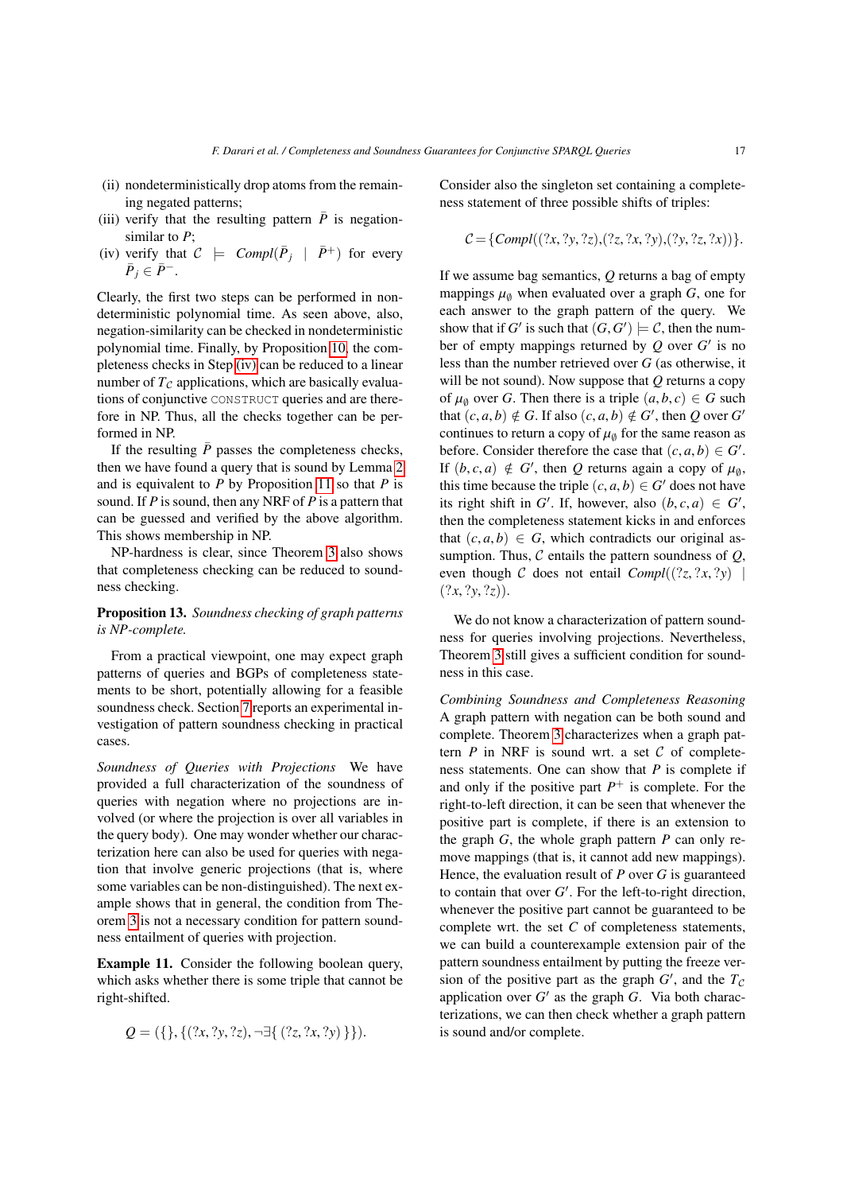(ii) nondeterministically drop atoms from the remaining negated patterns;
(iii) verify that the resulting pattern $\bar{P}$ is negation-similar to $P$;
(iv) verify that $\mathcal{C} \models \mathit{Compl}(\bar{P}_j \mid \bar{P}^+)$ for every $\bar{P}_j \in \bar{P}^-$.

Clearly, the first two steps can be performed in nondeterministic polynomial time. As seen above, also, negation-similarity can be checked in nondeterministic polynomial time. Finally, by Proposition 10, the completeness checks in Step (iv) can be reduced to a linear number of $T_\mathcal{C}$ applications, which are basically evaluations of conjunctive CONSTRUCT queries and are therefore in NP. Thus, all the checks together can be performed in NP.

If the resulting $\bar{P}$ passes the completeness checks, then we have found a query that is sound by Lemma 2 and is equivalent to $P$ by Proposition 11 so that $P$ is sound. If $P$ is sound, then any NRF of $P$ is a pattern that can be guessed and verified by the above algorithm. This shows membership in NP.

NP-hardness is clear, since Theorem 3 also shows that completeness checking can be reduced to soundness checking.

**Proposition 13.** *Soundness checking of graph patterns is NP-complete.*

From a practical viewpoint, one may expect graph patterns of queries and BGPs of completeness statements to be short, potentially allowing for a feasible soundness check. Section 7 reports an experimental investigation of pattern soundness checking in practical cases.

*Soundness of Queries with Projections* We have provided a full characterization of the soundness of queries with negation where no projections are involved (or where the projection is over all variables in the query body). One may wonder whether our characterization here can also be used for queries with negation that involve generic projections (that is, where some variables can be non-distinguished). The next example shows that in general, the condition from Theorem 3 is not a necessary condition for pattern soundness entailment of queries with projection.

**Example 11.** Consider the following boolean query, which asks whether there is some triple that cannot be right-shifted.

$$Q = (\{\}, \{(?x, ?y, ?z), \neg\exists\{\,(?z, ?x, ?y)\,\}\}).$$

Consider also the singleton set containing a completeness statement of three possible shifts of triples:

$$\mathcal{C} = \{\mathit{Compl}((?x, ?y, ?z), (?z, ?x, ?y), (?y, ?z, ?x))\}.$$

If we assume bag semantics, $Q$ returns a bag of empty mappings $\mu_\emptyset$ when evaluated over a graph $G$, one for each answer to the graph pattern of the query. We show that if $G'$ is such that $(G, G') \models \mathcal{C}$, then the number of empty mappings returned by $Q$ over $G'$ is no less than the number retrieved over $G$ (as otherwise, it will be not sound). Now suppose that $Q$ returns a copy of $\mu_\emptyset$ over $G$. Then there is a triple $(a, b, c) \in G$ such that $(c, a, b) \notin G$. If also $(c, a, b) \notin G'$, then $Q$ over $G'$ continues to return a copy of $\mu_\emptyset$ for the same reason as before. Consider therefore the case that $(c, a, b) \in G'$. If $(b, c, a) \notin G'$, then $Q$ returns again a copy of $\mu_\emptyset$, this time because the triple $(c, a, b) \in G'$ does not have its right shift in $G'$. If, however, also $(b, c, a) \in G'$, then the completeness statement kicks in and enforces that $(c, a, b) \in G$, which contradicts our original assumption. Thus, $\mathcal{C}$ entails the pattern soundness of $Q$, even though $\mathcal{C}$ does not entail $\mathit{Compl}((?z, ?x, ?y) \mid (?x, ?y, ?z))$.

We do not know a characterization of pattern soundness for queries involving projections. Nevertheless, Theorem 3 still gives a sufficient condition for soundness in this case.

*Combining Soundness and Completeness Reasoning* A graph pattern with negation can be both sound and complete. Theorem 3 characterizes when a graph pattern $P$ in NRF is sound wrt. a set $\mathcal{C}$ of completeness statements. One can show that $P$ is complete if and only if the positive part $P^+$ is complete. For the right-to-left direction, it can be seen that whenever the positive part is complete, if there is an extension to the graph $G$, the whole graph pattern $P$ can only remove mappings (that is, it cannot add new mappings). Hence, the evaluation result of $P$ over $G$ is guaranteed to contain that over $G'$. For the left-to-right direction, whenever the positive part cannot be guaranteed to be complete wrt. the set $C$ of completeness statements, we can build a counterexample extension pair of the pattern soundness entailment by putting the freeze version of the positive part as the graph $G'$, and the $T_\mathcal{C}$ application over $G'$ as the graph $G$. Via both characterizations, we can then check whether a graph pattern is sound and/or complete.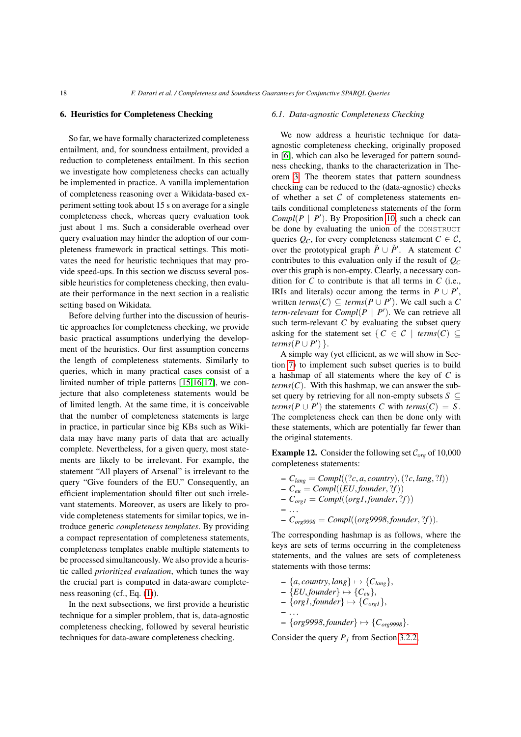## 6. Heuristics for Completeness Checking

So far, we have formally characterized completeness entailment, and, for soundness entailment, provided a reduction to completeness entailment. In this section we investigate how completeness checks can actually be implemented in practice. A vanilla implementation of completeness reasoning over a Wikidata-based experiment setting took about 15 s on average for a single completeness check, whereas query evaluation took just about 1 ms. Such a considerable overhead over query evaluation may hinder the adoption of our completeness framework in practical settings. This motivates the need for heuristic techniques that may provide speed-ups. In this section we discuss several possible heuristics for completeness checking, then evaluate their performance in the next section in a realistic setting based on Wikidata.

Before delving further into the discussion of heuristic approaches for completeness checking, we provide basic practical assumptions underlying the development of the heuristics. Our first assumption concerns the length of completeness statements. Similarly to queries, which in many practical cases consist of a limited number of triple patterns [15,16,17], we conjecture that also completeness statements would be of limited length. At the same time, it is conceivable that the number of completeness statements is large in practice, in particular since big KBs such as Wikidata may have many parts of data that are actually complete. Nevertheless, for a given query, most statements are likely to be irrelevant. For example, the statement "All players of Arsenal" is irrelevant to the query "Give founders of the EU." Consequently, an efficient implementation should filter out such irrelevant statements. Moreover, as users are likely to provide completeness statements for similar topics, we introduce generic *completeness templates*. By providing a compact representation of completeness statements, completeness templates enable multiple statements to be processed simultaneously. We also provide a heuristic called *prioritized evaluation*, which tunes the way the crucial part is computed in data-aware completeness reasoning (cf., Eq. (1)).

In the next subsections, we first provide a heuristic technique for a simpler problem, that is, data-agnostic completeness checking, followed by several heuristic techniques for data-aware completeness checking.

### 6.1. Data-agnostic Completeness Checking

We now address a heuristic technique for data-agnostic completeness checking, originally proposed in [6], which can also be leveraged for pattern soundness checking, thanks to the characterization in Theorem 3. The theorem states that pattern soundness checking can be reduced to the (data-agnostic) checks of whether a set $\mathcal{C}$ of completeness statements entails conditional completeness statements of the form $Compl(P \mid P')$. By Proposition 10, such a check can be done by evaluating the union of the CONSTRUCT queries $Q_C$, for every completeness statement $C \in \mathcal{C}$, over the prototypical graph $\tilde{P} \cup \tilde{P}'$. A statement $C$ contributes to this evaluation only if the result of $Q_C$ over this graph is non-empty. Clearly, a necessary condition for $C$ to contribute is that all terms in $C$ (i.e., IRIs and literals) occur among the terms in $P \cup P'$, written $terms(C) \subseteq terms(P \cup P')$. We call such a $C$ *term-relevant* for $Compl(P \mid P')$. We can retrieve all such term-relevant $C$ by evaluating the subset query asking for the statement set $\{ C \in \mathcal{C} \mid terms(C) \subseteq terms(P \cup P') \}$.

A simple way (yet efficient, as we will show in Section 7) to implement such subset queries is to build a hashmap of all statements where the key of $C$ is $terms(C)$. With this hashmap, we can answer the subset query by retrieving for all non-empty subsets $S \subseteq terms(P \cup P')$ the statements $C$ with $terms(C) = S$. The completeness check can then be done only with these statements, which are potentially far fewer than the original statements.

**Example 12.** Consider the following set $\mathcal{C}_{org}$ of 10,000 completeness statements:

- $C_{lang} = Compl((?c, a, country), (?c, lang, ?l))$
- $C_{eu} = Compl((EU, founder, ?f))$
- $C_{org1} = Compl((org1, founder, ?f))$
- ...
- $C_{org9998} = Compl((org9998, founder, ?f))$.

The corresponding hashmap is as follows, where the keys are sets of terms occurring in the completeness statements, and the values are sets of completeness statements with those terms:

- $\{a, country, lang\} \mapsto \{C_{lang}\}$,
- $\{EU, founder\} \mapsto \{C_{eu}\}$,
- $\{org1, founder\} \mapsto \{C_{org1}\}$,
- ...
- $\{org9998, founder\} \mapsto \{C_{org9998}\}$.

Consider the query $P_f$ from Section 3.2.2.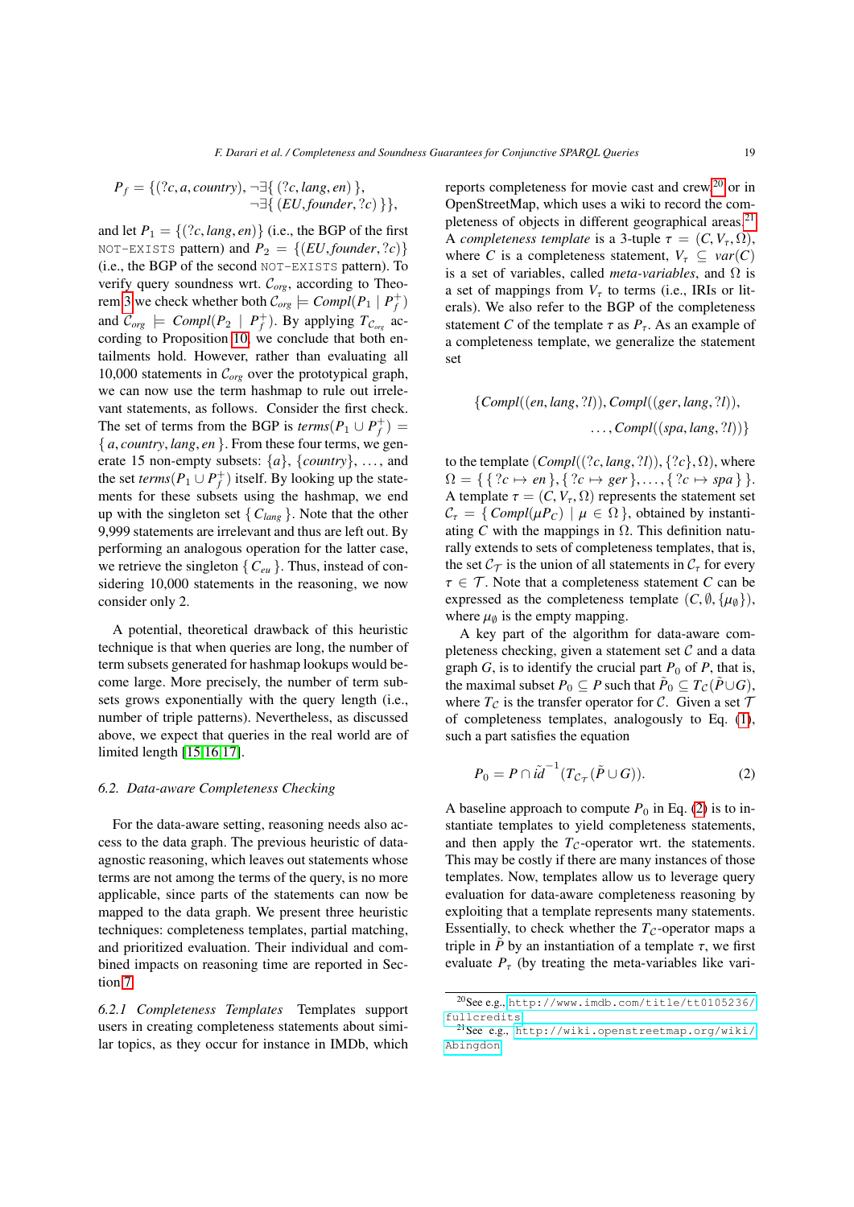$$P_f = \{ (?c, a, country), \neg\exists\{ (?c, lang, en) \}, \neg\exists\{ (EU, founder, ?c) \} \},$$

and let $P_1 = \{(?c, lang, en)\}$ (i.e., the BGP of the first `NOT-EXISTS` pattern) and $P_2 = \{(EU, founder, ?c)\}$ (i.e., the BGP of the second `NOT-EXISTS` pattern). To verify query soundness wrt. $\mathcal{C}_{org}$, according to Theorem 3 we check whether both $\mathcal{C}_{org} \models Compl(P_1 \mid P_f^+)$ and $\mathcal{C}_{org} \models Compl(P_2 \mid P_f^+)$. By applying $T_{\mathcal{C}_{org}}$ according to Proposition 10, we conclude that both entailments hold. However, rather than evaluating all 10,000 statements in $\mathcal{C}_{org}$ over the prototypical graph, we can now use the term hashmap to rule out irrelevant statements, as follows. Consider the first check. The set of terms from the BGP is $terms(P_1 \cup P_f^+) = \{ a, country, lang, en \}$. From these four terms, we generate 15 non-empty subsets: $\{a\}$, $\{country\}$, ..., and the set $terms(P_1 \cup P_f^+)$ itself. By looking up the statements for these subsets using the hashmap, we end up with the singleton set $\{ C_{lang} \}$. Note that the other 9,999 statements are irrelevant and thus are left out. By performing an analogous operation for the latter case, we retrieve the singleton $\{ C_{eu} \}$. Thus, instead of considering 10,000 statements in the reasoning, we now consider only 2.

A potential, theoretical drawback of this heuristic technique is that when queries are long, the number of term subsets generated for hashmap lookups would become large. More precisely, the number of term subsets grows exponentially with the query length (i.e., number of triple patterns). Nevertheless, as discussed above, we expect that queries in the real world are of limited length [15,16,17].

### 6.2. Data-aware Completeness Checking

For the data-aware setting, reasoning needs also access to the data graph. The previous heuristic of data-agnostic reasoning, which leaves out statements whose terms are not among the terms of the query, is no more applicable, since parts of the statements can now be mapped to the data graph. We present three heuristic techniques: completeness templates, partial matching, and prioritized evaluation. Their individual and combined impacts on reasoning time are reported in Section 7.

*6.2.1 Completeness Templates* Templates support users in creating completeness statements about similar topics, as they occur for instance in IMDb, which reports completeness for movie cast and crew[20] or in OpenStreetMap, which uses a wiki to record the completeness of objects in different geographical areas.[21] A *completeness template* is a 3-tuple $\tau = (C, V_\tau, \Omega)$, where $C$ is a completeness statement, $V_\tau \subseteq var(C)$ is a set of variables, called *meta-variables*, and $\Omega$ is a set of mappings from $V_\tau$ to terms (i.e., IRIs or literals). We also refer to the BGP of the completeness statement $C$ of the template $\tau$ as $P_\tau$. As an example of a completeness template, we generalize the statement set

$$\{Compl((en, lang, ?l)), Compl((ger, lang, ?l)), \ldots, Compl((spa, lang, ?l))\}$$

to the template $(Compl((?c, lang, ?l)), \{?c\}, \Omega)$, where $\Omega = \{ \{ ?c \mapsto en \}, \{ ?c \mapsto ger \}, \ldots, \{ ?c \mapsto spa \} \}$. A template $\tau = (C, V_\tau, \Omega)$ represents the statement set $\mathcal{C}_\tau = \{ Compl(\mu P_C) \mid \mu \in \Omega \}$, obtained by instantiating $C$ with the mappings in $\Omega$. This definition naturally extends to sets of completeness templates, that is, the set $\mathcal{C}_\mathcal{T}$ is the union of all statements in $\mathcal{C}_\tau$ for every $\tau \in \mathcal{T}$. Note that a completeness statement $C$ can be expressed as the completeness template $(C, \emptyset, \{\mu_\emptyset\})$, where $\mu_\emptyset$ is the empty mapping.

A key part of the algorithm for data-aware completeness checking, given a statement set $\mathcal{C}$ and a data graph $G$, is to identify the crucial part $P_0$ of $P$, that is, the maximal subset $P_0 \subseteq P$ such that $\tilde{P}_0 \subseteq T_\mathcal{C}(\tilde{P} \cup G)$, where $T_\mathcal{C}$ is the transfer operator for $\mathcal{C}$. Given a set $\mathcal{T}$ of completeness templates, analogously to Eq. (1), such a part satisfies the equation

$$P_0 = P \cap \tilde{id}^{-1}(T_{\mathcal{C}_\mathcal{T}}(\tilde{P} \cup G)). \tag{2}$$

A baseline approach to compute $P_0$ in Eq. (2) is to instantiate templates to yield completeness statements, and then apply the $T_\mathcal{C}$-operator wrt. the statements. This may be costly if there are many instances of those templates. Now, templates allow us to leverage query evaluation for data-aware completeness reasoning by exploiting that a template represents many statements. Essentially, to check whether the $T_\mathcal{C}$-operator maps a triple in $\tilde{P}$ by an instantiation of a template $\tau$, we first evaluate $P_\tau$ (by treating the meta-variables like vari-

[20] See e.g., http://www.imdb.com/title/tt0105236/fullcredits

[21] See e.g., http://wiki.openstreetmap.org/wiki/Abingdon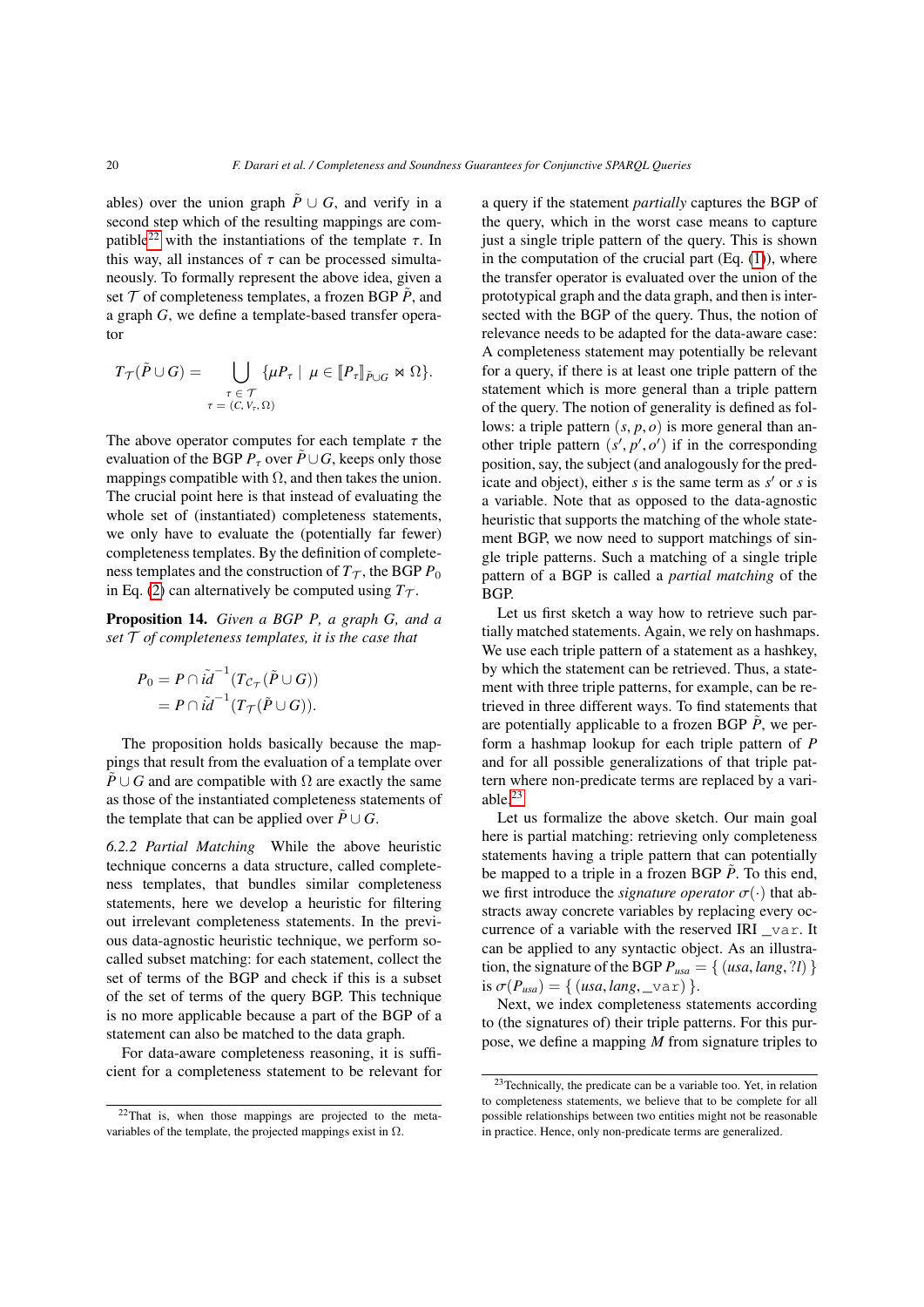ables) over the union graph $\tilde{P} \cup G$, and verify in a second step which of the resulting mappings are compatible[22] with the instantiations of the template $\tau$. In this way, all instances of $\tau$ can be processed simultaneously. To formally represent the above idea, given a set $\mathcal{T}$ of completeness templates, a frozen BGP $\tilde{P}$, and a graph $G$, we define a template-based transfer operator

$$T_{\mathcal{T}}(\tilde{P} \cup G) = \bigcup_{\substack{\tau \in \mathcal{T} \\ \tau = (C, V_\tau, \Omega)}} \{\mu P_\tau \mid \mu \in [\![P_\tau]\!]_{\tilde{P} \cup G} \bowtie \Omega\}.$$

The above operator computes for each template $\tau$ the evaluation of the BGP $P_\tau$ over $\tilde{P} \cup G$, keeps only those mappings compatible with $\Omega$, and then takes the union. The crucial point here is that instead of evaluating the whole set of (instantiated) completeness statements, we only have to evaluate the (potentially far fewer) completeness templates. By the definition of completeness templates and the construction of $T_{\mathcal{T}}$, the BGP $P_0$ in Eq. (2) can alternatively be computed using $T_{\mathcal{T}}$.

**Proposition 14.** *Given a BGP $P$, a graph $G$, and a set $\mathcal{T}$ of completeness templates, it is the case that*

$$\begin{aligned} P_0 &= P \cap \tilde{id}^{-1}(T_{\mathcal{C}_{\mathcal{T}}}(\tilde{P} \cup G)) \\ &= P \cap \tilde{id}^{-1}(T_{\mathcal{T}}(\tilde{P} \cup G)). \end{aligned}$$

The proposition holds basically because the mappings that result from the evaluation of a template over $\tilde{P} \cup G$ and are compatible with $\Omega$ are exactly the same as those of the instantiated completeness statements of the template that can be applied over $\tilde{P} \cup G$.

*6.2.2 Partial Matching* While the above heuristic technique concerns a data structure, called completeness templates, that bundles similar completeness statements, here we develop a heuristic for filtering out irrelevant completeness statements. In the previous data-agnostic heuristic technique, we perform so-called subset matching: for each statement, collect the set of terms of the BGP and check if this is a subset of the set of terms of the query BGP. This technique is no more applicable because a part of the BGP of a statement can also be matched to the data graph.

For data-aware completeness reasoning, it is sufficient for a completeness statement to be relevant for a query if the statement *partially* captures the BGP of the query, which in the worst case means to capture just a single triple pattern of the query. This is shown in the computation of the crucial part (Eq. (1)), where the transfer operator is evaluated over the union of the prototypical graph and the data graph, and then is intersected with the BGP of the query. Thus, the notion of relevance needs to be adapted for the data-aware case: A completeness statement may potentially be relevant for a query, if there is at least one triple pattern of the statement which is more general than a triple pattern of the query. The notion of generality is defined as follows: a triple pattern $(s, p, o)$ is more general than another triple pattern $(s', p', o')$ if in the corresponding position, say, the subject (and analogously for the predicate and object), either $s$ is the same term as $s'$ or $s$ is a variable. Note that as opposed to the data-agnostic heuristic that supports the matching of the whole statement BGP, we now need to support matchings of single triple patterns. Such a matching of a single triple pattern of a BGP is called a *partial matching* of the BGP.

Let us first sketch a way how to retrieve such partially matched statements. Again, we rely on hashmaps. We use each triple pattern of a statement as a hashkey, by which the statement can be retrieved. Thus, a statement with three triple patterns, for example, can be retrieved in three different ways. To find statements that are potentially applicable to a frozen BGP $\tilde{P}$, we perform a hashmap lookup for each triple pattern of $P$ and for all possible generalizations of that triple pattern where non-predicate terms are replaced by a variable.[23]

Let us formalize the above sketch. Our main goal here is partial matching: retrieving only completeness statements having a triple pattern that can potentially be mapped to a triple in a frozen BGP $\tilde{P}$. To this end, we first introduce the *signature operator* $\sigma(\cdot)$ that abstracts away concrete variables by replacing every occurrence of a variable with the reserved IRI `_var`. It can be applied to any syntactic object. As an illustration, the signature of the BGP $P_{usa} = \{ (usa, lang, ?l) \}$ is $\sigma(P_{usa}) = \{ (usa, lang, \texttt{\_var}) \}$.

Next, we index completeness statements according to (the signatures of) their triple patterns. For this purpose, we define a mapping $M$ from signature triples to

[22] That is, when those mappings are projected to the meta-variables of the template, the projected mappings exist in $\Omega$.

[23] Technically, the predicate can be a variable too. Yet, in relation to completeness statements, we believe that to be complete for all possible relationships between two entities might not be reasonable in practice. Hence, only non-predicate terms are generalized.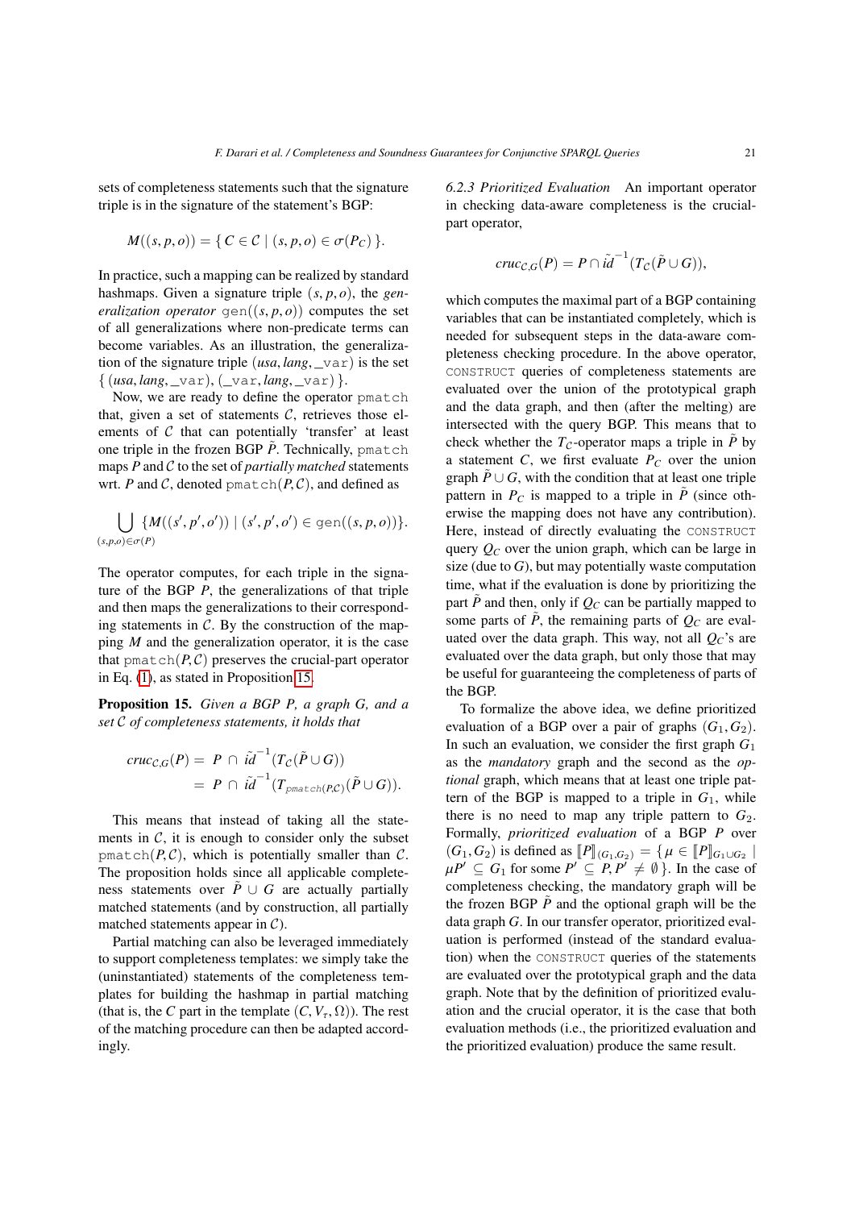sets of completeness statements such that the signature triple is in the signature of the statement's BGP:

$$M((s,p,o)) = \{\, C \in \mathcal{C} \mid (s,p,o) \in \sigma(P_C) \,\}.$$

In practice, such a mapping can be realized by standard hashmaps. Given a signature triple $(s,p,o)$, the *generalization operator* $\texttt{gen}((s,p,o))$ computes the set of all generalizations where non-predicate terms can become variables. As an illustration, the generalization of the signature triple $(usa, lang, \texttt{\_var})$ is the set $\{\, (usa, lang, \texttt{\_var}), (\texttt{\_var}, lang, \texttt{\_var}) \,\}$.

Now, we are ready to define the operator pmatch that, given a set of statements $\mathcal{C}$, retrieves those elements of $\mathcal{C}$ that can potentially 'transfer' at least one triple in the frozen BGP $\tilde{P}$. Technically, pmatch maps $P$ and $\mathcal{C}$ to the set of *partially matched* statements wrt. $P$ and $\mathcal{C}$, denoted $\texttt{pmatch}(P,\mathcal{C})$, and defined as

$$\bigcup_{(s,p,o)\in\sigma(P)} \{M((s',p',o')) \mid (s',p',o') \in \texttt{gen}((s,p,o))\}.$$

The operator computes, for each triple in the signature of the BGP $P$, the generalizations of that triple and then maps the generalizations to their corresponding statements in $\mathcal{C}$. By the construction of the mapping $M$ and the generalization operator, it is the case that $\texttt{pmatch}(P,\mathcal{C})$ preserves the crucial-part operator in Eq. (1), as stated in Proposition 15.

**Proposition 15.** *Given a BGP $P$, a graph $G$, and a set $\mathcal{C}$ of completeness statements, it holds that*

$$\begin{aligned} cruc_{\mathcal{C},G}(P) &= P \cap \tilde{id}^{-1}(T_{\mathcal{C}}(\tilde{P} \cup G)) \\ &= P \cap \tilde{id}^{-1}(T_{\texttt{pmatch}(P,\mathcal{C})}(\tilde{P} \cup G)). \end{aligned}$$

This means that instead of taking all the statements in $\mathcal{C}$, it is enough to consider only the subset $\texttt{pmatch}(P,\mathcal{C})$, which is potentially smaller than $\mathcal{C}$. The proposition holds since all applicable completeness statements over $\tilde{P} \cup G$ are actually partially matched statements (and by construction, all partially matched statements appear in $\mathcal{C}$).

Partial matching can also be leveraged immediately to support completeness templates: we simply take the (uninstantiated) statements of the completeness templates for building the hashmap in partial matching (that is, the $C$ part in the template $(C, V_\tau, \Omega)$). The rest of the matching procedure can then be adapted accordingly.

*6.2.3 Prioritized Evaluation* An important operator in checking data-aware completeness is the crucial-part operator,

$$cruc_{\mathcal{C},G}(P) = P \cap \tilde{id}^{-1}(T_{\mathcal{C}}(\tilde{P} \cup G)),$$

which computes the maximal part of a BGP containing variables that can be instantiated completely, which is needed for subsequent steps in the data-aware completeness checking procedure. In the above operator, CONSTRUCT queries of completeness statements are evaluated over the union of the prototypical graph and the data graph, and then (after the melting) are intersected with the query BGP. This means that to check whether the $T_{\mathcal{C}}$-operator maps a triple in $\tilde{P}$ by a statement $C$, we first evaluate $P_C$ over the union graph $\tilde{P} \cup G$, with the condition that at least one triple pattern in $P_C$ is mapped to a triple in $\tilde{P}$ (since otherwise the mapping does not have any contribution). Here, instead of directly evaluating the CONSTRUCT query $Q_C$ over the union graph, which can be large in size (due to $G$), but may potentially waste computation time, what if the evaluation is done by prioritizing the part $\tilde{P}$ and then, only if $Q_C$ can be partially mapped to some parts of $\tilde{P}$, the remaining parts of $Q_C$ are evaluated over the data graph. This way, not all $Q_C$'s are evaluated over the data graph, but only those that may be useful for guaranteeing the completeness of parts of the BGP.

To formalize the above idea, we define prioritized evaluation of a BGP over a pair of graphs $(G_1, G_2)$. In such an evaluation, we consider the first graph $G_1$ as the *mandatory* graph and the second as the *optional* graph, which means that at least one triple pattern of the BGP is mapped to a triple in $G_1$, while there is no need to map any triple pattern to $G_2$. Formally, *prioritized evaluation* of a BGP $P$ over $(G_1, G_2)$ is defined as $[\![P]\!]_{(G_1,G_2)} = \{\, \mu \in [\![P]\!]_{G_1 \cup G_2} \mid \mu P' \subseteq G_1$ for some $P' \subseteq P, P' \neq \emptyset \,\}$. In the case of completeness checking, the mandatory graph will be the frozen BGP $\tilde{P}$ and the optional graph will be the data graph $G$. In our transfer operator, prioritized evaluation is performed (instead of the standard evaluation) when the CONSTRUCT queries of the statements are evaluated over the prototypical graph and the data graph. Note that by the definition of prioritized evaluation and the crucial operator, it is the case that both evaluation methods (i.e., the prioritized evaluation and the prioritized evaluation) produce the same result.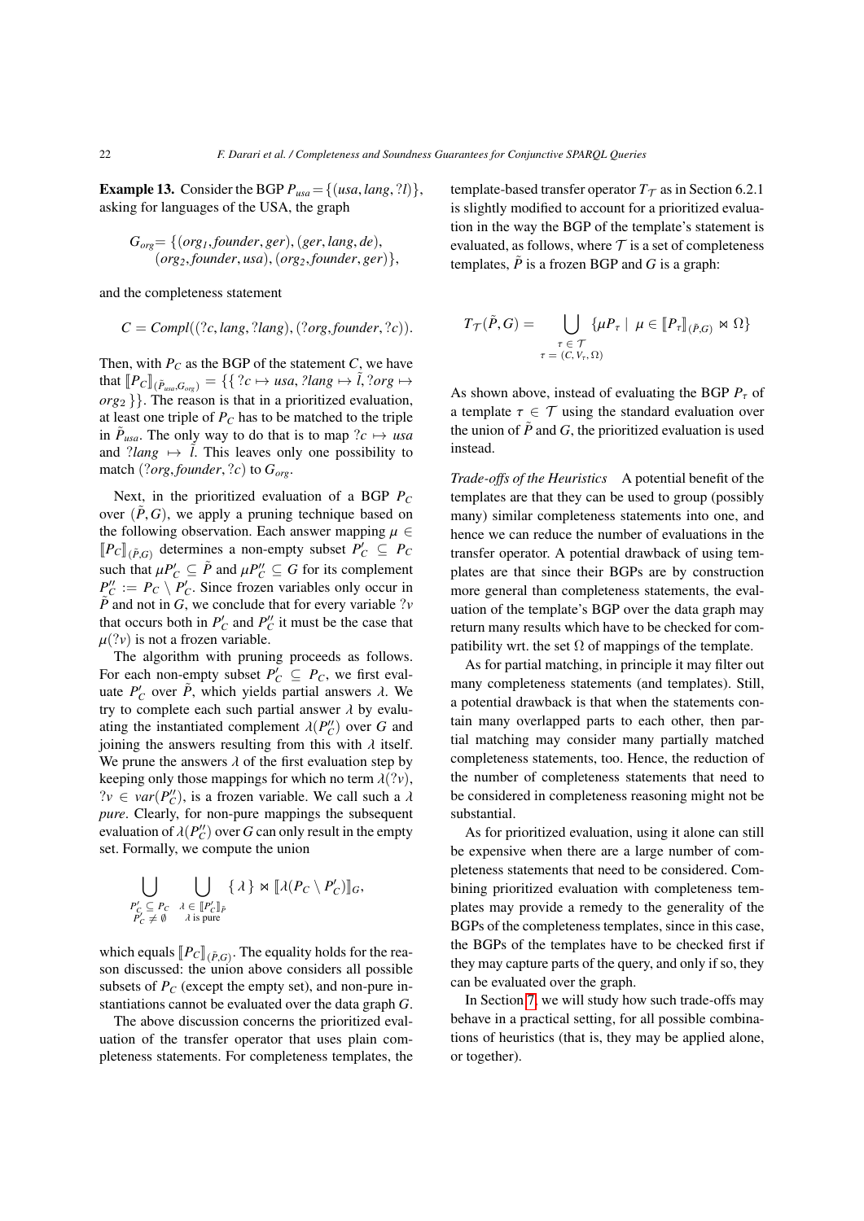**Example 13.** Consider the BGP $P_{usa} = \{(usa, lang, ?l)\}$, asking for languages of the USA, the graph

$$G_{org} = \{(org_1, founder, ger), (ger, lang, de), (org_2, founder, usa), (org_2, founder, ger)\},$$

and the completeness statement

$$C = Compl((?c, lang, ?lang), (?org, founder, ?c)).$$

Then, with $P_C$ as the BGP of the statement $C$, we have that $[\![P_C]\!]_{(\tilde{P}_{usa}, G_{org})} = \{\{\,?c \mapsto usa, ?lang \mapsto \tilde{l}, ?org \mapsto org_2\,\}\}$. The reason is that in a prioritized evaluation, at least one triple of $P_C$ has to be matched to the triple in $\tilde{P}_{usa}$. The only way to do that is to map $?c \mapsto usa$ and $?lang \mapsto \tilde{l}$. This leaves only one possibility to match $(?org, founder, ?c)$ to $G_{org}$.

Next, in the prioritized evaluation of a BGP $P_C$ over $(\tilde{P}, G)$, we apply a pruning technique based on the following observation. Each answer mapping $\mu \in [\![P_C]\!]_{(\tilde{P},G)}$ determines a non-empty subset $P'_C \subseteq P_C$ such that $\mu P'_C \subseteq \tilde{P}$ and $\mu P''_C \subseteq G$ for its complement $P''_C := P_C \setminus P'_C$. Since frozen variables only occur in $\tilde{P}$ and not in $G$, we conclude that for every variable $?v$ that occurs both in $P'_C$ and $P''_C$ it must be the case that $\mu(?v)$ is not a frozen variable.

The algorithm with pruning proceeds as follows. For each non-empty subset $P'_C \subseteq P_C$, we first evaluate $P'_C$ over $\tilde{P}$, which yields partial answers $\lambda$. We try to complete each such partial answer $\lambda$ by evaluating the instantiated complement $\lambda(P''_C)$ over $G$ and joining the answers resulting from this with $\lambda$ itself. We prune the answers $\lambda$ of the first evaluation step by keeping only those mappings for which no term $\lambda(?v)$, $?v \in var(P''_C)$, is a frozen variable. We call such a $\lambda$ *pure*. Clearly, for non-pure mappings the subsequent evaluation of $\lambda(P''_C)$ over $G$ can only result in the empty set. Formally, we compute the union

$$\bigcup_{\substack{P'_C \subseteq P_C \\ P'_C \neq \emptyset}} \; \bigcup_{\substack{\lambda \in [\![P'_C]\!]_{\tilde{P}} \\ \lambda \text{ is pure}}} \{\, \lambda \,\} \bowtie [\![\lambda(P_C \setminus P'_C)]\!]_G,$$

which equals $[\![P_C]\!]_{(\tilde{P},G)}$. The equality holds for the reason discussed: the union above considers all possible subsets of $P_C$ (except the empty set), and non-pure instantiations cannot be evaluated over the data graph $G$.

The above discussion concerns the prioritized evaluation of the transfer operator that uses plain completeness statements. For completeness templates, the template-based transfer operator $T_{\mathcal{T}}$ as in Section 6.2.1 is slightly modified to account for a prioritized evaluation in the way the BGP of the template's statement is evaluated, as follows, where $\mathcal{T}$ is a set of completeness templates, $\tilde{P}$ is a frozen BGP and $G$ is a graph:

$$T_{\mathcal{T}}(\tilde{P}, G) = \bigcup_{\substack{\tau \in \mathcal{T} \\ \tau = (C, V_\tau, \Omega)}} \{\mu P_\tau \mid \mu \in [\![P_\tau]\!]_{(\tilde{P},G)} \bowtie \Omega\}$$

As shown above, instead of evaluating the BGP $P_\tau$ of a template $\tau \in \mathcal{T}$ using the standard evaluation over the union of $\tilde{P}$ and $G$, the prioritized evaluation is used instead.

*Trade-offs of the Heuristics* A potential benefit of the templates are that they can be used to group (possibly many) similar completeness statements into one, and hence we can reduce the number of evaluations in the transfer operator. A potential drawback of using templates are that since their BGPs are by construction more general than completeness statements, the evaluation of the template's BGP over the data graph may return many results which have to be checked for compatibility wrt. the set $\Omega$ of mappings of the template.

As for partial matching, in principle it may filter out many completeness statements (and templates). Still, a potential drawback is that when the statements contain many overlapped parts to each other, then partial matching may consider many partially matched completeness statements, too. Hence, the reduction of the number of completeness statements that need to be considered in completeness reasoning might not be substantial.

As for prioritized evaluation, using it alone can still be expensive when there are a large number of completeness statements that need to be considered. Combining prioritized evaluation with completeness templates may provide a remedy to the generality of the BGPs of the completeness templates, since in this case, the BGPs of the templates have to be checked first if they may capture parts of the query, and only if so, they can be evaluated over the graph.

In Section 7, we will study how such trade-offs may behave in a practical setting, for all possible combinations of heuristics (that is, they may be applied alone, or together).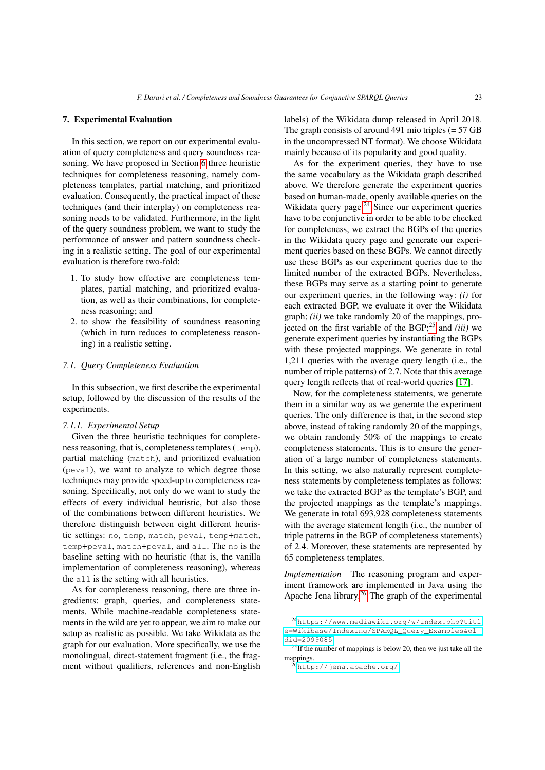## 7. Experimental Evaluation

In this section, we report on our experimental evaluation of query completeness and query soundness reasoning. We have proposed in Section 6 three heuristic techniques for completeness reasoning, namely completeness templates, partial matching, and prioritized evaluation. Consequently, the practical impact of these techniques (and their interplay) on completeness reasoning needs to be validated. Furthermore, in the light of the query soundness problem, we want to study the performance of answer and pattern soundness checking in a realistic setting. The goal of our experimental evaluation is therefore two-fold:

1. To study how effective are completeness templates, partial matching, and prioritized evaluation, as well as their combinations, for completeness reasoning; and
2. to show the feasibility of soundness reasoning (which in turn reduces to completeness reasoning) in a realistic setting.

### 7.1. Query Completeness Evaluation

In this subsection, we first describe the experimental setup, followed by the discussion of the results of the experiments.

#### 7.1.1. Experimental Setup

Given the three heuristic techniques for completeness reasoning, that is, completeness templates (`temp`), partial matching (`match`), and prioritized evaluation (`peval`), we want to analyze to which degree those techniques may provide speed-up to completeness reasoning. Specifically, not only do we want to study the effects of every individual heuristic, but also those of the combinations between different heuristics. We therefore distinguish between eight different heuristic settings: `no`, `temp`, `match`, `peval`, `temp`+`match`, `temp`+`peval`, `match`+`peval`, and `all`. The `no` is the baseline setting with no heuristic (that is, the vanilla implementation of completeness reasoning), whereas the `all` is the setting with all heuristics.

As for completeness reasoning, there are three ingredients: graph, queries, and completeness statements. While machine-readable completeness statements in the wild are yet to appear, we aim to make our setup as realistic as possible. We take Wikidata as the graph for our evaluation. More specifically, we use the monolingual, direct-statement fragment (i.e., the fragment without qualifiers, references and non-English labels) of the Wikidata dump released in April 2018. The graph consists of around 491 mio triples (= 57 GB in the uncompressed NT format). We choose Wikidata mainly because of its popularity and good quality.

As for the experiment queries, they have to use the same vocabulary as the Wikidata graph described above. We therefore generate the experiment queries based on human-made, openly available queries on the Wikidata query page.[24] Since our experiment queries have to be conjunctive in order to be able to be checked for completeness, we extract the BGPs of the queries in the Wikidata query page and generate our experiment queries based on these BGPs. We cannot directly use these BGPs as our experiment queries due to the limited number of the extracted BGPs. Nevertheless, these BGPs may serve as a starting point to generate our experiment queries, in the following way: *(i)* for each extracted BGP, we evaluate it over the Wikidata graph; *(ii)* we take randomly 20 of the mappings, projected on the first variable of the BGP;[25] and *(iii)* we generate experiment queries by instantiating the BGPs with these projected mappings. We generate in total 1,211 queries with the average query length (i.e., the number of triple patterns) of 2.7. Note that this average query length reflects that of real-world queries [17].

Now, for the completeness statements, we generate them in a similar way as we generate the experiment queries. The only difference is that, in the second step above, instead of taking randomly 20 of the mappings, we obtain randomly 50% of the mappings to create completeness statements. This is to ensure the generation of a large number of completeness statements. In this setting, we also naturally represent completeness statements by completeness templates as follows: we take the extracted BGP as the template's BGP, and the projected mappings as the template's mappings. We generate in total 693,928 completeness statements with the average statement length (i.e., the number of triple patterns in the BGP of completeness statements) of 2.4. Moreover, these statements are represented by 65 completeness templates.

*Implementation* The reasoning program and experiment framework are implemented in Java using the Apache Jena library.[26] The graph of the experimental

---

[24] https://www.mediawiki.org/w/index.php?title=Wikibase/Indexing/SPARQL_Query_Examples&oldid=2099085

[25] If the number of mappings is below 20, then we just take all the mappings.

[26] http://jena.apache.org/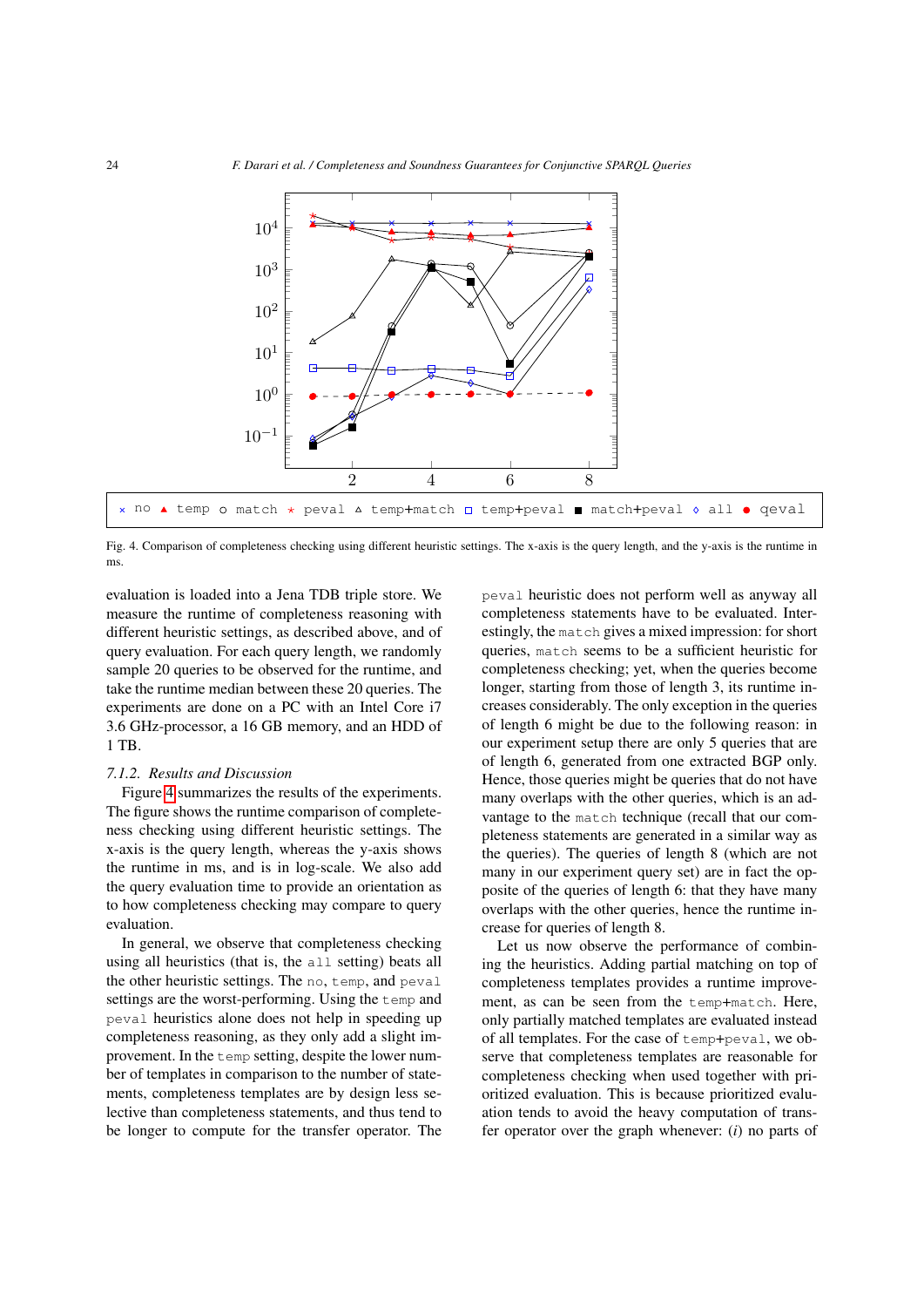Fig. 4. Comparison of completeness checking using different heuristic settings. The x-axis is the query length, and the y-axis is the runtime in ms.

evaluation is loaded into a Jena TDB triple store. We measure the runtime of completeness reasoning with different heuristic settings, as described above, and of query evaluation. For each query length, we randomly sample 20 queries to be observed for the runtime, and take the runtime median between these 20 queries. The experiments are done on a PC with an Intel Core i7 3.6 GHz-processor, a 16 GB memory, and an HDD of 1 TB.

### 7.1.2. Results and Discussion

Figure 4 summarizes the results of the experiments. The figure shows the runtime comparison of completeness checking using different heuristic settings. The x-axis is the query length, whereas the y-axis shows the runtime in ms, and is in log-scale. We also add the query evaluation time to provide an orientation as to how completeness checking may compare to query evaluation.

In general, we observe that completeness checking using all heuristics (that is, the `all` setting) beats all the other heuristic settings. The `no`, `temp`, and `peval` settings are the worst-performing. Using the `temp` and `peval` heuristics alone does not help in speeding up completeness reasoning, as they only add a slight improvement. In the `temp` setting, despite the lower number of templates in comparison to the number of statements, completeness templates are by design less selective than completeness statements, and thus tend to be longer to compute for the transfer operator. The `peval` heuristic does not perform well as anyway all completeness statements have to be evaluated. Interestingly, the `match` gives a mixed impression: for short queries, `match` seems to be a sufficient heuristic for completeness checking; yet, when the queries become longer, starting from those of length 3, its runtime increases considerably. The only exception in the queries of length 6 might be due to the following reason: in our experiment setup there are only 5 queries that are of length 6, generated from one extracted BGP only. Hence, those queries might be queries that do not have many overlaps with the other queries, which is an advantage to the `match` technique (recall that our completeness statements are generated in a similar way as the queries). The queries of length 8 (which are not many in our experiment query set) are in fact the opposite of the queries of length 6: that they have many overlaps with the other queries, hence the runtime increase for queries of length 8.

Let us now observe the performance of combining the heuristics. Adding partial matching on top of completeness templates provides a runtime improvement, as can be seen from the `temp+match`. Here, only partially matched templates are evaluated instead of all templates. For the case of `temp+peval`, we observe that completeness templates are reasonable for completeness checking when used together with prioritized evaluation. This is because prioritized evaluation tends to avoid the heavy computation of transfer operator over the graph whenever: (*i*) no parts of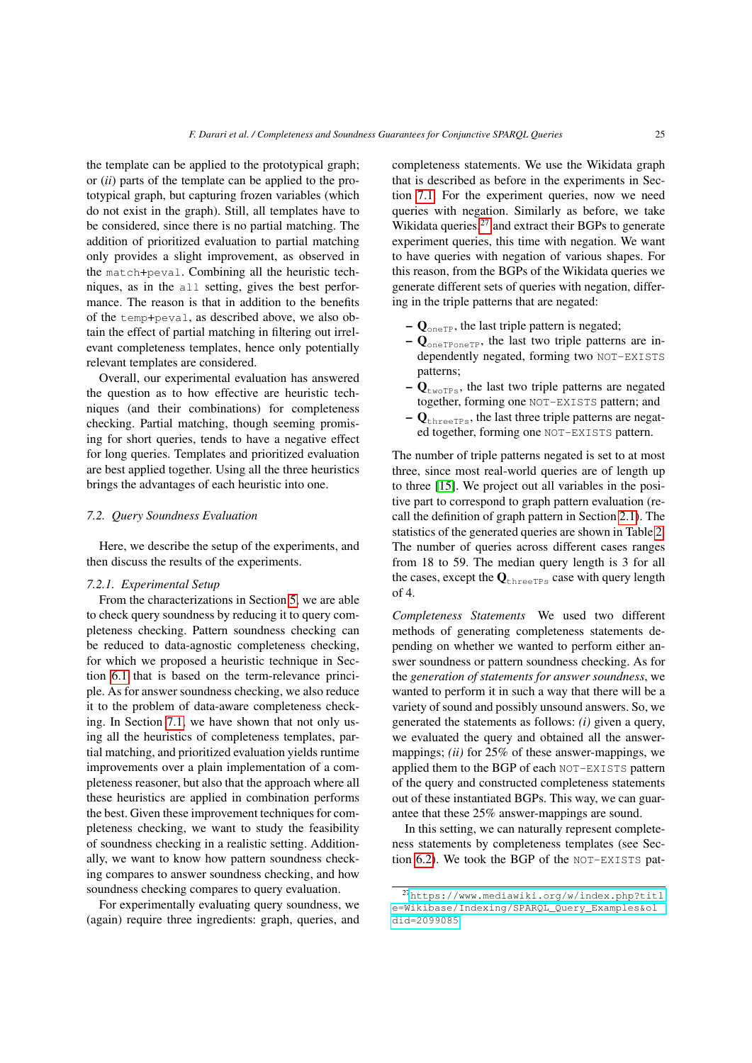the template can be applied to the prototypical graph; or (*ii*) parts of the template can be applied to the prototypical graph, but capturing frozen variables (which do not exist in the graph). Still, all templates have to be considered, since there is no partial matching. The addition of prioritized evaluation to partial matching only provides a slight improvement, as observed in the `match+peval`. Combining all the heuristic techniques, as in the `all` setting, gives the best performance. The reason is that in addition to the benefits of the `temp+peval`, as described above, we also obtain the effect of partial matching in filtering out irrelevant completeness templates, hence only potentially relevant templates are considered.

Overall, our experimental evaluation has answered the question as to how effective are heuristic techniques (and their combinations) for completeness checking. Partial matching, though seeming promising for short queries, tends to have a negative effect for long queries. Templates and prioritized evaluation are best applied together. Using all the three heuristics brings the advantages of each heuristic into one.

### 7.2. Query Soundness Evaluation

Here, we describe the setup of the experiments, and then discuss the results of the experiments.

#### 7.2.1. Experimental Setup

From the characterizations in Section 5, we are able to check query soundness by reducing it to query completeness checking. Pattern soundness checking can be reduced to data-agnostic completeness checking, for which we proposed a heuristic technique in Section 6.1 that is based on the term-relevance principle. As for answer soundness checking, we also reduce it to the problem of data-aware completeness checking. In Section 7.1, we have shown that not only using all the heuristics of completeness templates, partial matching, and prioritized evaluation yields runtime improvements over a plain implementation of a completeness reasoner, but also that the approach where all these heuristics are applied in combination performs the best. Given these improvement techniques for completeness checking, we want to study the feasibility of soundness checking in a realistic setting. Additionally, we want to know how pattern soundness checking compares to answer soundness checking, and how soundness checking compares to query evaluation.

For experimentally evaluating query soundness, we (again) require three ingredients: graph, queries, and completeness statements. We use the Wikidata graph that is described as before in the experiments in Section 7.1. For the experiment queries, now we need queries with negation. Similarly as before, we take Wikidata queries[27] and extract their BGPs to generate experiment queries, this time with negation. We want to have queries with negation of various shapes. For this reason, from the BGPs of the Wikidata queries we generate different sets of queries with negation, differing in the triple patterns that are negated:

- $\mathbf{Q}_{\texttt{oneTP}}$, the last triple pattern is negated;
- $\mathbf{Q}_{\texttt{oneTPoneTP}}$, the last two triple patterns are independently negated, forming two `NOT-EXISTS` patterns;
- $\mathbf{Q}_{\texttt{twoTPs}}$, the last two triple patterns are negated together, forming one `NOT-EXISTS` pattern; and
- $\mathbf{Q}_{\texttt{threeTPs}}$, the last three triple patterns are negated together, forming one `NOT-EXISTS` pattern.

The number of triple patterns negated is set to at most three, since most real-world queries are of length up to three [15]. We project out all variables in the positive part to correspond to graph pattern evaluation (recall the definition of graph pattern in Section 2.1). The statistics of the generated queries are shown in Table 2. The number of queries across different cases ranges from 18 to 59. The median query length is 3 for all the cases, except the $\mathbf{Q}_{\texttt{threeTPs}}$ case with query length of 4.

*Completeness Statements* We used two different methods of generating completeness statements depending on whether we wanted to perform either answer soundness or pattern soundness checking. As for the *generation of statements for answer soundness*, we wanted to perform it in such a way that there will be a variety of sound and possibly unsound answers. So, we generated the statements as follows: *(i)* given a query, we evaluated the query and obtained all the answer-mappings; *(ii)* for 25% of these answer-mappings, we applied them to the BGP of each `NOT-EXISTS` pattern of the query and constructed completeness statements out of these instantiated BGPs. This way, we can guarantee that these 25% answer-mappings are sound.

In this setting, we can naturally represent completeness statements by completeness templates (see Section 6.2). We took the BGP of the `NOT-EXISTS` pat-

[27] https://www.mediawiki.org/w/index.php?title=Wikibase/Indexing/SPARQL_Query_Examples&oldid=2099085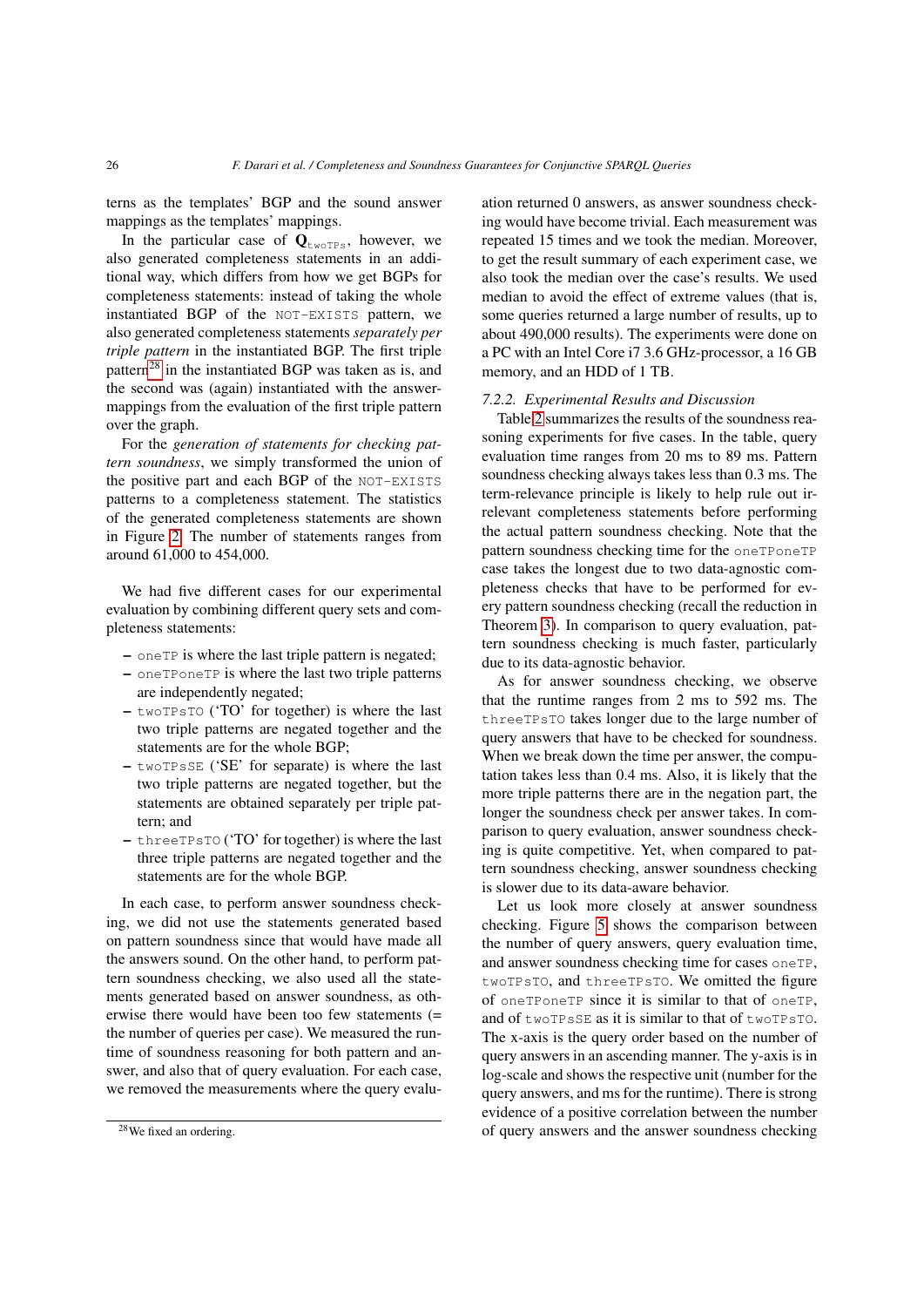terns as the templates' BGP and the sound answer mappings as the templates' mappings.

In the particular case of $\mathbf{Q}_{\texttt{twoTPs}}$, however, we also generated completeness statements in an additional way, which differs from how we get BGPs for completeness statements: instead of taking the whole instantiated BGP of the `NOT-EXISTS` pattern, we also generated completeness statements *separately per triple pattern* in the instantiated BGP. The first triple pattern[28] in the instantiated BGP was taken as is, and the second was (again) instantiated with the answer-mappings from the evaluation of the first triple pattern over the graph.

For the *generation of statements for checking pattern soundness*, we simply transformed the union of the positive part and each BGP of the `NOT-EXISTS` patterns to a completeness statement. The statistics of the generated completeness statements are shown in Figure 2. The number of statements ranges from around 61,000 to 454,000.

We had five different cases for our experimental evaluation by combining different query sets and completeness statements:

- `oneTP` is where the last triple pattern is negated;
- `oneTPoneTP` is where the last two triple patterns are independently negated;
- `twoTPsTO` ('TO' for together) is where the last two triple patterns are negated together and the statements are for the whole BGP;
- `twoTPsSE` ('SE' for separate) is where the last two triple patterns are negated together, but the statements are obtained separately per triple pattern; and
- `threeTPsTO` ('TO' for together) is where the last three triple patterns are negated together and the statements are for the whole BGP.

In each case, to perform answer soundness checking, we did not use the statements generated based on pattern soundness since that would have made all the answers sound. On the other hand, to perform pattern soundness checking, we also used all the statements generated based on answer soundness, as otherwise there would have been too few statements (= the number of queries per case). We measured the runtime of soundness reasoning for both pattern and answer, and also that of query evaluation. For each case, we removed the measurements where the query evaluation returned 0 answers, as answer soundness checking would have become trivial. Each measurement was repeated 15 times and we took the median. Moreover, to get the result summary of each experiment case, we also took the median over the case's results. We used median to avoid the effect of extreme values (that is, some queries returned a large number of results, up to about 490,000 results). The experiments were done on a PC with an Intel Core i7 3.6 GHz-processor, a 16 GB memory, and an HDD of 1 TB.

### 7.2.2. Experimental Results and Discussion

Table 2 summarizes the results of the soundness reasoning experiments for five cases. In the table, query evaluation time ranges from 20 ms to 89 ms. Pattern soundness checking always takes less than 0.3 ms. The term-relevance principle is likely to help rule out irrelevant completeness statements before performing the actual pattern soundness checking. Note that the pattern soundness checking time for the `oneTPoneTP` case takes the longest due to two data-agnostic completeness checks that have to be performed for every pattern soundness checking (recall the reduction in Theorem 3). In comparison to query evaluation, pattern soundness checking is much faster, particularly due to its data-agnostic behavior.

As for answer soundness checking, we observe that the runtime ranges from 2 ms to 592 ms. The `threeTPsTO` takes longer due to the large number of query answers that have to be checked for soundness. When we break down the time per answer, the computation takes less than 0.4 ms. Also, it is likely that the more triple patterns there are in the negation part, the longer the soundness check per answer takes. In comparison to query evaluation, answer soundness checking is quite competitive. Yet, when compared to pattern soundness checking, answer soundness checking is slower due to its data-aware behavior.

Let us look more closely at answer soundness checking. Figure 5 shows the comparison between the number of query answers, query evaluation time, and answer soundness checking time for cases `oneTP`, `twoTPsTO`, and `threeTPsTO`. We omitted the figure of `oneTPoneTP` since it is similar to that of `oneTP`, and of `twoTPsSE` as it is similar to that of `twoTPsTO`. The x-axis is the query order based on the number of query answers in an ascending manner. The y-axis is in log-scale and shows the respective unit (number for the query answers, and ms for the runtime). There is strong evidence of a positive correlation between the number of query answers and the answer soundness checking

[28] We fixed an ordering.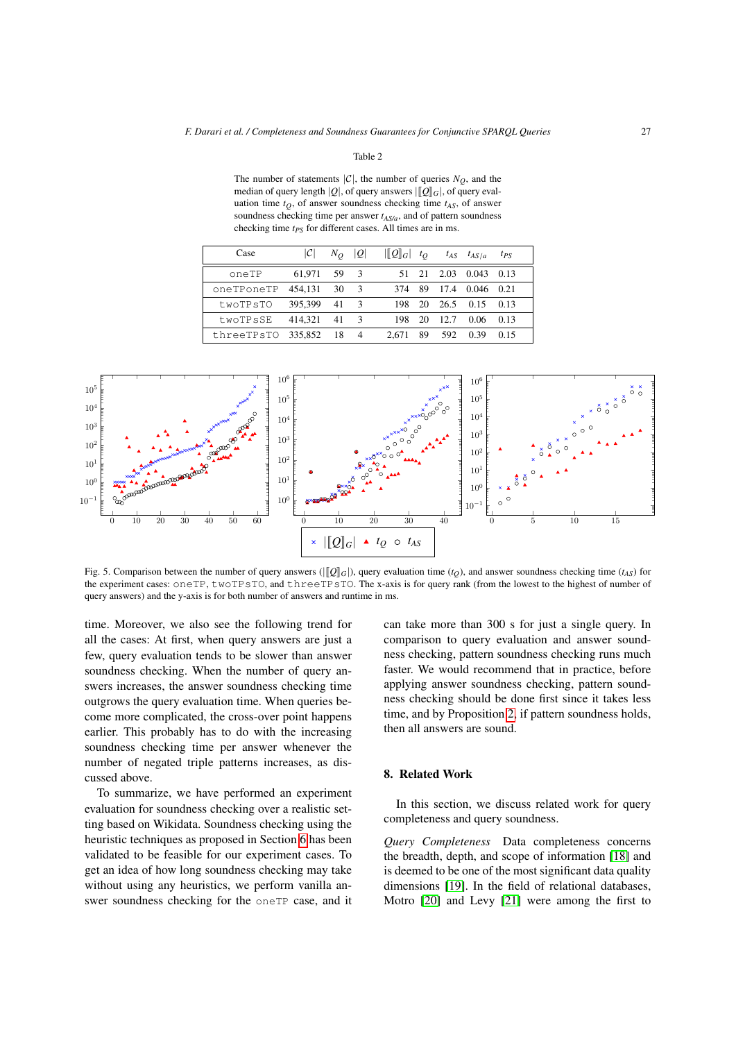Table 2

The number of statements $|\mathcal{C}|$, the number of queries $N_Q$, and the median of query length $|Q|$, of query answers $|[\![Q]\!]_G|$, of query evaluation time $t_Q$, of answer soundness checking time $t_{AS}$, of answer soundness checking time per answer $t_{AS/a}$, and of pattern soundness checking time $t_{PS}$ for different cases. All times are in ms.

| Case | $\|\mathcal{C}\|$ | $N_Q$ | $\|Q\|$ | $\|[\![Q]\!]_G\|$ | $t_Q$ | $t_{AS}$ | $t_{AS/a}$ | $t_{PS}$ |
|---|---|---|---|---|---|---|---|---|
| oneTP | 61,971 | 59 | 3 | 51 | 21 | 2.03 | 0.043 | 0.13 |
| oneTPoneTP | 454,131 | 30 | 3 | 374 | 89 | 17.4 | 0.046 | 0.21 |
| twoTPsTO | 395,399 | 41 | 3 | 198 | 20 | 26.5 | 0.15 | 0.13 |
| twoTPsSE | 414,321 | 41 | 3 | 198 | 20 | 12.7 | 0.06 | 0.13 |
| threeTPsTO | 335,852 | 18 | 4 | 2,671 | 89 | 592 | 0.39 | 0.15 |

Fig. 5. Comparison between the number of query answers ($|[\![Q]\!]_G|$), query evaluation time ($t_Q$), and answer soundness checking time ($t_{AS}$) for the experiment cases: oneTP, twoTPsTO, and threeTPsTO. The x-axis is for query rank (from the lowest to the highest of number of query answers) and the y-axis is for both number of answers and runtime in ms.

time. Moreover, we also see the following trend for all the cases: At first, when query answers are just a few, query evaluation tends to be slower than answer soundness checking. When the number of query answers increases, the answer soundness checking time outgrows the query evaluation time. When queries become more complicated, the cross-over point happens earlier. This probably has to do with the increasing soundness checking time per answer whenever the number of negated triple patterns increases, as discussed above.

To summarize, we have performed an experiment evaluation for soundness checking over a realistic setting based on Wikidata. Soundness checking using the heuristic techniques as proposed in Section 6 has been validated to be feasible for our experiment cases. To get an idea of how long soundness checking may take without using any heuristics, we perform vanilla answer soundness checking for the oneTP case, and it can take more than 300 s for just a single query. In comparison to query evaluation and answer soundness checking, pattern soundness checking runs much faster. We would recommend that in practice, before applying answer soundness checking, pattern soundness checking should be done first since it takes less time, and by Proposition 2, if pattern soundness holds, then all answers are sound.

## 8. Related Work

In this section, we discuss related work for query completeness and query soundness.

*Query Completeness* Data completeness concerns the breadth, depth, and scope of information [18] and is deemed to be one of the most significant data quality dimensions [19]. In the field of relational databases, Motro [20] and Levy [21] were among the first to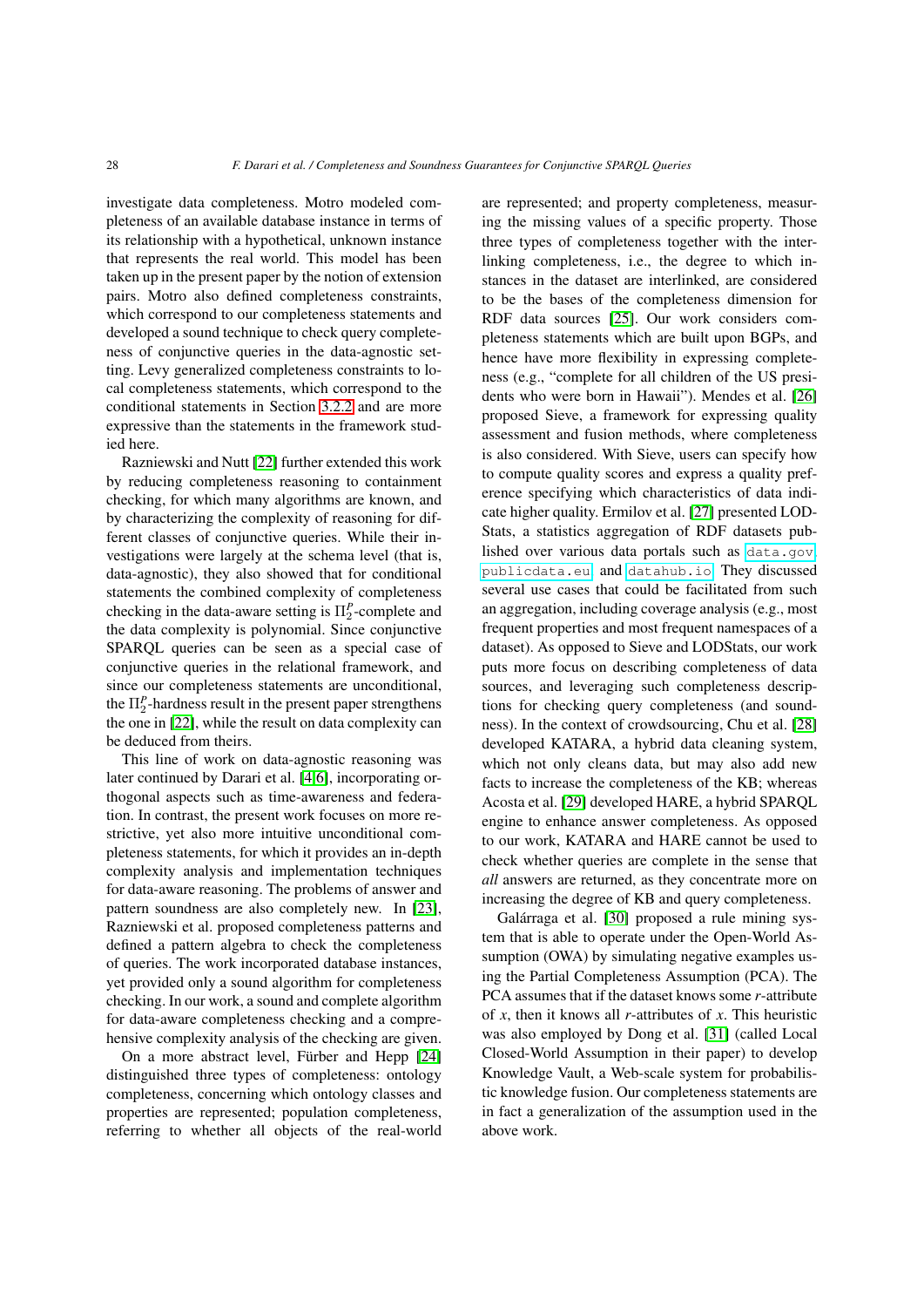investigate data completeness. Motro modeled completeness of an available database instance in terms of its relationship with a hypothetical, unknown instance that represents the real world. This model has been taken up in the present paper by the notion of extension pairs. Motro also defined completeness constraints, which correspond to our completeness statements and developed a sound technique to check query completeness of conjunctive queries in the data-agnostic setting. Levy generalized completeness constraints to local completeness statements, which correspond to the conditional statements in Section 3.2.2 and are more expressive than the statements in the framework studied here.

Razniewski and Nutt [22] further extended this work by reducing completeness reasoning to containment checking, for which many algorithms are known, and by characterizing the complexity of reasoning for different classes of conjunctive queries. While their investigations were largely at the schema level (that is, data-agnostic), they also showed that for conditional statements the combined complexity of completeness checking in the data-aware setting is $\Pi_2^P$-complete and the data complexity is polynomial. Since conjunctive SPARQL queries can be seen as a special case of conjunctive queries in the relational framework, and since our completeness statements are unconditional, the $\Pi_2^P$-hardness result in the present paper strengthens the one in [22], while the result on data complexity can be deduced from theirs.

This line of work on data-agnostic reasoning was later continued by Darari et al. [4,6], incorporating orthogonal aspects such as time-awareness and federation. In contrast, the present work focuses on more restrictive, yet also more intuitive unconditional completeness statements, for which it provides an in-depth complexity analysis and implementation techniques for data-aware reasoning. The problems of answer and pattern soundness are also completely new. In [23], Razniewski et al. proposed completeness patterns and defined a pattern algebra to check the completeness of queries. The work incorporated database instances, yet provided only a sound algorithm for completeness checking. In our work, a sound and complete algorithm for data-aware completeness checking and a comprehensive complexity analysis of the checking are given.

On a more abstract level, Fürber and Hepp [24] distinguished three types of completeness: ontology completeness, concerning which ontology classes and properties are represented; population completeness, referring to whether all objects of the real-world are represented; and property completeness, measuring the missing values of a specific property. Those three types of completeness together with the interlinking completeness, i.e., the degree to which instances in the dataset are interlinked, are considered to be the bases of the completeness dimension for RDF data sources [25]. Our work considers completeness statements which are built upon BGPs, and hence have more flexibility in expressing completeness (e.g., "complete for all children of the US presidents who were born in Hawaii"). Mendes et al. [26] proposed Sieve, a framework for expressing quality assessment and fusion methods, where completeness is also considered. With Sieve, users can specify how to compute quality scores and express a quality preference specifying which characteristics of data indicate higher quality. Ermilov et al. [27] presented LODStats, a statistics aggregation of RDF datasets published over various data portals such as `data.gov`, `publicdata.eu` and `datahub.io`. They discussed several use cases that could be facilitated from such an aggregation, including coverage analysis (e.g., most frequent properties and most frequent namespaces of a dataset). As opposed to Sieve and LODStats, our work puts more focus on describing completeness of data sources, and leveraging such completeness descriptions for checking query completeness (and soundness). In the context of crowdsourcing, Chu et al. [28] developed KATARA, a hybrid data cleaning system, which not only cleans data, but may also add new facts to increase the completeness of the KB; whereas Acosta et al. [29] developed HARE, a hybrid SPARQL engine to enhance answer completeness. As opposed to our work, KATARA and HARE cannot be used to check whether queries are complete in the sense that *all* answers are returned, as they concentrate more on increasing the degree of KB and query completeness.

Galárraga et al. [30] proposed a rule mining system that is able to operate under the Open-World Assumption (OWA) by simulating negative examples using the Partial Completeness Assumption (PCA). The PCA assumes that if the dataset knows some $r$-attribute of $x$, then it knows all $r$-attributes of $x$. This heuristic was also employed by Dong et al. [31] (called Local Closed-World Assumption in their paper) to develop Knowledge Vault, a Web-scale system for probabilistic knowledge fusion. Our completeness statements are in fact a generalization of the assumption used in the above work.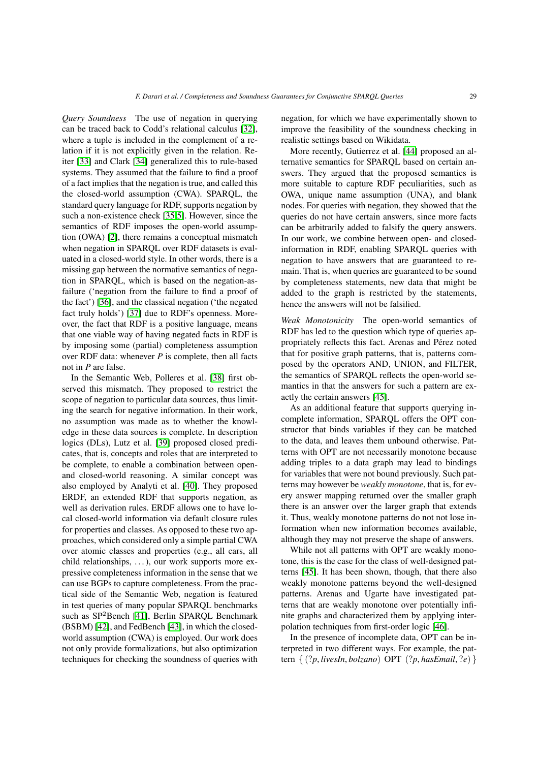*Query Soundness* The use of negation in querying can be traced back to Codd's relational calculus [32], where a tuple is included in the complement of a relation if it is not explicitly given in the relation. Reiter [33] and Clark [34] generalized this to rule-based systems. They assumed that the failure to find a proof of a fact implies that the negation is true, and called this the closed-world assumption (CWA). SPARQL, the standard query language for RDF, supports negation by such a non-existence check [35,5]. However, since the semantics of RDF imposes the open-world assumption (OWA) [2], there remains a conceptual mismatch when negation in SPARQL over RDF datasets is evaluated in a closed-world style. In other words, there is a missing gap between the normative semantics of negation in SPARQL, which is based on the negation-as-failure ('negation from the failure to find a proof of the fact') [36], and the classical negation ('the negated fact truly holds') [37] due to RDF's openness. Moreover, the fact that RDF is a positive language, means that one viable way of having negated facts in RDF is by imposing some (partial) completeness assumption over RDF data: whenever $P$ is complete, then all facts not in $P$ are false.

In the Semantic Web, Polleres et al. [38] first observed this mismatch. They proposed to restrict the scope of negation to particular data sources, thus limiting the search for negative information. In their work, no assumption was made as to whether the knowledge in these data sources is complete. In description logics (DLs), Lutz et al. [39] proposed closed predicates, that is, concepts and roles that are interpreted to be complete, to enable a combination between open- and closed-world reasoning. A similar concept was also employed by Analyti et al. [40]. They proposed ERDF, an extended RDF that supports negation, as well as derivation rules. ERDF allows one to have local closed-world information via default closure rules for properties and classes. As opposed to these two approaches, which considered only a simple partial CWA over atomic classes and properties (e.g., all cars, all child relationships, ...), our work supports more expressive completeness information in the sense that we can use BGPs to capture completeness. From the practical side of the Semantic Web, negation is featured in test queries of many popular SPARQL benchmarks such as SP$^2$Bench [41], Berlin SPARQL Benchmark (BSBM) [42], and FedBench [43], in which the closed-world assumption (CWA) is employed. Our work does not only provide formalizations, but also optimization techniques for checking the soundness of queries with negation, for which we have experimentally shown to improve the feasibility of the soundness checking in realistic settings based on Wikidata.

More recently, Gutierrez et al. [44] proposed an alternative semantics for SPARQL based on certain answers. They argued that the proposed semantics is more suitable to capture RDF peculiarities, such as OWA, unique name assumption (UNA), and blank nodes. For queries with negation, they showed that the queries do not have certain answers, since more facts can be arbitrarily added to falsify the query answers. In our work, we combine between open- and closed-information in RDF, enabling SPARQL queries with negation to have answers that are guaranteed to remain. That is, when queries are guaranteed to be sound by completeness statements, new data that might be added to the graph is restricted by the statements, hence the answers will not be falsified.

*Weak Monotonicity* The open-world semantics of RDF has led to the question which type of queries appropriately reflects this fact. Arenas and Pérez noted that for positive graph patterns, that is, patterns composed by the operators AND, UNION, and FILTER, the semantics of SPARQL reflects the open-world semantics in that the answers for such a pattern are exactly the certain answers [45].

As an additional feature that supports querying incomplete information, SPARQL offers the OPT constructor that binds variables if they can be matched to the data, and leaves them unbound otherwise. Patterns with OPT are not necessarily monotone because adding triples to a data graph may lead to bindings for variables that were not bound previously. Such patterns may however be *weakly monotone*, that is, for every answer mapping returned over the smaller graph there is an answer over the larger graph that extends it. Thus, weakly monotone patterns do not not lose information when new information becomes available, although they may not preserve the shape of answers.

While not all patterns with OPT are weakly monotone, this is the case for the class of well-designed patterns [45]. It has been shown, though, that there also weakly monotone patterns beyond the well-designed patterns. Arenas and Ugarte have investigated patterns that are weakly monotone over potentially infinite graphs and characterized them by applying interpolation techniques from first-order logic [46].

In the presence of incomplete data, OPT can be interpreted in two different ways. For example, the pattern $\{\, (?p, \mathit{livesIn}, \mathit{bolzano})$ OPT $(?p, \mathit{hasEmail}, ?e) \,\}$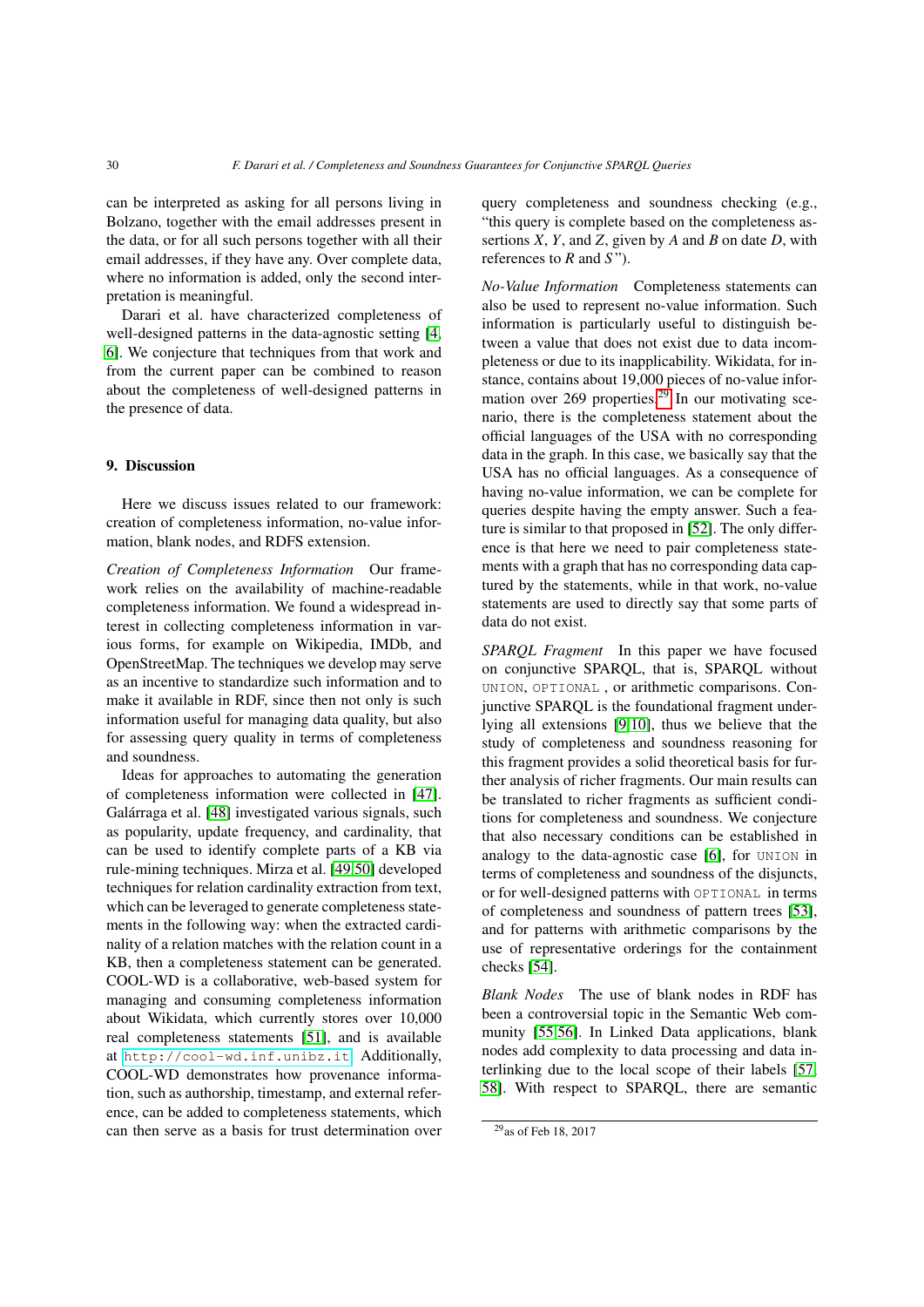can be interpreted as asking for all persons living in Bolzano, together with the email addresses present in the data, or for all such persons together with all their email addresses, if they have any. Over complete data, where no information is added, only the second interpretation is meaningful.

Darari et al. have characterized completeness of well-designed patterns in the data-agnostic setting [4, 6]. We conjecture that techniques from that work and from the current paper can be combined to reason about the completeness of well-designed patterns in the presence of data.

## 9. Discussion

Here we discuss issues related to our framework: creation of completeness information, no-value information, blank nodes, and RDFS extension.

*Creation of Completeness Information* Our framework relies on the availability of machine-readable completeness information. We found a widespread interest in collecting completeness information in various forms, for example on Wikipedia, IMDb, and OpenStreetMap. The techniques we develop may serve as an incentive to standardize such information and to make it available in RDF, since then not only is such information useful for managing data quality, but also for assessing query quality in terms of completeness and soundness.

Ideas for approaches to automating the generation of completeness information were collected in [47]. Galárraga et al. [48] investigated various signals, such as popularity, update frequency, and cardinality, that can be used to identify complete parts of a KB via rule-mining techniques. Mirza et al. [49,50] developed techniques for relation cardinality extraction from text, which can be leveraged to generate completeness statements in the following way: when the extracted cardinality of a relation matches with the relation count in a KB, then a completeness statement can be generated. COOL-WD is a collaborative, web-based system for managing and consuming completeness information about Wikidata, which currently stores over 10,000 real completeness statements [51], and is available at `http://cool-wd.inf.unibz.it`. Additionally, COOL-WD demonstrates how provenance information, such as authorship, timestamp, and external reference, can be added to completeness statements, which can then serve as a basis for trust determination over query completeness and soundness checking (e.g., "this query is complete based on the completeness assertions *X*, *Y*, and *Z*, given by *A* and *B* on date *D*, with references to *R* and *S*").

*No-Value Information* Completeness statements can also be used to represent no-value information. Such information is particularly useful to distinguish between a value that does not exist due to data incompleteness or due to its inapplicability. Wikidata, for instance, contains about 19,000 pieces of no-value information over 269 properties.[29] In our motivating scenario, there is the completeness statement about the official languages of the USA with no corresponding data in the graph. In this case, we basically say that the USA has no official languages. As a consequence of having no-value information, we can be complete for queries despite having the empty answer. Such a feature is similar to that proposed in [52]. The only difference is that here we need to pair completeness statements with a graph that has no corresponding data captured by the statements, while in that work, no-value statements are used to directly say that some parts of data do not exist.

*SPARQL Fragment* In this paper we have focused on conjunctive SPARQL, that is, SPARQL without `UNION`, `OPTIONAL` , or arithmetic comparisons. Conjunctive SPARQL is the foundational fragment underlying all extensions [9,10], thus we believe that the study of completeness and soundness reasoning for this fragment provides a solid theoretical basis for further analysis of richer fragments. Our main results can be translated to richer fragments as sufficient conditions for completeness and soundness. We conjecture that also necessary conditions can be established in analogy to the data-agnostic case [6], for `UNION` in terms of completeness and soundness of the disjuncts, or for well-designed patterns with `OPTIONAL` in terms of completeness and soundness of pattern trees [53], and for patterns with arithmetic comparisons by the use of representative orderings for the containment checks [54].

*Blank Nodes* The use of blank nodes in RDF has been a controversial topic in the Semantic Web community [55,56]. In Linked Data applications, blank nodes add complexity to data processing and data interlinking due to the local scope of their labels [57, 58]. With respect to SPARQL, there are semantic

[29] as of Feb 18, 2017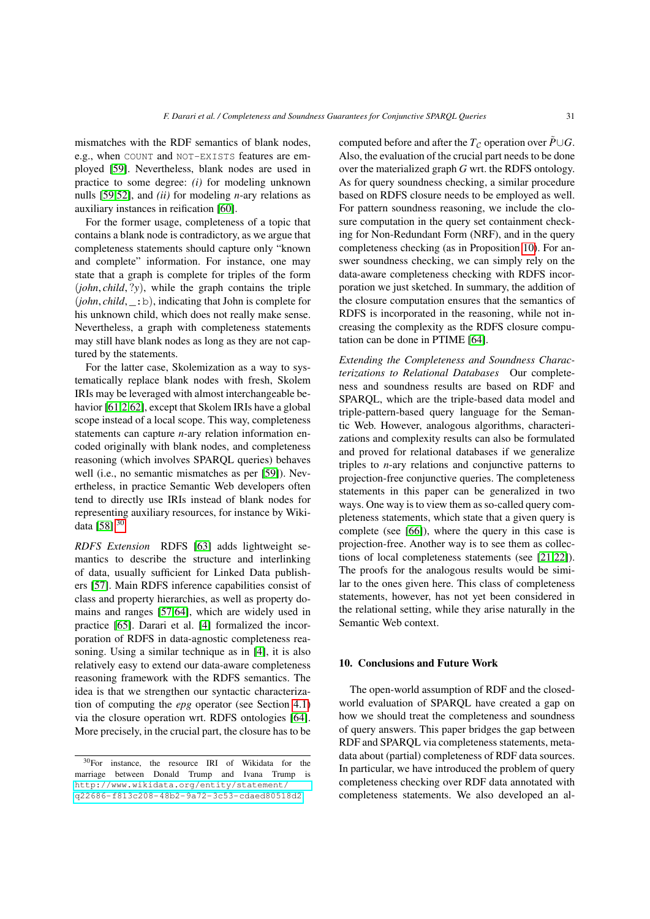mismatches with the RDF semantics of blank nodes, e.g., when COUNT and NOT-EXISTS features are employed [59]. Nevertheless, blank nodes are used in practice to some degree: *(i)* for modeling unknown nulls [59,52], and *(ii)* for modeling *n*-ary relations as auxiliary instances in reification [60].

For the former usage, completeness of a topic that contains a blank node is contradictory, as we argue that completeness statements should capture only "known and complete" information. For instance, one may state that a graph is complete for triples of the form $(john, child, ?y)$, while the graph contains the triple $(john, child, \_:\mathtt{b})$, indicating that John is complete for his unknown child, which does not really make sense. Nevertheless, a graph with completeness statements may still have blank nodes as long as they are not captured by the statements.

For the latter case, Skolemization as a way to systematically replace blank nodes with fresh, Skolem IRIs may be leveraged with almost interchangeable behavior [61,2,62], except that Skolem IRIs have a global scope instead of a local scope. This way, completeness statements can capture *n*-ary relation information encoded originally with blank nodes, and completeness reasoning (which involves SPARQL queries) behaves well (i.e., no semantic mismatches as per [59]). Nevertheless, in practice Semantic Web developers often tend to directly use IRIs instead of blank nodes for representing auxiliary resources, for instance by Wikidata [58].[30]

*RDFS Extension* RDFS [63] adds lightweight semantics to describe the structure and interlinking of data, usually sufficient for Linked Data publishers [57]. Main RDFS inference capabilities consist of class and property hierarchies, as well as property domains and ranges [57,64], which are widely used in practice [65]. Darari et al. [4] formalized the incorporation of RDFS in data-agnostic completeness reasoning. Using a similar technique as in [4], it is also relatively easy to extend our data-aware completeness reasoning framework with the RDFS semantics. The idea is that we strengthen our syntactic characterization of computing the *epg* operator (see Section 4.1) via the closure operation wrt. RDFS ontologies [64]. More precisely, in the crucial part, the closure has to be computed before and after the $T_C$ operation over $\tilde{P} \cup G$. Also, the evaluation of the crucial part needs to be done over the materialized graph $G$ wrt. the RDFS ontology. As for query soundness checking, a similar procedure based on RDFS closure needs to be employed as well. For pattern soundness reasoning, we include the closure computation in the query set containment checking for Non-Redundant Form (NRF), and in the query completeness checking (as in Proposition 10). For answer soundness checking, we can simply rely on the data-aware completeness checking with RDFS incorporation we just sketched. In summary, the addition of the closure computation ensures that the semantics of RDFS is incorporated in the reasoning, while not increasing the complexity as the RDFS closure computation can be done in PTIME [64].

*Extending the Completeness and Soundness Characterizations to Relational Databases* Our completeness and soundness results are based on RDF and SPARQL, which are the triple-based data model and triple-pattern-based query language for the Semantic Web. However, analogous algorithms, characterizations and complexity results can also be formulated and proved for relational databases if we generalize triples to *n*-ary relations and conjunctive patterns to projection-free conjunctive queries. The completeness statements in this paper can be generalized in two ways. One way is to view them as so-called query completeness statements, which state that a given query is complete (see [66]), where the query in this case is projection-free. Another way is to see them as collections of local completeness statements (see [21,22]). The proofs for the analogous results would be similar to the ones given here. This class of completeness statements, however, has not yet been considered in the relational setting, while they arise naturally in the Semantic Web context.

## 10. Conclusions and Future Work

The open-world assumption of RDF and the closed-world evaluation of SPARQL have created a gap on how we should treat the completeness and soundness of query answers. This paper bridges the gap between RDF and SPARQL via completeness statements, metadata about (partial) completeness of RDF data sources. In particular, we have introduced the problem of query completeness checking over RDF data annotated with completeness statements. We also developed an al-

[30] For instance, the resource IRI of Wikidata for the marriage between Donald Trump and Ivana Trump is http://www.wikidata.org/entity/statement/q22686-f813c208-48b2-9a72-3c53-cdaed80518d2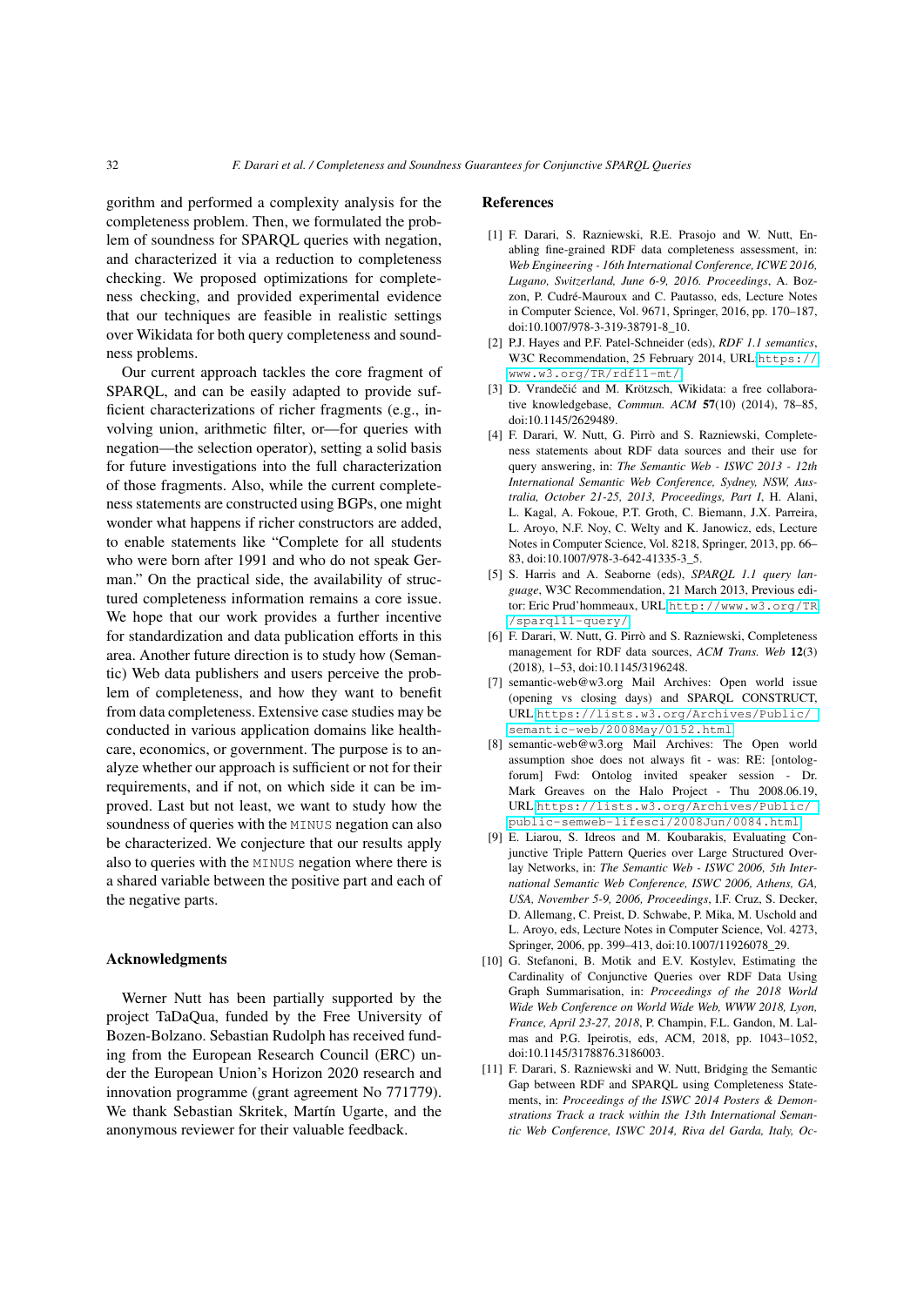gorithm and performed a complexity analysis for the completeness problem. Then, we formulated the problem of soundness for SPARQL queries with negation, and characterized it via a reduction to completeness checking. We proposed optimizations for completeness checking, and provided experimental evidence that our techniques are feasible in realistic settings over Wikidata for both query completeness and soundness problems.

Our current approach tackles the core fragment of SPARQL, and can be easily adapted to provide sufficient characterizations of richer fragments (e.g., involving union, arithmetic filter, or—for queries with negation—the selection operator), setting a solid basis for future investigations into the full characterization of those fragments. Also, while the current completeness statements are constructed using BGPs, one might wonder what happens if richer constructors are added, to enable statements like "Complete for all students who were born after 1991 and who do not speak German." On the practical side, the availability of structured completeness information remains a core issue. We hope that our work provides a further incentive for standardization and data publication efforts in this area. Another future direction is to study how (Semantic) Web data publishers and users perceive the problem of completeness, and how they want to benefit from data completeness. Extensive case studies may be conducted in various application domains like healthcare, economics, or government. The purpose is to analyze whether our approach is sufficient or not for their requirements, and if not, on which side it can be improved. Last but not least, we want to study how the soundness of queries with the `MINUS` negation can also be characterized. We conjecture that our results apply also to queries with the `MINUS` negation where there is a shared variable between the positive part and each of the negative parts.

## Acknowledgments

Werner Nutt has been partially supported by the project TaDaQua, funded by the Free University of Bozen-Bolzano. Sebastian Rudolph has received funding from the European Research Council (ERC) under the European Union's Horizon 2020 research and innovation programme (grant agreement No 771779). We thank Sebastian Skritek, Martín Ugarte, and the anonymous reviewer for their valuable feedback.

## References

[1] F. Darari, S. Razniewski, R.E. Prasojo and W. Nutt, Enabling fine-grained RDF data completeness assessment, in: *Web Engineering - 16th International Conference, ICWE 2016, Lugano, Switzerland, June 6-9, 2016. Proceedings*, A. Bozzon, P. Cudré-Mauroux and C. Pautasso, eds, Lecture Notes in Computer Science, Vol. 9671, Springer, 2016, pp. 170–187, doi:10.1007/978-3-319-38791-8_10.

[2] P.J. Hayes and P.F. Patel-Schneider (eds), *RDF 1.1 semantics*, W3C Recommendation, 25 February 2014, URL https://www.w3.org/TR/rdf11-mt/.

[3] D. Vrandečić and M. Krötzsch, Wikidata: a free collaborative knowledgebase, *Commun. ACM* **57**(10) (2014), 78–85, doi:10.1145/2629489.

[4] F. Darari, W. Nutt, G. Pirrò and S. Razniewski, Completeness statements about RDF data sources and their use for query answering, in: *The Semantic Web - ISWC 2013 - 12th International Semantic Web Conference, Sydney, NSW, Australia, October 21-25, 2013, Proceedings, Part I*, H. Alani, L. Kagal, A. Fokoue, P.T. Groth, C. Biemann, J.X. Parreira, L. Aroyo, N.F. Noy, C. Welty and K. Janowicz, eds, Lecture Notes in Computer Science, Vol. 8218, Springer, 2013, pp. 66–83, doi:10.1007/978-3-642-41335-3_5.

[5] S. Harris and A. Seaborne (eds), *SPARQL 1.1 query language*, W3C Recommendation, 21 March 2013, Previous editor: Eric Prud'hommeaux, URL http://www.w3.org/TR/sparql11-query/.

[6] F. Darari, W. Nutt, G. Pirrò and S. Razniewski, Completeness management for RDF data sources, *ACM Trans. Web* **12**(3) (2018), 1–53, doi:10.1145/3196248.

[7] semantic-web@w3.org Mail Archives: Open world issue (opening vs closing days) and SPARQL CONSTRUCT, URL https://lists.w3.org/Archives/Public/semantic-web/2008May/0152.html.

[8] semantic-web@w3.org Mail Archives: The Open world assumption shoe does not always fit - was: RE: [ontolog-forum] Fwd: Ontolog invited speaker session - Dr. Mark Greaves on the Halo Project - Thu 2008.06.19, URL https://lists.w3.org/Archives/Public/public-semweb-lifesci/2008Jun/0084.html.

[9] E. Liarou, S. Idreos and M. Koubarakis, Evaluating Conjunctive Triple Pattern Queries over Large Structured Overlay Networks, in: *The Semantic Web - ISWC 2006, 5th International Semantic Web Conference, ISWC 2006, Athens, GA, USA, November 5-9, 2006, Proceedings*, I.F. Cruz, S. Decker, D. Allemang, C. Preist, D. Schwabe, P. Mika, M. Uschold and L. Aroyo, eds, Lecture Notes in Computer Science, Vol. 4273, Springer, 2006, pp. 399–413, doi:10.1007/11926078_29.

[10] G. Stefanoni, B. Motik and E.V. Kostylev, Estimating the Cardinality of Conjunctive Queries over RDF Data Using Graph Summarisation, in: *Proceedings of the 2018 World Wide Web Conference on World Wide Web, WWW 2018, Lyon, France, April 23-27, 2018*, P. Champin, F.L. Gandon, M. Lalmas and P.G. Ipeirotis, eds, ACM, 2018, pp. 1043–1052, doi:10.1145/3178876.3186003.

[11] F. Darari, S. Razniewski and W. Nutt, Bridging the Semantic Gap between RDF and SPARQL using Completeness Statements, in: *Proceedings of the ISWC 2014 Posters & Demonstrations Track a track within the 13th International Semantic Web Conference, ISWC 2014, Riva del Garda, Italy, Oc-*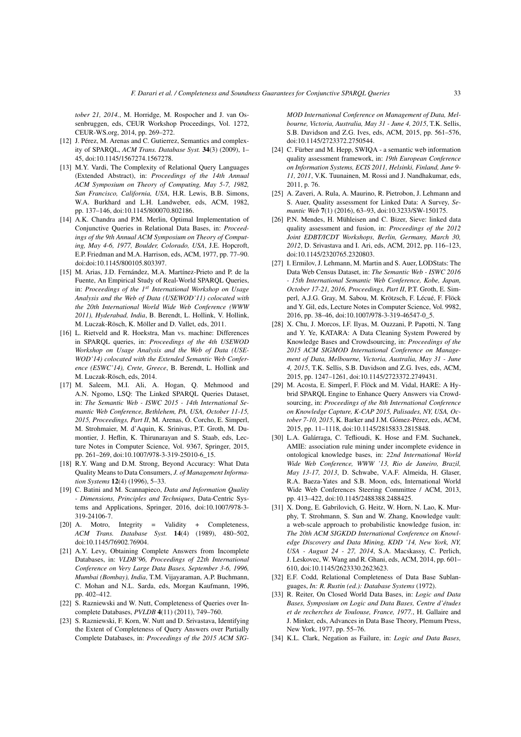*tober 21, 2014.*, M. Horridge, M. Rospocher and J. van Ossenbruggen, eds, CEUR Workshop Proceedings, Vol. 1272, CEUR-WS.org, 2014, pp. 269–272.

[12] J. Pérez, M. Arenas and C. Gutierrez, Semantics and complexity of SPARQL, *ACM Trans. Database Syst.* **34**(3) (2009), 1–45, doi:10.1145/1567274.1567278.

[13] M.Y. Vardi, The Complexity of Relational Query Languages (Extended Abstract), in: *Proceedings of the 14th Annual ACM Symposium on Theory of Computing, May 5-7, 1982, San Francisco, California, USA*, H.R. Lewis, B.B. Simons, W.A. Burkhard and L.H. Landweber, eds, ACM, 1982, pp. 137–146, doi:10.1145/800070.802186.

[14] A.K. Chandra and P.M. Merlin, Optimal Implementation of Conjunctive Queries in Relational Data Bases, in: *Proceedings of the 9th Annual ACM Symposium on Theory of Computing, May 4-6, 1977, Boulder, Colorado, USA*, J.E. Hopcroft, E.P. Friedman and M.A. Harrison, eds, ACM, 1977, pp. 77–90. doi:doi:10.1145/800105.803397.

[15] M. Arias, J.D. Fernández, M.A. Martínez-Prieto and P. de la Fuente, An Empirical Study of Real-World SPARQL Queries, in: *Proceedings of the 1st International Workshop on Usage Analysis and the Web of Data (USEWOD'11) colocated with the 20th International World Wide Web Conference (WWW 2011), Hyderabad, India*, B. Berendt, L. Hollink, V. Hollink, M. Luczak-Rösch, K. Möller and D. Vallet, eds, 2011.

[16] L. Rietveld and R. Hoekstra, Man vs. machine: Differences in SPARQL queries, in: *Proceedings of the 4th USEWOD Workshop on Usage Analysis and the Web of Data (USEWOD'14) colocated with the Extended Semantic Web Conference (ESWC'14), Crete, Greece*, B. Berendt, L. Hollink and M. Luczak-Rösch, eds, 2014.

[17] M. Saleem, M.I. Ali, A. Hogan, Q. Mehmood and A.N. Ngomo, LSQ: The Linked SPARQL Queries Dataset, in: *The Semantic Web - ISWC 2015 - 14th International Semantic Web Conference, Bethlehem, PA, USA, October 11-15, 2015, Proceedings, Part II*, M. Arenas, Ó. Corcho, E. Simperl, M. Strohmaier, M. d'Aquin, K. Srinivas, P.T. Groth, M. Dumontier, J. Heflin, K. Thirunarayan and S. Staab, eds, Lecture Notes in Computer Science, Vol. 9367, Springer, 2015, pp. 261–269, doi:10.1007/978-3-319-25010-6_15.

[18] R.Y. Wang and D.M. Strong, Beyond Accuracy: What Data Quality Means to Data Consumers, *J. of Management Information Systems* **12**(4) (1996), 5–33.

[19] C. Batini and M. Scannapieco, *Data and Information Quality - Dimensions, Principles and Techniques*, Data-Centric Systems and Applications, Springer, 2016, doi:10.1007/978-3-319-24106-7.

[20] A. Motro, Integrity = Validity + Completeness, *ACM Trans. Database Syst.* **14**(4) (1989), 480–502, doi:10.1145/76902.76904.

[21] A.Y. Levy, Obtaining Complete Answers from Incomplete Databases, in: *VLDB'96, Proceedings of 22th International Conference on Very Large Data Bases, September 3-6, 1996, Mumbai (Bombay), India*, T.M. Vijayaraman, A.P. Buchmann, C. Mohan and N.L. Sarda, eds, Morgan Kaufmann, 1996, pp. 402–412.

[22] S. Razniewski and W. Nutt, Completeness of Queries over Incomplete Databases, *PVLDB* **4**(11) (2011), 749–760.

[23] S. Razniewski, F. Korn, W. Nutt and D. Srivastava, Identifying the Extent of Completeness of Query Answers over Partially Complete Databases, in: *Proceedings of the 2015 ACM SIGMOD International Conference on Management of Data, Melbourne, Victoria, Australia, May 31 - June 4, 2015*, T.K. Sellis, S.B. Davidson and Z.G. Ives, eds, ACM, 2015, pp. 561–576, doi:10.1145/2723372.2750544.

[24] C. Fürber and M. Hepp, SWIQA - a semantic web information quality assessment framework, in: *19th European Conference on Information Systems, ECIS 2011, Helsinki, Finland, June 9-11, 2011*, V.K. Tuunainen, M. Rossi and J. Nandhakumar, eds, 2011, p. 76.

[25] A. Zaveri, A. Rula, A. Maurino, R. Pietrobon, J. Lehmann and S. Auer, Quality assessment for Linked Data: A Survey, *Semantic Web* **7**(1) (2016), 63–93, doi:10.3233/SW-150175.

[26] P.N. Mendes, H. Mühleisen and C. Bizer, Sieve: linked data quality assessment and fusion, in: *Proceedings of the 2012 Joint EDBT/ICDT Workshops, Berlin, Germany, March 30, 2012*, D. Srivastava and I. Ari, eds, ACM, 2012, pp. 116–123, doi:10.1145/2320765.2320803.

[27] I. Ermilov, J. Lehmann, M. Martin and S. Auer, LODStats: The Data Web Census Dataset, in: *The Semantic Web - ISWC 2016 - 15th International Semantic Web Conference, Kobe, Japan, October 17-21, 2016, Proceedings, Part II*, P.T. Groth, E. Simperl, A.J.G. Gray, M. Sabou, M. Krötzsch, F. Lécué, F. Flöck and Y. Gil, eds, Lecture Notes in Computer Science, Vol. 9982, 2016, pp. 38–46, doi:10.1007/978-3-319-46547-0_5.

[28] X. Chu, J. Morcos, I.F. Ilyas, M. Ouzzani, P. Papotti, N. Tang and Y. Ye, KATARA: A Data Cleaning System Powered by Knowledge Bases and Crowdsourcing, in: *Proceedings of the 2015 ACM SIGMOD International Conference on Management of Data, Melbourne, Victoria, Australia, May 31 - June 4, 2015*, T.K. Sellis, S.B. Davidson and Z.G. Ives, eds, ACM, 2015, pp. 1247–1261, doi:10.1145/2723372.2749431.

[29] M. Acosta, E. Simperl, F. Flöck and M. Vidal, HARE: A Hybrid SPARQL Engine to Enhance Query Answers via Crowdsourcing, in: *Proceedings of the 8th International Conference on Knowledge Capture, K-CAP 2015, Palisades, NY, USA, October 7-10, 2015*, K. Barker and J.M. Gómez-Pérez, eds, ACM, 2015, pp. 11–1118, doi:10.1145/2815833.2815848.

[30] L.A. Galárraga, C. Teflioudi, K. Hose and F.M. Suchanek, AMIE: association rule mining under incomplete evidence in ontological knowledge bases, in: *22nd International World Wide Web Conference, WWW '13, Rio de Janeiro, Brazil, May 13-17, 2013*, D. Schwabe, V.A.F. Almeida, H. Glaser, R.A. Baeza-Yates and S.B. Moon, eds, International World Wide Web Conferences Steering Committee / ACM, 2013, pp. 413–422, doi:10.1145/2488388.2488425.

[31] X. Dong, E. Gabrilovich, G. Heitz, W. Horn, N. Lao, K. Murphy, T. Strohmann, S. Sun and W. Zhang, Knowledge vault: a web-scale approach to probabilistic knowledge fusion, in: *The 20th ACM SIGKDD International Conference on Knowledge Discovery and Data Mining, KDD '14, New York, NY, USA - August 24 - 27, 2014*, S.A. Macskassy, C. Perlich, J. Leskovec, W. Wang and R. Ghani, eds, ACM, 2014, pp. 601–610, doi:10.1145/2623330.2623623.

[32] E.F. Codd, Relational Completeness of Data Base Sublanguages, *In: R. Rustin (ed.): Database Systems* (1972).

[33] R. Reiter, On Closed World Data Bases, in: *Logic and Data Bases, Symposium on Logic and Data Bases, Centre d'études et de recherches de Toulouse, France, 1977.*, H. Gallaire and J. Minker, eds, Advances in Data Base Theory, Plemum Press, New York, 1977, pp. 55–76.

[34] K.L. Clark, Negation as Failure, in: *Logic and Data Bases,*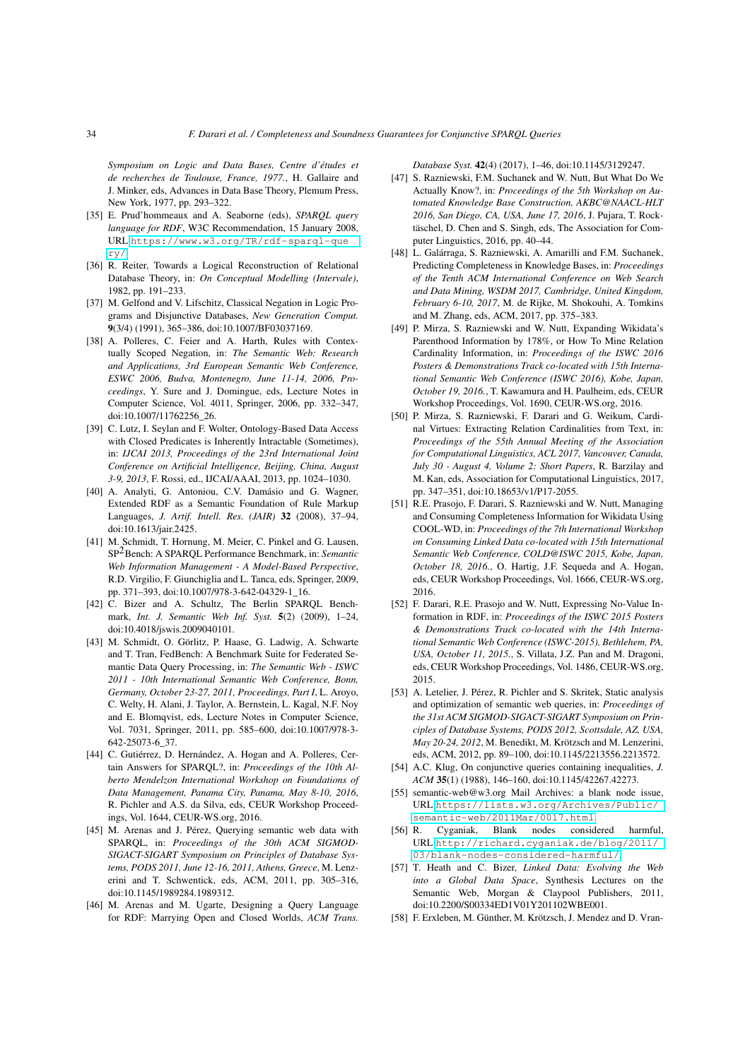*Symposium on Logic and Data Bases, Centre d'études et de recherches de Toulouse, France, 1977.*, H. Gallaire and J. Minker, eds, Advances in Data Base Theory, Plemum Press, New York, 1977, pp. 293–322.

[35] E. Prud'hommeaux and A. Seaborne (eds), *SPARQL query language for RDF*, W3C Recommendation, 15 January 2008, URL https://www.w3.org/TR/rdf-sparql-query/.

[36] R. Reiter, Towards a Logical Reconstruction of Relational Database Theory, in: *On Conceptual Modelling (Intervale)*, 1982, pp. 191–233.

[37] M. Gelfond and V. Lifschitz, Classical Negation in Logic Programs and Disjunctive Databases, *New Generation Comput.* **9**(3/4) (1991), 365–386, doi:10.1007/BF03037169.

[38] A. Polleres, C. Feier and A. Harth, Rules with Contextually Scoped Negation, in: *The Semantic Web: Research and Applications, 3rd European Semantic Web Conference, ESWC 2006, Budva, Montenegro, June 11-14, 2006, Proceedings*, Y. Sure and J. Domingue, eds, Lecture Notes in Computer Science, Vol. 4011, Springer, 2006, pp. 332–347, doi:10.1007/11762256_26.

[39] C. Lutz, I. Seylan and F. Wolter, Ontology-Based Data Access with Closed Predicates is Inherently Intractable (Sometimes), in: *IJCAI 2013, Proceedings of the 23rd International Joint Conference on Artificial Intelligence, Beijing, China, August 3-9, 2013*, F. Rossi, ed., IJCAI/AAAI, 2013, pp. 1024–1030.

[40] A. Analyti, G. Antoniou, C.V. Damásio and G. Wagner, Extended RDF as a Semantic Foundation of Rule Markup Languages, *J. Artif. Intell. Res. (JAIR)* **32** (2008), 37–94, doi:10.1613/jair.2425.

[41] M. Schmidt, T. Hornung, M. Meier, C. Pinkel and G. Lausen, SP$^2$Bench: A SPARQL Performance Benchmark, in: *Semantic Web Information Management - A Model-Based Perspective*, R.D. Virgilio, F. Giunchiglia and L. Tanca, eds, Springer, 2009, pp. 371–393, doi:10.1007/978-3-642-04329-1_16.

[42] C. Bizer and A. Schultz, The Berlin SPARQL Benchmark, *Int. J. Semantic Web Inf. Syst.* **5**(2) (2009), 1–24, doi:10.4018/jswis.2009040101.

[43] M. Schmidt, O. Görlitz, P. Haase, G. Ladwig, A. Schwarte and T. Tran, FedBench: A Benchmark Suite for Federated Semantic Data Query Processing, in: *The Semantic Web - ISWC 2011 - 10th International Semantic Web Conference, Bonn, Germany, October 23-27, 2011, Proceedings, Part I*, L. Aroyo, C. Welty, H. Alani, J. Taylor, A. Bernstein, L. Kagal, N.F. Noy and E. Blomqvist, eds, Lecture Notes in Computer Science, Vol. 7031, Springer, 2011, pp. 585–600, doi:10.1007/978-3-642-25073-6_37.

[44] C. Gutiérrez, D. Hernández, A. Hogan and A. Polleres, Certain Answers for SPARQL?, in: *Proceedings of the 10th Alberto Mendelzon International Workshop on Foundations of Data Management, Panama City, Panama, May 8-10, 2016*, R. Pichler and A.S. da Silva, eds, CEUR Workshop Proceedings, Vol. 1644, CEUR-WS.org, 2016.

[45] M. Arenas and J. Pérez, Querying semantic web data with SPARQL, in: *Proceedings of the 30th ACM SIGMOD-SIGACT-SIGART Symposium on Principles of Database Systems, PODS 2011, June 12-16, 2011, Athens, Greece*, M. Lenzerini and T. Schwentick, eds, ACM, 2011, pp. 305–316, doi:10.1145/1989284.1989312.

[46] M. Arenas and M. Ugarte, Designing a Query Language for RDF: Marrying Open and Closed Worlds, *ACM Trans. Database Syst.* **42**(4) (2017), 1–46, doi:10.1145/3129247.

[47] S. Razniewski, F.M. Suchanek and W. Nutt, But What Do We Actually Know?, in: *Proceedings of the 5th Workshop on Automated Knowledge Base Construction, AKBC@NAACL-HLT 2016, San Diego, CA, USA, June 17, 2016*, J. Pujara, T. Rocktäschel, D. Chen and S. Singh, eds, The Association for Computer Linguistics, 2016, pp. 40–44.

[48] L. Galárraga, S. Razniewski, A. Amarilli and F.M. Suchanek, Predicting Completeness in Knowledge Bases, in: *Proceedings of the Tenth ACM International Conference on Web Search and Data Mining, WSDM 2017, Cambridge, United Kingdom, February 6-10, 2017*, M. de Rijke, M. Shokouhi, A. Tomkins and M. Zhang, eds, ACM, 2017, pp. 375–383.

[49] P. Mirza, S. Razniewski and W. Nutt, Expanding Wikidata's Parenthood Information by 178%, or How To Mine Relation Cardinality Information, in: *Proceedings of the ISWC 2016 Posters & Demonstrations Track co-located with 15th International Semantic Web Conference (ISWC 2016), Kobe, Japan, October 19, 2016.*, T. Kawamura and H. Paulheim, eds, CEUR Workshop Proceedings, Vol. 1690, CEUR-WS.org, 2016.

[50] P. Mirza, S. Razniewski, F. Darari and G. Weikum, Cardinal Virtues: Extracting Relation Cardinalities from Text, in: *Proceedings of the 55th Annual Meeting of the Association for Computational Linguistics, ACL 2017, Vancouver, Canada, July 30 - August 4, Volume 2: Short Papers*, R. Barzilay and M. Kan, eds, Association for Computational Linguistics, 2017, pp. 347–351, doi:10.18653/v1/P17-2055.

[51] R.E. Prasojo, F. Darari, S. Razniewski and W. Nutt, Managing and Consuming Completeness Information for Wikidata Using COOL-WD, in: *Proceedings of the 7th International Workshop on Consuming Linked Data co-located with 15th International Semantic Web Conference, COLD@ISWC 2015, Kobe, Japan, October 18, 2016.*, O. Hartig, J.F. Sequeda and A. Hogan, eds, CEUR Workshop Proceedings, Vol. 1666, CEUR-WS.org, 2016.

[52] F. Darari, R.E. Prasojo and W. Nutt, Expressing No-Value Information in RDF, in: *Proceedings of the ISWC 2015 Posters & Demonstrations Track co-located with the 14th International Semantic Web Conference (ISWC-2015), Bethlehem, PA, USA, October 11, 2015.*, S. Villata, J.Z. Pan and M. Dragoni, eds, CEUR Workshop Proceedings, Vol. 1486, CEUR-WS.org, 2015.

[53] A. Letelier, J. Pérez, R. Pichler and S. Skritek, Static analysis and optimization of semantic web queries, in: *Proceedings of the 31st ACM SIGMOD-SIGACT-SIGART Symposium on Principles of Database Systems, PODS 2012, Scottsdale, AZ, USA, May 20-24, 2012*, M. Benedikt, M. Krötzsch and M. Lenzerini, eds, ACM, 2012, pp. 89–100, doi:10.1145/2213556.2213572.

[54] A.C. Klug, On conjunctive queries containing inequalities, *J. ACM* **35**(1) (1988), 146–160, doi:10.1145/42267.42273.

[55] semantic-web@w3.org Mail Archives: a blank node issue, URL https://lists.w3.org/Archives/Public/semantic-web/2011Mar/0017.html.

[56] R. Cyganiak, Blank nodes considered harmful, URL http://richard.cyganiak.de/blog/2011/03/blank-nodes-considered-harmful/.

[57] T. Heath and C. Bizer, *Linked Data: Evolving the Web into a Global Data Space*, Synthesis Lectures on the Semantic Web, Morgan & Claypool Publishers, 2011, doi:10.2200/S00334ED1V01Y201102WBE001.

[58] F. Erxleben, M. Günther, M. Krötzsch, J. Mendez and D. Vran-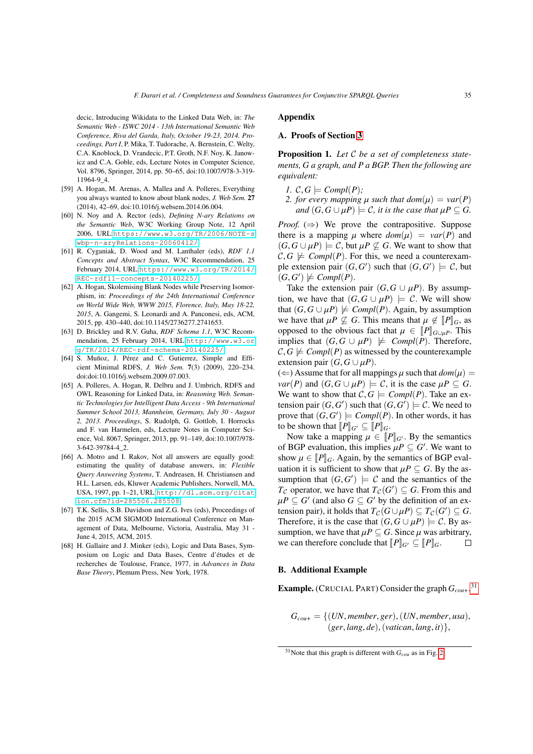decic, Introducing Wikidata to the Linked Data Web, in: *The Semantic Web - ISWC 2014 - 13th International Semantic Web Conference, Riva del Garda, Italy, October 19-23, 2014. Proceedings, Part I*, P. Mika, T. Tudorache, A. Bernstein, C. Welty, C.A. Knoblock, D. Vrandecic, P.T. Groth, N.F. Noy, K. Janowicz and C.A. Goble, eds, Lecture Notes in Computer Science, Vol. 8796, Springer, 2014, pp. 50–65, doi:10.1007/978-3-319-11964-9_4.

[59] A. Hogan, M. Arenas, A. Mallea and A. Polleres, Everything you always wanted to know about blank nodes, *J. Web Sem.* **27** (2014), 42–69, doi:10.1016/j.websem.2014.06.004.

[60] N. Noy and A. Rector (eds), *Defining N-ary Relations on the Semantic Web*, W3C Working Group Note, 12 April 2006, URL:https://www.w3.org/TR/2006/NOTE-swbp-n-aryRelations-20060412/.

[61] R. Cyganiak, D. Wood and M. Lanthaler (eds), *RDF 1.1 Concepts and Abstract Syntax*, W3C Recommendation, 25 February 2014, URL:https://www.w3.org/TR/2014/REC-rdf11-concepts-20140225/.

[62] A. Hogan, Skolemising Blank Nodes while Preserving Isomorphism, in: *Proceedings of the 24th International Conference on World Wide Web, WWW 2015, Florence, Italy, May 18-22, 2015*, A. Gangemi, S. Leonardi and A. Panconesi, eds, ACM, 2015, pp. 430–440, doi:10.1145/2736277.2741653.

[63] D. Brickley and R.V. Guha, *RDF Schema 1.1*, W3C Recommendation, 25 February 2014, URL:http://www.w3.org/TR/2014/REC-rdf-schema-20140225/.

[64] S. Muñoz, J. Pérez and C. Gutierrez, Simple and Efficient Minimal RDFS, *J. Web Sem.* **7**(3) (2009), 220–234. doi:doi:10.1016/j.websem.2009.07.003.

[65] A. Polleres, A. Hogan, R. Delbru and J. Umbrich, RDFS and OWL Reasoning for Linked Data, in: *Reasoning Web. Semantic Technologies for Intelligent Data Access - 9th International Summer School 2013, Mannheim, Germany, July 30 - August 2, 2013. Proceedings*, S. Rudolph, G. Gottlob, I. Horrocks and F. van Harmelen, eds, Lecture Notes in Computer Science, Vol. 8067, Springer, 2013, pp. 91–149, doi:10.1007/978-3-642-39784-4_2.

[66] A. Motro and I. Rakov, Not all answers are equally good: estimating the quality of database answers, in: *Flexible Query Answering Systems*, T. Andreasen, H. Christiansen and H.L. Larsen, eds, Kluwer Academic Publishers, Norwell, MA, USA, 1997, pp. 1–21, URL:http://dl.acm.org/citation.cfm?id=285506.285508.

[67] T.K. Sellis, S.B. Davidson and Z.G. Ives (eds), Proceedings of the 2015 ACM SIGMOD International Conference on Management of Data, Melbourne, Victoria, Australia, May 31 - June 4, 2015, ACM, 2015.

[68] H. Gallaire and J. Minker (eds), Logic and Data Bases, Symposium on Logic and Data Bases, Centre d'études et de recherches de Toulouse, France, 1977, in *Advances in Data Base Theory*, Plemum Press, New York, 1978.

## Appendix

### A. Proofs of Section 3

**Proposition 1.** *Let $\mathcal{C}$ be a set of completeness statements, $G$ a graph, and $P$ a BGP. Then the following are equivalent:*

1. *$\mathcal{C}, G \models Compl(P)$;*
2. *for every mapping $\mu$ such that $dom(\mu) = var(P)$ and $(G, G \cup \mu P) \models \mathcal{C}$, it is the case that $\mu P \subseteq G$.*

*Proof.* ($\Rightarrow$) We prove the contrapositive. Suppose there is a mapping $\mu$ where $dom(\mu) = var(P)$ and $(G, G \cup \mu P) \models \mathcal{C}$, but $\mu P \nsubseteq G$. We want to show that $\mathcal{C}, G \not\models Compl(P)$. For this, we need a counterexample extension pair $(G, G')$ such that $(G, G') \models \mathcal{C}$, but $(G, G') \not\models Compl(P)$.

Take the extension pair $(G, G \cup \mu P)$. By assumption, we have that $(G, G \cup \mu P) \models \mathcal{C}$. We will show that $(G, G \cup \mu P) \not\models Compl(P)$. Again, by assumption we have that $\mu P \nsubseteq G$. This means that $\mu \notin [\![P]\!]_G$, as opposed to the obvious fact that $\mu \in [\![P]\!]_{G \cup \mu P}$. This implies that $(G, G \cup \mu P) \not\models Compl(P)$. Therefore, $\mathcal{C}, G \not\models Compl(P)$ as witnessed by the counterexample extension pair $(G, G \cup \mu P)$.

($\Leftarrow$) Assume that for all mappings $\mu$ such that $dom(\mu) = var(P)$ and $(G, G \cup \mu P) \models \mathcal{C}$, it is the case $\mu P \subseteq G$. We want to show that $\mathcal{C}, G \models Compl(P)$. Take an extension pair $(G, G')$ such that $(G, G') \models \mathcal{C}$. We need to prove that $(G, G') \models Compl(P)$. In other words, it has to be shown that $[\![P]\!]_{G'} \subseteq [\![P]\!]_G$.

Now take a mapping $\mu \in [\![P]\!]_{G'}$. By the semantics of BGP evaluation, this implies $\mu P \subseteq G'$. We want to show $\mu \in [\![P]\!]_G$. Again, by the semantics of BGP evaluation it is sufficient to show that $\mu P \subseteq G$. By the assumption that $(G, G') \models \mathcal{C}$ and the semantics of the $T_\mathcal{C}$ operator, we have that $T_\mathcal{C}(G') \subseteq G$. From this and $\mu P \subseteq G'$ (and also $G \subseteq G'$ by the definition of an extension pair), it holds that $T_\mathcal{C}(G \cup \mu P) \subseteq T_\mathcal{C}(G') \subseteq G$. Therefore, it is the case that $(G, G \cup \mu P) \models \mathcal{C}$. By assumption, we have that $\mu P \subseteq G$. Since $\mu$ was arbitrary, we can therefore conclude that $[\![P]\!]_{G'} \subseteq [\![P]\!]_G$. $\square$

### B. Additional Example

**Example.** (CRUCIAL PART) Consider the graph $G_{cou+}$,[31]

$$G_{cou+} = \{(UN, member, ger), (UN, member, usa), (ger, lang, de), (vatican, lang, it)\},$$

[31] Note that this graph is different with $G_{cou}$ as in Fig. 2.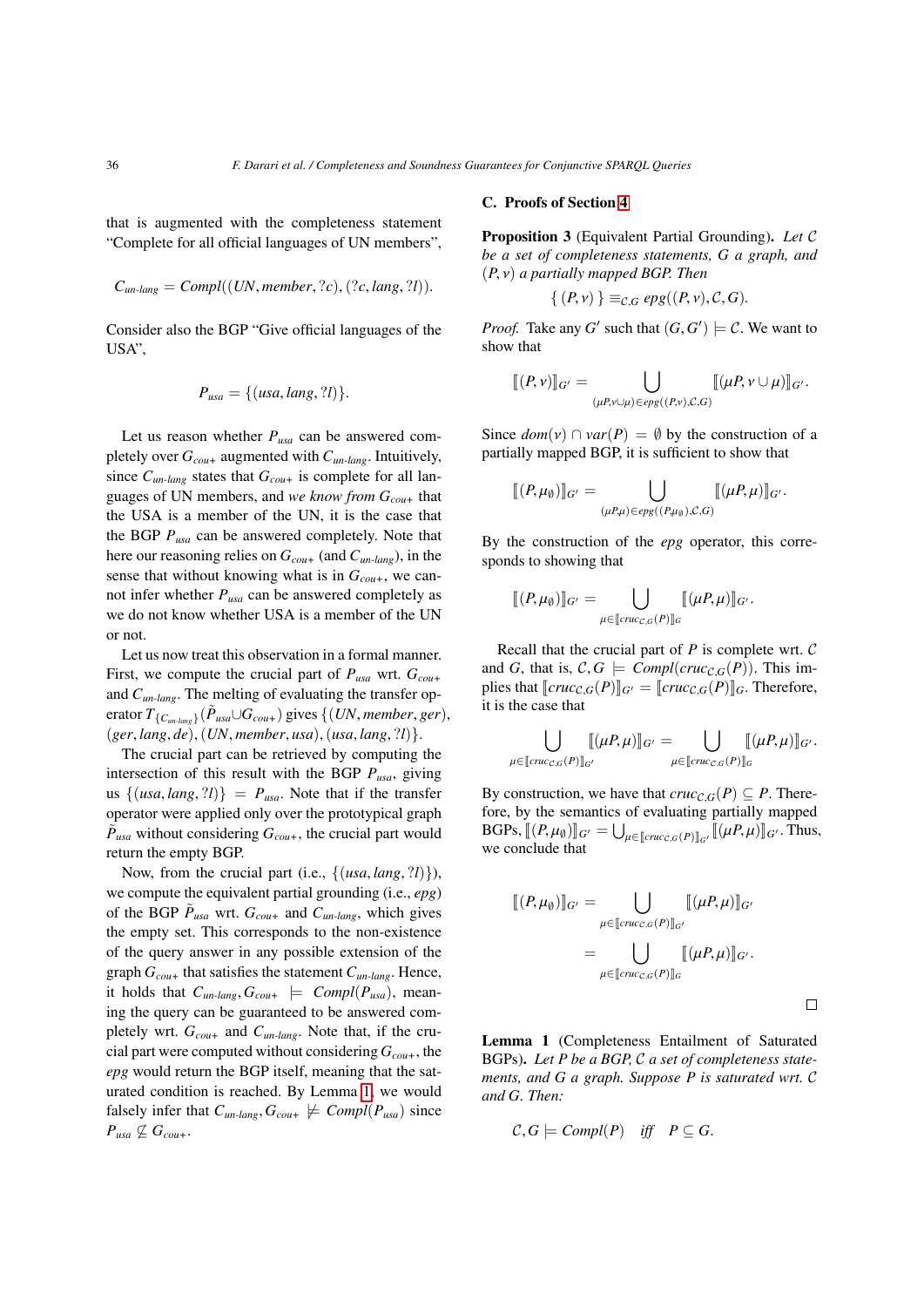that is augmented with the completeness statement "Complete for all official languages of UN members",

$$C_{un\text{-}lang} = Compl((UN, member, ?c), (?c, lang, ?l)).$$

Consider also the BGP "Give official languages of the USA",

$$P_{usa} = \{(usa, lang, ?l)\}.$$

Let us reason whether $P_{usa}$ can be answered completely over $G_{cou+}$ augmented with $C_{un\text{-}lang}$. Intuitively, since $C_{un\text{-}lang}$ states that $G_{cou+}$ is complete for all languages of UN members, and *we know from* $G_{cou+}$ that the USA is a member of the UN, it is the case that the BGP $P_{usa}$ can be answered completely. Note that here our reasoning relies on $G_{cou+}$ (and $C_{un\text{-}lang}$), in the sense that without knowing what is in $G_{cou+}$, we cannot infer whether $P_{usa}$ can be answered completely as we do not know whether USA is a member of the UN or not.

Let us now treat this observation in a formal manner. First, we compute the crucial part of $P_{usa}$ wrt. $G_{cou+}$ and $C_{un\text{-}lang}$. The melting of evaluating the transfer operator $T_{\{C_{un\text{-}lang}\}}(\tilde{P}_{usa} \cup G_{cou+})$ gives $\{(UN, member, ger)$, $(ger, lang, de), (UN, member, usa), (usa, lang, ?l)\}$.

The crucial part can be retrieved by computing the intersection of this result with the BGP $P_{usa}$, giving us $\{(usa, lang, ?l)\} = P_{usa}$. Note that if the transfer operator were applied only over the prototypical graph $\tilde{P}_{usa}$ without considering $G_{cou+}$, the crucial part would return the empty BGP.

Now, from the crucial part (i.e., $\{(usa, lang, ?l)\}$), we compute the equivalent partial grounding (i.e., *epg*) of the BGP $\tilde{P}_{usa}$ wrt. $G_{cou+}$ and $C_{un\text{-}lang}$, which gives the empty set. This corresponds to the non-existence of the query answer in any possible extension of the graph $G_{cou+}$ that satisfies the statement $C_{un\text{-}lang}$. Hence, it holds that $C_{un\text{-}lang}, G_{cou+} \models Compl(P_{usa})$, meaning the query can be guaranteed to be answered completely wrt. $G_{cou+}$ and $C_{un\text{-}lang}$. Note that, if the crucial part were computed without considering $G_{cou+}$, the *epg* would return the BGP itself, meaning that the saturated condition is reached. By Lemma 1, we would falsely infer that $C_{un\text{-}lang}, G_{cou+} \not\models Compl(P_{usa})$ since $P_{usa} \not\subseteq G_{cou+}$.

## C. Proofs of Section 4

**Proposition 3** (Equivalent Partial Grounding). *Let $\mathcal{C}$ be a set of completeness statements, $G$ a graph, and $(P, \nu)$ a partially mapped BGP. Then*

$$\{\, (P, \nu) \,\} \equiv_{\mathcal{C},G} epg((P, \nu), \mathcal{C}, G).$$

*Proof.* Take any $G'$ such that $(G, G') \models \mathcal{C}$. We want to show that

$$[\![(P, \nu)]\!]_{G'} = \bigcup_{(\mu P, \nu \cup \mu) \in epg((P,\nu),\mathcal{C},G)} [\![(\mu P, \nu \cup \mu)]\!]_{G'}.$$

Since $dom(\nu) \cap var(P) = \emptyset$ by the construction of a partially mapped BGP, it is sufficient to show that

$$[\![(P, \mu_\emptyset)]\!]_{G'} = \bigcup_{(\mu P, \mu) \in epg((P,\mu_\emptyset),\mathcal{C},G)} [\![(\mu P, \mu)]\!]_{G'}.$$

By the construction of the *epg* operator, this corresponds to showing that

$$[\![(P, \mu_\emptyset)]\!]_{G'} = \bigcup_{\mu \in [\![cruc_{\mathcal{C},G}(P)]\!]_G} [\![(\mu P, \mu)]\!]_{G'}.$$

Recall that the crucial part of $P$ is complete wrt. $\mathcal{C}$ and $G$, that is, $\mathcal{C}, G \models Compl(cruc_{\mathcal{C},G}(P))$. This implies that $[\![cruc_{\mathcal{C},G}(P)]\!]_{G'} = [\![cruc_{\mathcal{C},G}(P)]\!]_G$. Therefore, it is the case that

$$\bigcup_{\mu \in [\![cruc_{\mathcal{C},G}(P)]\!]_{G'}} [\![(\mu P, \mu)]\!]_{G'} = \bigcup_{\mu \in [\![cruc_{\mathcal{C},G}(P)]\!]_G} [\![(\mu P, \mu)]\!]_{G'}.$$

By construction, we have that $cruc_{\mathcal{C},G}(P) \subseteq P$. Therefore, by the semantics of evaluating partially mapped BGPs, $[\![(P, \mu_\emptyset)]\!]_{G'} = \bigcup_{\mu \in [\![cruc_{\mathcal{C},G}(P)]\!]_{G'}} [\![(\mu P, \mu)]\!]_{G'}$. Thus, we conclude that

$$\begin{aligned}
[\![(P, \mu_\emptyset)]\!]_{G'} &= \bigcup_{\mu \in [\![cruc_{\mathcal{C},G}(P)]\!]_{G'}} [\![(\mu P, \mu)]\!]_{G'} \\
&= \bigcup_{\mu \in [\![cruc_{\mathcal{C},G}(P)]\!]_G} [\![(\mu P, \mu)]\!]_{G'}.
\end{aligned}$$

□

**Lemma 1** (Completeness Entailment of Saturated BGPs). *Let $P$ be a BGP, $\mathcal{C}$ a set of completeness statements, and $G$ a graph. Suppose $P$ is saturated wrt. $\mathcal{C}$ and $G$. Then:*

$$\mathcal{C}, G \models Compl(P) \quad \textit{iff} \quad P \subseteq G.$$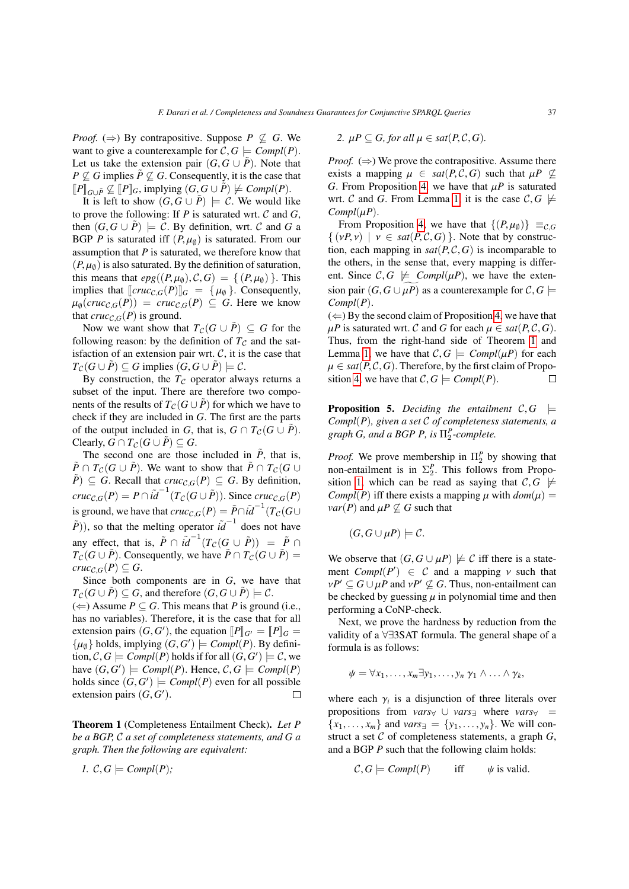*Proof.* (⇒) By contrapositive. Suppose $P \not\subseteq G$. We want to give a counterexample for $\mathcal{C}, G \models \mathit{Compl}(P)$. Let us take the extension pair $(G, G \cup \tilde{P})$. Note that $P \not\subseteq G$ implies $\tilde{P} \not\subseteq G$. Consequently, it is the case that $[\![P]\!]_{G \cup \tilde{P}} \not\subseteq [\![P]\!]_G$, implying $(G, G \cup \tilde{P}) \not\models \mathit{Compl}(P)$.

It is left to show $(G, G \cup \tilde{P}) \models \mathcal{C}$. We would like to prove the following: If $P$ is saturated wrt. $\mathcal{C}$ and $G$, then $(G, G \cup \tilde{P}) \models \mathcal{C}$. By definition, wrt. $\mathcal{C}$ and $G$ a BGP $P$ is saturated iff $(P, \mu_\emptyset)$ is saturated. From our assumption that $P$ is saturated, we therefore know that $(P, \mu_\emptyset)$ is also saturated. By the definition of saturation, this means that $\mathit{epg}((P, \mu_\emptyset), \mathcal{C}, G) = \{ (P, \mu_\emptyset) \}$. This implies that $[\![\mathit{cruc}_{\mathcal{C},G}(P)]\!]_G = \{ \mu_\emptyset \}$. Consequently, $\mu_\emptyset(\mathit{cruc}_{\mathcal{C},G}(P)) = \mathit{cruc}_{\mathcal{C},G}(P) \subseteq G$. Here we know that $\mathit{cruc}_{\mathcal{C},G}(P)$ is ground.

Now we want show that $T_\mathcal{C}(G \cup \tilde{P}) \subseteq G$ for the following reason: by the definition of $T_\mathcal{C}$ and the satisfaction of an extension pair wrt. $\mathcal{C}$, it is the case that $T_\mathcal{C}(G \cup \tilde{P}) \subseteq G$ implies $(G, G \cup \tilde{P}) \models \mathcal{C}$.

By construction, the $T_\mathcal{C}$ operator always returns a subset of the input. There are therefore two components of the results of $T_\mathcal{C}(G \cup \tilde{P})$ for which we have to check if they are included in $G$. The first are the parts of the output included in $G$, that is, $G \cap T_\mathcal{C}(G \cup \tilde{P})$. Clearly, $G \cap T_\mathcal{C}(G \cup \tilde{P}) \subseteq G$.

The second one are those included in $\tilde{P}$, that is, $\tilde{P} \cap T_\mathcal{C}(G \cup \tilde{P})$. We want to show that $\tilde{P} \cap T_\mathcal{C}(G \cup \tilde{P}) \subseteq G$. Recall that $\mathit{cruc}_{\mathcal{C},G}(P) \subseteq G$. By definition, $\mathit{cruc}_{\mathcal{C},G}(P) = P \cap \tilde{id}^{-1}(T_\mathcal{C}(G \cup \tilde{P}))$. Since $\mathit{cruc}_{\mathcal{C},G}(P)$ is ground, we have that $\mathit{cruc}_{\mathcal{C},G}(P) = \tilde{P} \cap \tilde{id}^{-1}(T_\mathcal{C}(G \cup \tilde{P}))$, so that the melting operator $\tilde{id}^{-1}$ does not have any effect, that is, $\tilde{P} \cap \tilde{id}^{-1}(T_\mathcal{C}(G \cup \tilde{P})) = \tilde{P} \cap T_\mathcal{C}(G \cup \tilde{P})$. Consequently, we have $\tilde{P} \cap T_\mathcal{C}(G \cup \tilde{P}) = \mathit{cruc}_{\mathcal{C},G}(P) \subseteq G$.

Since both components are in $G$, we have that $T_\mathcal{C}(G \cup \tilde{P}) \subseteq G$, and therefore $(G, G \cup \tilde{P}) \models \mathcal{C}$.
(⇐) Assume $P \subseteq G$. This means that $P$ is ground (i.e., has no variables). Therefore, it is the case that for all extension pairs $(G, G')$, the equation $[\![P]\!]_{G'} = [\![P]\!]_G = \{\mu_\emptyset\}$ holds, implying $(G, G') \models \mathit{Compl}(P)$. By definition, $\mathcal{C}, G \models \mathit{Compl}(P)$ holds if for all $(G, G') \models \mathcal{C}$, we have $(G, G') \models \mathit{Compl}(P)$. Hence, $\mathcal{C}, G \models \mathit{Compl}(P)$ holds since $(G, G') \models \mathit{Compl}(P)$ even for all possible extension pairs $(G, G')$. □

**Theorem 1** (Completeness Entailment Check). *Let $P$ be a BGP, $\mathcal{C}$ a set of completeness statements, and $G$ a graph. Then the following are equivalent:*

1. *$\mathcal{C}, G \models \mathit{Compl}(P)$;*
2. *$\mu P \subseteq G$, for all $\mu \in \mathit{sat}(P, \mathcal{C}, G)$.*

*Proof.* (⇒) We prove the contrapositive. Assume there exists a mapping $\mu \in \mathit{sat}(P, \mathcal{C}, G)$ such that $\mu P \not\subseteq G$. From Proposition 4, we have that $\mu P$ is saturated wrt. $\mathcal{C}$ and $G$. From Lemma 1, it is the case $\mathcal{C}, G \not\models \mathit{Compl}(\mu P)$.

From Proposition 4, we have that $\{(P, \mu_\emptyset)\} \equiv_{\mathcal{C},G} \{ (\nu P, \nu) \mid \nu \in \mathit{sat}(P, \mathcal{C}, G) \}$. Note that by construction, each mapping in $\mathit{sat}(P, \mathcal{C}, G)$ is incomparable to the others, in the sense that, every mapping is different. Since $\mathcal{C}, G \not\models \mathit{Compl}(\mu P)$, we have the extension pair $(G, G \cup \widetilde{\mu P})$ as a counterexample for $\mathcal{C}, G \models \mathit{Compl}(P)$.
(⇐) By the second claim of Proposition 4, we have that $\mu P$ is saturated wrt. $\mathcal{C}$ and $G$ for each $\mu \in \mathit{sat}(P, \mathcal{C}, G)$. Thus, from the right-hand side of Theorem 1 and Lemma 1, we have that $\mathcal{C}, G \models \mathit{Compl}(\mu P)$ for each $\mu \in \mathit{sat}(P, \mathcal{C}, G)$. Therefore, by the first claim of Proposition 4, we have that $\mathcal{C}, G \models \mathit{Compl}(P)$. □

**Proposition 5.** *Deciding the entailment $\mathcal{C}, G \models \mathit{Compl}(P)$, given a set $\mathcal{C}$ of completeness statements, a graph $G$, and a BGP $P$, is $\Pi_2^P$-complete.*

*Proof.* We prove membership in $\Pi_2^P$ by showing that non-entailment is in $\Sigma_2^P$. This follows from Proposition 1, which can be read as saying that $\mathcal{C}, G \not\models \mathit{Compl}(P)$ iff there exists a mapping $\mu$ with $\mathit{dom}(\mu) = \mathit{var}(P)$ and $\mu P \not\subseteq G$ such that

$$(G, G \cup \mu P) \models \mathcal{C}.$$

We observe that $(G, G \cup \mu P) \not\models \mathcal{C}$ iff there is a statement $\mathit{Compl}(P') \in \mathcal{C}$ and a mapping $\nu$ such that $\nu P' \subseteq G \cup \mu P$ and $\nu P' \not\subseteq G$. Thus, non-entailment can be checked by guessing $\mu$ in polynomial time and then performing a CoNP-check.

Next, we prove the hardness by reduction from the validity of a $\forall\exists$3SAT formula. The general shape of a formula is as follows:

$$\psi = \forall x_1, \ldots, x_m \exists y_1, \ldots, y_n\ \gamma_1 \wedge \ldots \wedge \gamma_k,$$

where each $\gamma_i$ is a disjunction of three literals over propositions from $\mathit{vars}_\forall \cup \mathit{vars}_\exists$ where $\mathit{vars}_\forall = \{x_1, \ldots, x_m\}$ and $\mathit{vars}_\exists = \{y_1, \ldots, y_n\}$. We will construct a set $\mathcal{C}$ of completeness statements, a graph $G$, and a BGP $P$ such that the following claim holds:

$$\mathcal{C}, G \models \mathit{Compl}(P) \qquad \text{iff} \qquad \psi \text{ is valid.}$$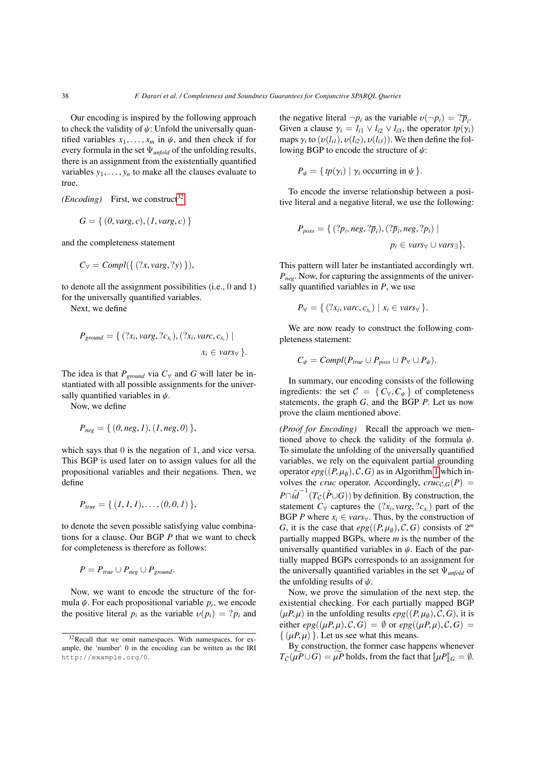Our encoding is inspired by the following approach to check the validity of $\psi$: Unfold the universally quantified variables $x_1, \ldots, x_m$ in $\psi$, and then check if for every formula in the set $\Psi_{unfold}$ of the unfolding results, there is an assignment from the existentially quantified variables $y_1, \ldots, y_n$ to make all the clauses evaluate to true.

*(Encoding)* First, we construct[32]

$$G = \{\, (0, varg, c), (1, varg, c) \,\}$$

and the completeness statement

$$C_\forall = Compl(\{\, (?x, varg, ?y) \,\}),$$

to denote all the assignment possibilities (i.e., 0 and 1) for the universally quantified variables.

Next, we define

$$P_{ground} = \{\, (?x_i, varg, ?c_{x_i}), (?x_i, varc, c_{x_i}) \mid x_i \in vars_\forall \,\}.$$

The idea is that $P_{ground}$ via $C_\forall$ and $G$ will later be instantiated with all possible assignments for the universally quantified variables in $\psi$.

Now, we define

$$P_{neg} = \{\, (0, neg, 1), (1, neg, 0) \,\},$$

which says that 0 is the negation of 1, and vice versa. This BGP is used later on to assign values for all the propositional variables and their negations. Then, we define

$$P_{true} = \{\, (1, 1, 1), \ldots, (0, 0, 1) \,\},$$

to denote the seven possible satisfying value combinations for a clause. Our BGP $P$ that we want to check for completeness is therefore as follows:

$$P = P_{true} \cup P_{neg} \cup P_{ground}.$$

Now, we want to encode the structure of the formula $\psi$. For each propositional variable $p_i$, we encode the positive literal $p_i$ as the variable $\upsilon(p_i) = ?p_i$ and the negative literal $\neg p_i$ as the variable $\upsilon(\neg p_i) = ?\overline{p}_i$. Given a clause $\gamma_i = l_{i1} \vee l_{i2} \vee l_{i3}$, the operator $tp(\gamma_i)$ maps $\gamma_i$ to $(\upsilon(l_{i1}), \upsilon(l_{i2}), \upsilon(l_{i3}))$. We then define the following BGP to encode the structure of $\psi$:

$$P_\psi = \{\, tp(\gamma_i) \mid \gamma_i \text{ occurring in } \psi \,\}.$$

To encode the inverse relationship between a positive literal and a negative literal, we use the following:

$$P_{poss} = \{\, (?p_i, neg, ?\overline{p}_i), (?\overline{p}_i, neg, ?p_i) \mid p_i \in vars_\forall \cup vars_\exists \}.$$

This pattern will later be instantiated accordingly wrt. $P_{neg}$. Now, for capturing the assignments of the universally quantified variables in $P$, we use

$$P_\forall = \{\, (?x_i, varc, c_{x_i}) \mid x_i \in vars_\forall \,\}.$$

We are now ready to construct the following completeness statement:

$$C_\psi = Compl(P_{true} \cup P_{poss} \cup P_\forall \cup P_\psi).$$

In summary, our encoding consists of the following ingredients: the set $\mathcal{C} = \{\, C_\forall, C_\psi \,\}$ of completeness statements, the graph $G$, and the BGP $P$. Let us now prove the claim mentioned above.

*(Proof for Encoding)* Recall the approach we mentioned above to check the validity of the formula $\psi$. To simulate the unfolding of the universally quantified variables, we rely on the equivalent partial grounding operator $epg((P, \mu_\emptyset), \mathcal{C}, G)$ as in Algorithm 1 which involves the *cruc* operator. Accordingly, $cruc_{\mathcal{C},G}(P) = P \cap \tilde{id}^{-1}(T_{\mathcal{C}}(\tilde{P} \cup G))$ by definition. By construction, the statement $C_\forall$ captures the $(?x_i, varg, ?c_{x_i})$ part of the BGP $P$ where $x_i \in vars_\forall$. Thus, by the construction of $G$, it is the case that $epg((P, \mu_\emptyset), \mathcal{C}, G)$ consists of $2^m$ partially mapped BGPs, where $m$ is the number of the universally quantified variables in $\psi$. Each of the partially mapped BGPs corresponds to an assignment for the universally quantified variables in the set $\Psi_{unfold}$ of the unfolding results of $\psi$.

Now, we prove the simulation of the next step, the existential checking. For each partially mapped BGP $(\mu P, \mu)$ in the unfolding results $epg((P, \mu_\emptyset), \mathcal{C}, G)$, it is either $epg((\mu P, \mu), \mathcal{C}, G) = \emptyset$ or $epg((\mu P, \mu), \mathcal{C}, G) = \{\, (\mu P, \mu) \,\}$. Let us see what this means.

By construction, the former case happens whenever $T_{\mathcal{C}}(\widetilde{\mu P} \cup G) = \widetilde{\mu P}$ holds, from the fact that $[\![\mu P]\!]_G = \emptyset$.

[32] Recall that we omit namespaces. With namespaces, for example, the 'number' 0 in the encoding can be written as the IRI `http://example.org/0`.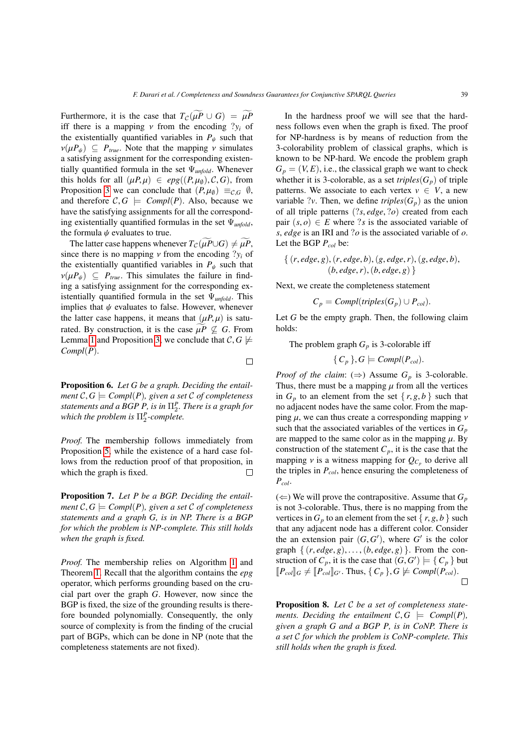Furthermore, it is the case that $T_{\mathcal{C}}(\widetilde{\mu P} \cup G) = \widetilde{\mu P}$ iff there is a mapping $\nu$ from the encoding $?y_i$ of the existentially quantified variables in $P_\psi$ such that $\nu(\mu P_\psi) \subseteq P_{true}$. Note that the mapping $\nu$ simulates a satisfying assignment for the corresponding existentially quantified formula in the set $\Psi_{unfold}$. Whenever this holds for all $(\mu P, \mu) \in epg((P, \mu_\emptyset), \mathcal{C}, G)$, from Proposition 3 we can conclude that $(P, \mu_\emptyset) \equiv_{\mathcal{C},G} \emptyset$, and therefore $\mathcal{C}, G \models Compl(P)$. Also, because we have the satisfying assignments for all the corresponding existentially quantified formulas in the set $\Psi_{unfold}$, the formula $\psi$ evaluates to true.

The latter case happens whenever $T_{\mathcal{C}}(\widetilde{\mu P} \cup G) \neq \widetilde{\mu P}$, since there is no mapping $\nu$ from the encoding $?y_i$ of the existentially quantified variables in $P_\psi$ such that $\nu(\mu P_\psi) \subseteq P_{true}$. This simulates the failure in finding a satisfying assignment for the corresponding existentially quantified formula in the set $\Psi_{unfold}$. This implies that $\psi$ evaluates to false. However, whenever the latter case happens, it means that $(\mu P, \mu)$ is saturated. By construction, it is the case $\widetilde{\mu P} \not\subseteq G$. From Lemma 1 and Proposition 3, we conclude that $\mathcal{C}, G \not\models Compl(P)$. □

**Proposition 6.** *Let $G$ be a graph. Deciding the entailment $\mathcal{C}, G \models Compl(P)$, given a set $\mathcal{C}$ of completeness statements and a BGP $P$, is in $\Pi^P_2$. There is a graph for which the problem is $\Pi^P_2$-complete.*

*Proof.* The membership follows immediately from Proposition 5, while the existence of a hard case follows from the reduction proof of that proposition, in which the graph is fixed. □

**Proposition 7.** *Let $P$ be a BGP. Deciding the entailment $\mathcal{C}, G \models Compl(P)$, given a set $\mathcal{C}$ of completeness statements and a graph $G$, is in NP. There is a BGP for which the problem is NP-complete. This still holds when the graph is fixed.*

*Proof.* The membership relies on Algorithm 1 and Theorem 1. Recall that the algorithm contains the *epg* operator, which performs grounding based on the crucial part over the graph $G$. However, now since the BGP is fixed, the size of the grounding results is therefore bounded polynomially. Consequently, the only source of complexity is from the finding of the crucial part of BGPs, which can be done in NP (note that the completeness statements are not fixed).

In the hardness proof we will see that the hardness follows even when the graph is fixed. The proof for NP-hardness is by means of reduction from the 3-colorability problem of classical graphs, which is known to be NP-hard. We encode the problem graph $G_p = (V, E)$, i.e., the classical graph we want to check whether it is 3-colorable, as a set $triples(G_p)$ of triple patterns. We associate to each vertex $v \in V$, a new variable $?v$. Then, we define $triples(G_p)$ as the union of all triple patterns $(?s, edge, ?o)$ created from each pair $(s, o) \in E$ where $?s$ is the associated variable of $s$, $edge$ is an IRI and $?o$ is the associated variable of $o$. Let the BGP $P_{col}$ be:

$$\{ (r, edge, g), (r, edge, b), (g, edge, r), (g, edge, b), (b, edge, r), (b, edge, g) \}$$

Next, we create the completeness statement

$$C_p = Compl(triples(G_p) \cup P_{col}).$$

Let $G$ be the empty graph. Then, the following claim holds:

The problem graph $G_p$ is 3-colorable iff

$$\{ C_p \}, G \models Compl(P_{col}).$$

*Proof of the claim*: ($\Rightarrow$) Assume $G_p$ is 3-colorable. Thus, there must be a mapping $\mu$ from all the vertices in $G_p$ to an element from the set $\{ r, g, b \}$ such that no adjacent nodes have the same color. From the mapping $\mu$, we can thus create a corresponding mapping $\nu$ such that the associated variables of the vertices in $G_p$ are mapped to the same color as in the mapping $\mu$. By construction of the statement $C_p$, it is the case that the mapping $\nu$ is a witness mapping for $Q_{C_p}$ to derive all the triples in $P_{col}$, hence ensuring the completeness of $P_{col}$.

($\Leftarrow$) We will prove the contrapositive. Assume that $G_p$ is not 3-colorable. Thus, there is no mapping from the vertices in $G_p$ to an element from the set $\{ r, g, b \}$ such that any adjacent node has a different color. Consider the an extension pair $(G, G')$, where $G'$ is the color graph $\{ (r, edge, g), \ldots, (b, edge, g) \}$. From the construction of $C_p$, it is the case that $(G, G') \models \{ C_p \}$ but $[\![P_{col}]\!]_G \neq [\![P_{col}]\!]_{G'}$. Thus, $\{ C_p \}, G \not\models Compl(P_{col})$. □

**Proposition 8.** *Let $\mathcal{C}$ be a set of completeness statements. Deciding the entailment $\mathcal{C}, G \models Compl(P)$, given a graph $G$ and a BGP $P$, is in CoNP. There is a set $\mathcal{C}$ for which the problem is CoNP-complete. This still holds when the graph is fixed.*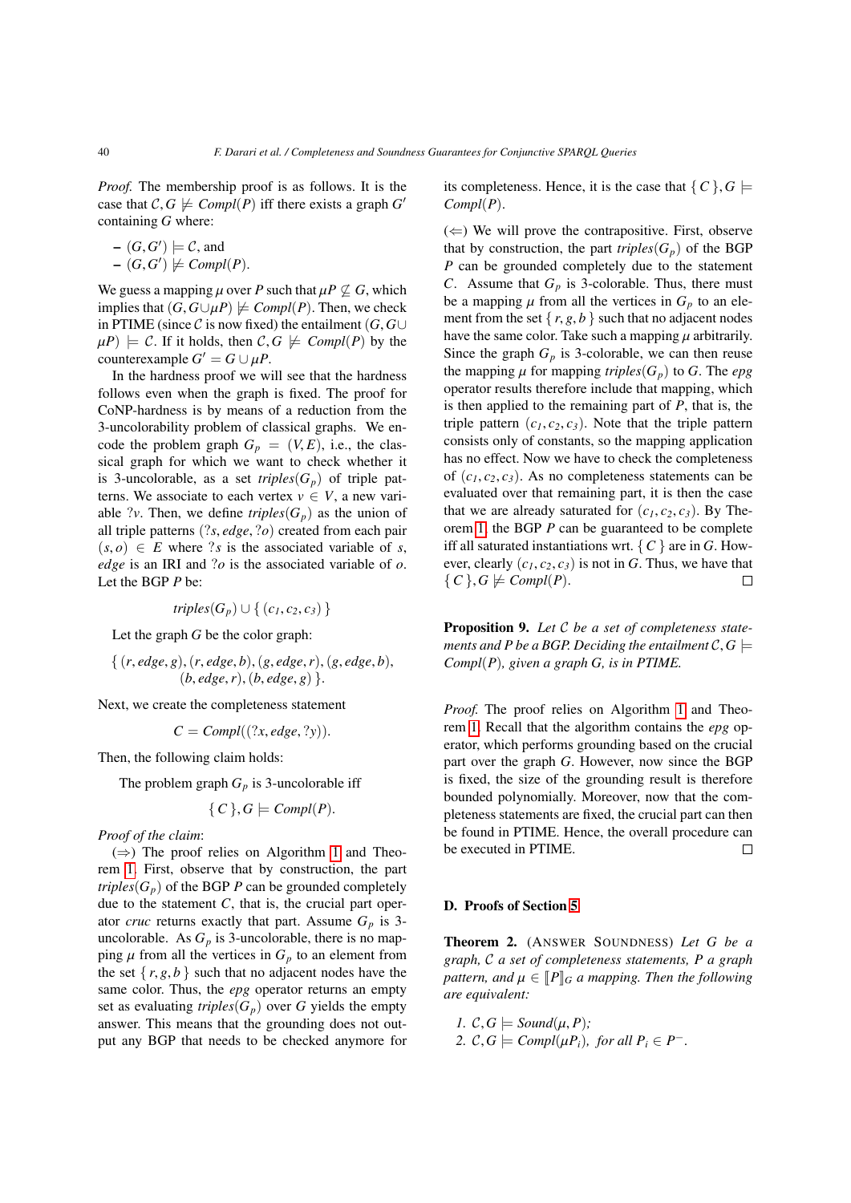*Proof.* The membership proof is as follows. It is the case that $\mathcal{C}, G \not\models \mathit{Compl}(P)$ iff there exists a graph $G'$ containing $G$ where:

- $(G, G') \models \mathcal{C}$, and
- $(G, G') \not\models \mathit{Compl}(P)$.

We guess a mapping $\mu$ over $P$ such that $\mu P \not\subseteq G$, which implies that $(G, G \cup \mu P) \not\models \mathit{Compl}(P)$. Then, we check in PTIME (since $\mathcal{C}$ is now fixed) the entailment $(G, G \cup \mu P) \models \mathcal{C}$. If it holds, then $\mathcal{C}, G \not\models \mathit{Compl}(P)$ by the counterexample $G' = G \cup \mu P$.

In the hardness proof we will see that the hardness follows even when the graph is fixed. The proof for CoNP-hardness is by means of a reduction from the 3-uncolorability problem of classical graphs. We encode the problem graph $G_p = (V, E)$, i.e., the classical graph for which we want to check whether it is 3-uncolorable, as a set $\mathit{triples}(G_p)$ of triple patterns. We associate to each vertex $v \in V$, a new variable $?v$. Then, we define $\mathit{triples}(G_p)$ as the union of all triple patterns $(?s, \mathit{edge}, ?o)$ created from each pair $(s, o) \in E$ where $?s$ is the associated variable of $s$, $\mathit{edge}$ is an IRI and $?o$ is the associated variable of $o$. Let the BGP $P$ be:

$$\mathit{triples}(G_p) \cup \{ (c_1, c_2, c_3) \}$$

Let the graph $G$ be the color graph:

$$\{ (r, \mathit{edge}, g), (r, \mathit{edge}, b), (g, \mathit{edge}, r), (g, \mathit{edge}, b), \\ (b, \mathit{edge}, r), (b, \mathit{edge}, g) \}.$$

Next, we create the completeness statement

$$C = \mathit{Compl}((?x, \mathit{edge}, ?y)).$$

Then, the following claim holds:

The problem graph $G_p$ is 3-uncolorable iff

$$\{ C \}, G \models \mathit{Compl}(P).$$

*Proof of the claim*:

($\Rightarrow$) The proof relies on Algorithm 1 and Theorem 1. First, observe that by construction, the part $\mathit{triples}(G_p)$ of the BGP $P$ can be grounded completely due to the statement $C$, that is, the crucial part operator *cruc* returns exactly that part. Assume $G_p$ is 3-uncolorable. As $G_p$ is 3-uncolorable, there is no mapping $\mu$ from all the vertices in $G_p$ to an element from the set $\{ r, g, b \}$ such that no adjacent nodes have the same color. Thus, the *epg* operator returns an empty set as evaluating $\mathit{triples}(G_p)$ over $G$ yields the empty answer. This means that the grounding does not output any BGP that needs to be checked anymore for its completeness. Hence, it is the case that $\{ C \}, G \models \mathit{Compl}(P)$.

($\Leftarrow$) We will prove the contrapositive. First, observe that by construction, the part $\mathit{triples}(G_p)$ of the BGP $P$ can be grounded completely due to the statement $C$. Assume that $G_p$ is 3-colorable. Thus, there must be a mapping $\mu$ from all the vertices in $G_p$ to an element from the set $\{ r, g, b \}$ such that no adjacent nodes have the same color. Take such a mapping $\mu$ arbitrarily. Since the graph $G_p$ is 3-colorable, we can then reuse the mapping $\mu$ for mapping $\mathit{triples}(G_p)$ to $G$. The *epg* operator results therefore include that mapping, which is then applied to the remaining part of $P$, that is, the triple pattern $(c_1, c_2, c_3)$. Note that the triple pattern consists only of constants, so the mapping application has no effect. Now we have to check the completeness of $(c_1, c_2, c_3)$. As no completeness statements can be evaluated over that remaining part, it is then the case that we are already saturated for $(c_1, c_2, c_3)$. By Theorem 1, the BGP $P$ can be guaranteed to be complete iff all saturated instantiations wrt. $\{ C \}$ are in $G$. However, clearly $(c_1, c_2, c_3)$ is not in $G$. Thus, we have that $\{ C \}, G \not\models \mathit{Compl}(P)$. □

**Proposition 9.** *Let $\mathcal{C}$ be a set of completeness statements and $P$ be a BGP. Deciding the entailment $\mathcal{C}, G \models \mathit{Compl}(P)$, given a graph $G$, is in PTIME.*

*Proof.* The proof relies on Algorithm 1 and Theorem 1. Recall that the algorithm contains the *epg* operator, which performs grounding based on the crucial part over the graph $G$. However, now since the BGP is fixed, the size of the grounding result is therefore bounded polynomially. Moreover, now that the completeness statements are fixed, the crucial part can then be found in PTIME. Hence, the overall procedure can be executed in PTIME. □

## D. Proofs of Section 5

**Theorem 2.** (ANSWER SOUNDNESS) *Let $G$ be a graph, $\mathcal{C}$ a set of completeness statements, $P$ a graph pattern, and $\mu \in [\![P]\!]_G$ a mapping. Then the following are equivalent:*

1. *$\mathcal{C}, G \models \mathit{Sound}(\mu, P)$;*
2. *$\mathcal{C}, G \models \mathit{Compl}(\mu P_i)$, for all $P_i \in P^-$.*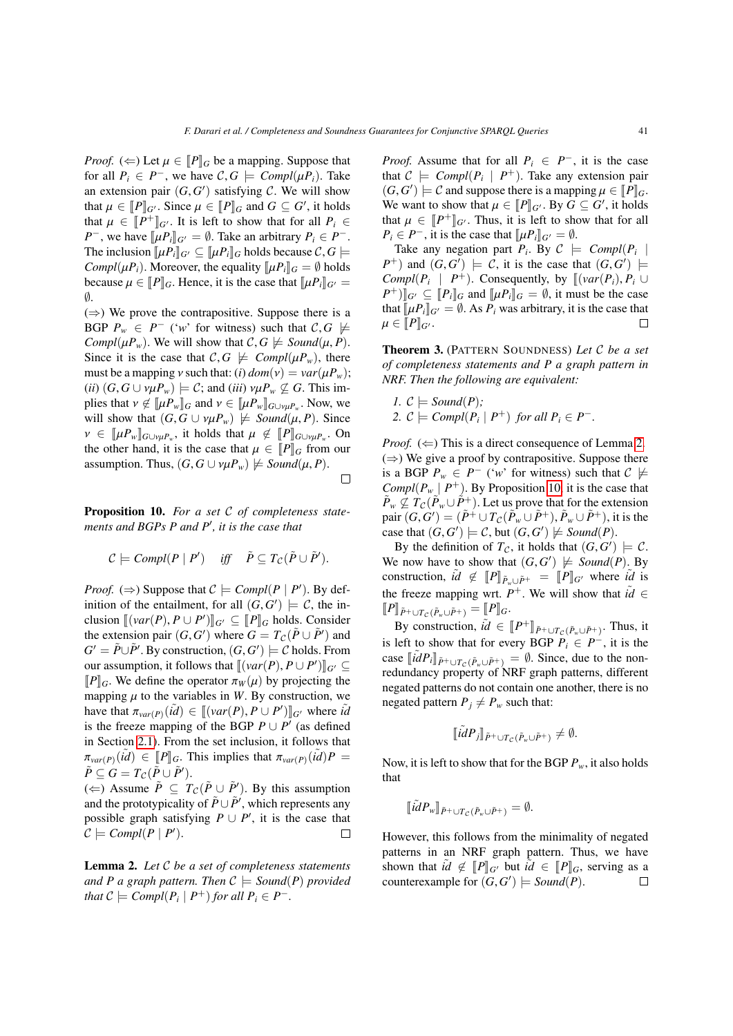*Proof.* ($\Leftarrow$) Let $\mu \in [\![P]\!]_G$ be a mapping. Suppose that for all $P_i \in P^-$, we have $\mathcal{C}, G \models \mathit{Compl}(\mu P_i)$. Take an extension pair $(G, G')$ satisfying $\mathcal{C}$. We will show that $\mu \in [\![P]\!]_{G'}$. Since $\mu \in [\![P]\!]_G$ and $G \subseteq G'$, it holds that $\mu \in [\![P^+]\!]_{G'}$. It is left to show that for all $P_i \in P^-$, we have $[\![\mu P_i]\!]_{G'} = \emptyset$. Take an arbitrary $P_i \in P^-$. The inclusion $[\![\mu P_i]\!]_{G'} \subseteq [\![\mu P_i]\!]_G$ holds because $\mathcal{C}, G \models \mathit{Compl}(\mu P_i)$. Moreover, the equality $[\![\mu P_i]\!]_G = \emptyset$ holds because $\mu \in [\![P]\!]_G$. Hence, it is the case that $[\![\mu P_i]\!]_{G'} = \emptyset$.

($\Rightarrow$) We prove the contrapositive. Suppose there is a BGP $P_w \in P^-$ ('$w$' for witness) such that $\mathcal{C}, G \not\models \mathit{Compl}(\mu P_w)$. We will show that $\mathcal{C}, G \not\models \mathit{Sound}(\mu, P)$. Since it is the case that $\mathcal{C}, G \not\models \mathit{Compl}(\mu P_w)$, there must be a mapping $\nu$ such that: *(i)* $dom(\nu) = var(\mu P_w)$; *(ii)* $(G, G \cup \nu\mu P_w) \models \mathcal{C}$; and *(iii)* $\nu\mu P_w \not\subseteq G$. This implies that $\nu \notin [\![\mu P_w]\!]_G$ and $\nu \in [\![\mu P_w]\!]_{G \cup \nu\mu P_w}$. Now, we will show that $(G, G \cup \nu\mu P_w) \not\models \mathit{Sound}(\mu, P)$. Since $\nu \in [\![\mu P_w]\!]_{G \cup \nu\mu P_w}$, it holds that $\mu \notin [\![P]\!]_{G \cup \nu\mu P_w}$. On the other hand, it is the case that $\mu \in [\![P]\!]_G$ from our assumption. Thus, $(G, G \cup \nu\mu P_w) \not\models \mathit{Sound}(\mu, P)$. $\square$

**Proposition 10.** *For a set $\mathcal{C}$ of completeness statements and BGPs $P$ and $P'$, it is the case that*

$$\mathcal{C} \models \mathit{Compl}(P \mid P') \quad \text{iff} \quad \tilde{P} \subseteq T_{\mathcal{C}}(\tilde{P} \cup \tilde{P}').$$

*Proof.* ($\Rightarrow$) Suppose that $\mathcal{C} \models \mathit{Compl}(P \mid P')$. By definition of the entailment, for all $(G, G') \models \mathcal{C}$, the inclusion $[\![(var(P), P \cup P')]\!]_{G'} \subseteq [\![P]\!]_G$ holds. Consider the extension pair $(G, G')$ where $G = T_{\mathcal{C}}(\tilde{P} \cup \tilde{P}')$ and $G' = \tilde{P} \cup \tilde{P}'$. By construction, $(G, G') \models \mathcal{C}$ holds. From our assumption, it follows that $[\![(var(P), P \cup P')]\!]_{G'} \subseteq [\![P]\!]_G$. We define the operator $\pi_W(\mu)$ by projecting the mapping $\mu$ to the variables in $W$. By construction, we have that $\pi_{var(P)}(\tilde{id}) \in [\![(var(P), P \cup P')]\!]_{G'}$ where $\tilde{id}$ is the freeze mapping of the BGP $P \cup P'$ (as defined in Section 2.1). From the set inclusion, it follows that $\pi_{var(P)}(\tilde{id}) \in [\![P]\!]_G$. This implies that $\pi_{var(P)}(\tilde{id})P = \tilde{P} \subseteq G = T_{\mathcal{C}}(\tilde{P} \cup \tilde{P}')$.

($\Leftarrow$) Assume $\tilde{P} \subseteq T_{\mathcal{C}}(\tilde{P} \cup \tilde{P}')$. By this assumption and the prototypicality of $\tilde{P} \cup \tilde{P}'$, which represents any possible graph satisfying $P \cup P'$, it is the case that $\mathcal{C} \models \mathit{Compl}(P \mid P')$. $\square$

**Lemma 2.** *Let $\mathcal{C}$ be a set of completeness statements and $P$ a graph pattern. Then $\mathcal{C} \models \mathit{Sound}(P)$ provided that $\mathcal{C} \models \mathit{Compl}(P_i \mid P^+)$ for all $P_i \in P^-$.*

*Proof.* Assume that for all $P_i \in P^-$, it is the case that $\mathcal{C} \models \mathit{Compl}(P_i \mid P^+)$. Take any extension pair $(G, G') \models \mathcal{C}$ and suppose there is a mapping $\mu \in [\![P]\!]_G$. We want to show that $\mu \in [\![P]\!]_{G'}$. By $G \subseteq G'$, it holds that $\mu \in [\![P^+]\!]_{G'}$. Thus, it is left to show that for all $P_i \in P^-$, it is the case that $[\![\mu P_i]\!]_{G'} = \emptyset$.

Take any negation part $P_i$. By $\mathcal{C} \models \mathit{Compl}(P_i \mid P^+)$ and $(G, G') \models \mathcal{C}$, it is the case that $(G, G') \models \mathit{Compl}(P_i \mid P^+)$. Consequently, by $[\![(var(P_i), P_i \cup P^+)]\!]_{G'} \subseteq [\![P_i]\!]_G$ and $[\![\mu P_i]\!]_G = \emptyset$, it must be the case that $[\![\mu P_i]\!]_{G'} = \emptyset$. As $P_i$ was arbitrary, it is the case that $\mu \in [\![P]\!]_{G'}$. $\square$

**Theorem 3.** (PATTERN SOUNDNESS) *Let $\mathcal{C}$ be a set of completeness statements and $P$ a graph pattern in NRF. Then the following are equivalent:*

1. *$\mathcal{C} \models \mathit{Sound}(P)$;*
2. *$\mathcal{C} \models \mathit{Compl}(P_i \mid P^+)$ for all $P_i \in P^-$.*

*Proof.* ($\Leftarrow$) This is a direct consequence of Lemma 2.

($\Rightarrow$) We give a proof by contrapositive. Suppose there is a BGP $P_w \in P^-$ ('$w$' for witness) such that $\mathcal{C} \not\models \mathit{Compl}(P_w \mid P^+)$. By Proposition 10, it is the case that $\tilde{P}_w \not\subseteq T_{\mathcal{C}}(\tilde{P}_w \cup \tilde{P}^+)$. Let us prove that for the extension pair $(G, G') = (\tilde{P}^+ \cup T_{\mathcal{C}}(\tilde{P}_w \cup \tilde{P}^+), \tilde{P}_w \cup \tilde{P}^+)$, it is the case that $(G, G') \models \mathcal{C}$, but $(G, G') \not\models \mathit{Sound}(P)$.

By the definition of $T_{\mathcal{C}}$, it holds that $(G, G') \models \mathcal{C}$. We now have to show that $(G, G') \not\models \mathit{Sound}(P)$. By construction, $\tilde{id} \notin [\![P]\!]_{\tilde{P}_w \cup \tilde{P}^+} = [\![P]\!]_{G'}$ where $\tilde{id}$ is the freeze mapping wrt. $P^+$. We will show that $\tilde{id} \in [\![P]\!]_{\tilde{P}^+ \cup T_{\mathcal{C}}(\tilde{P}_w \cup \tilde{P}^+)} = [\![P]\!]_G$.

By construction, $\tilde{id} \in [\![P^+]\!]_{\tilde{P}^+ \cup T_{\mathcal{C}}(\tilde{P}_w \cup \tilde{P}^+)}$. Thus, it is left to show that for every BGP $P_i \in P^-$, it is the case $[\![\tilde{id} P_i]\!]_{\tilde{P}^+ \cup T_{\mathcal{C}}(\tilde{P}_w \cup \tilde{P}^+)} = \emptyset$. Since, due to the non-redundancy property of NRF graph patterns, different negated patterns do not contain one another, there is no negated pattern $P_j \neq P_w$ such that:

$$[\![\tilde{id} P_j]\!]_{\tilde{P}^+ \cup T_{\mathcal{C}}(\tilde{P}_w \cup \tilde{P}^+)} \neq \emptyset.$$

Now, it is left to show that for the BGP $P_w$, it also holds that

$$[\![\tilde{id} P_w]\!]_{\tilde{P}^+ \cup T_{\mathcal{C}}(\tilde{P}_w \cup \tilde{P}^+)} = \emptyset.$$

However, this follows from the minimality of negated patterns in an NRF graph pattern. Thus, we have shown that $\tilde{id} \notin [\![P]\!]_{G'}$ but $\tilde{id} \in [\![P]\!]_G$, serving as a counterexample for $(G, G') \models \mathit{Sound}(P)$. $\square$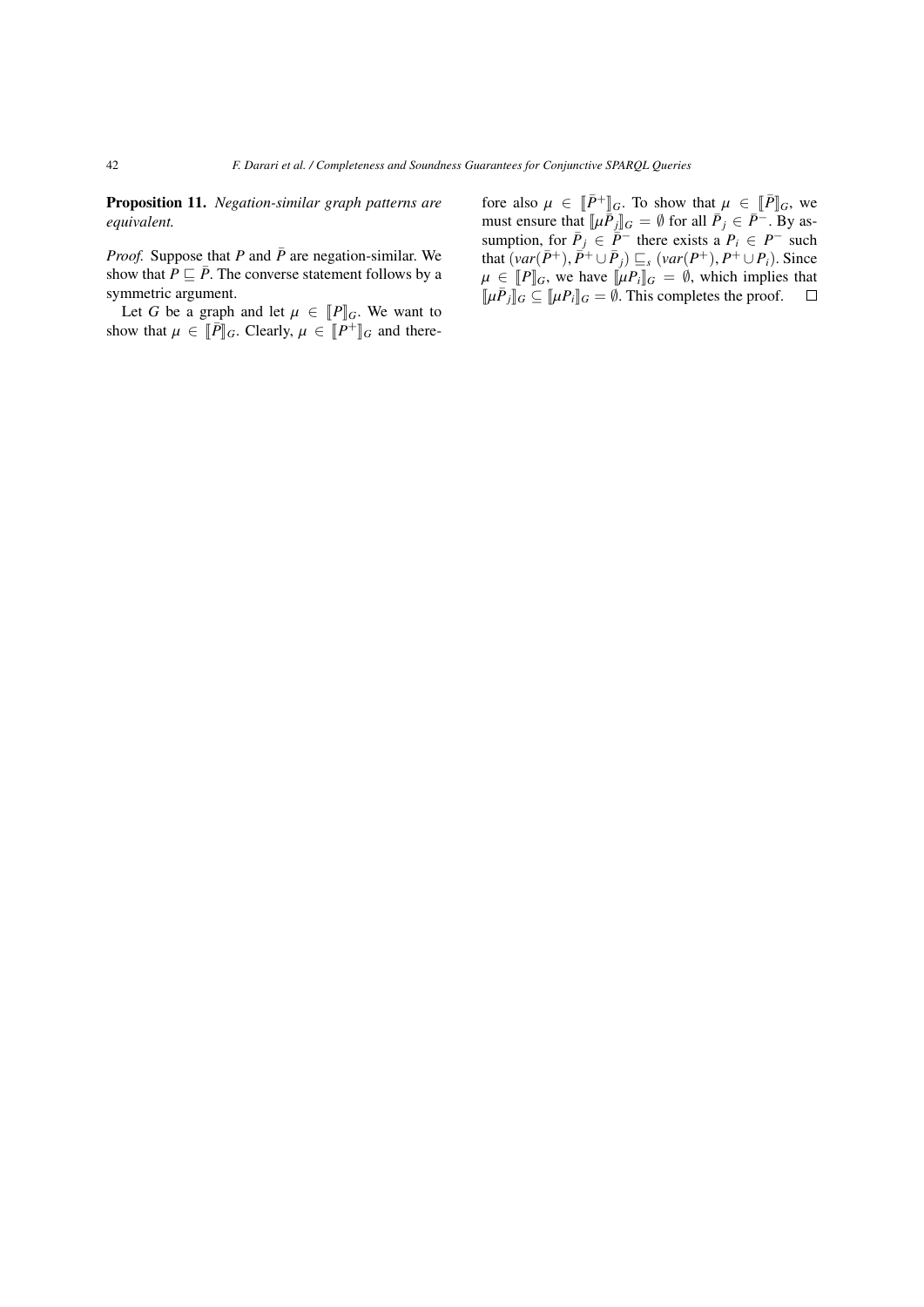**Proposition 11.** *Negation-similar graph patterns are equivalent.*

*Proof.* Suppose that $P$ and $\bar{P}$ are negation-similar. We show that $P \sqsubseteq \bar{P}$. The converse statement follows by a symmetric argument.

Let $G$ be a graph and let $\mu \in [\![P]\!]_G$. We want to show that $\mu \in [\![\bar{P}]\!]_G$. Clearly, $\mu \in [\![P^+]\!]_G$ and therefore also $\mu \in [\![\bar{P}^+]\!]_G$. To show that $\mu \in [\![\bar{P}]\!]_G$, we must ensure that $[\![\mu\bar{P}_j]\!]_G = \emptyset$ for all $\bar{P}_j \in \bar{P}^-$. By assumption, for $\bar{P}_j \in \bar{P}^-$ there exists a $P_i \in P^-$ such that $(var(\bar{P}^+), \bar{P}^+ \cup \bar{P}_j) \sqsubseteq_s (var(P^+), P^+ \cup P_i)$. Since $\mu \in [\![P]\!]_G$, we have $[\![\mu P_i]\!]_G = \emptyset$, which implies that $[\![\mu\bar{P}_j]\!]_G \subseteq [\![\mu P_i]\!]_G = \emptyset$. This completes the proof. $\square$